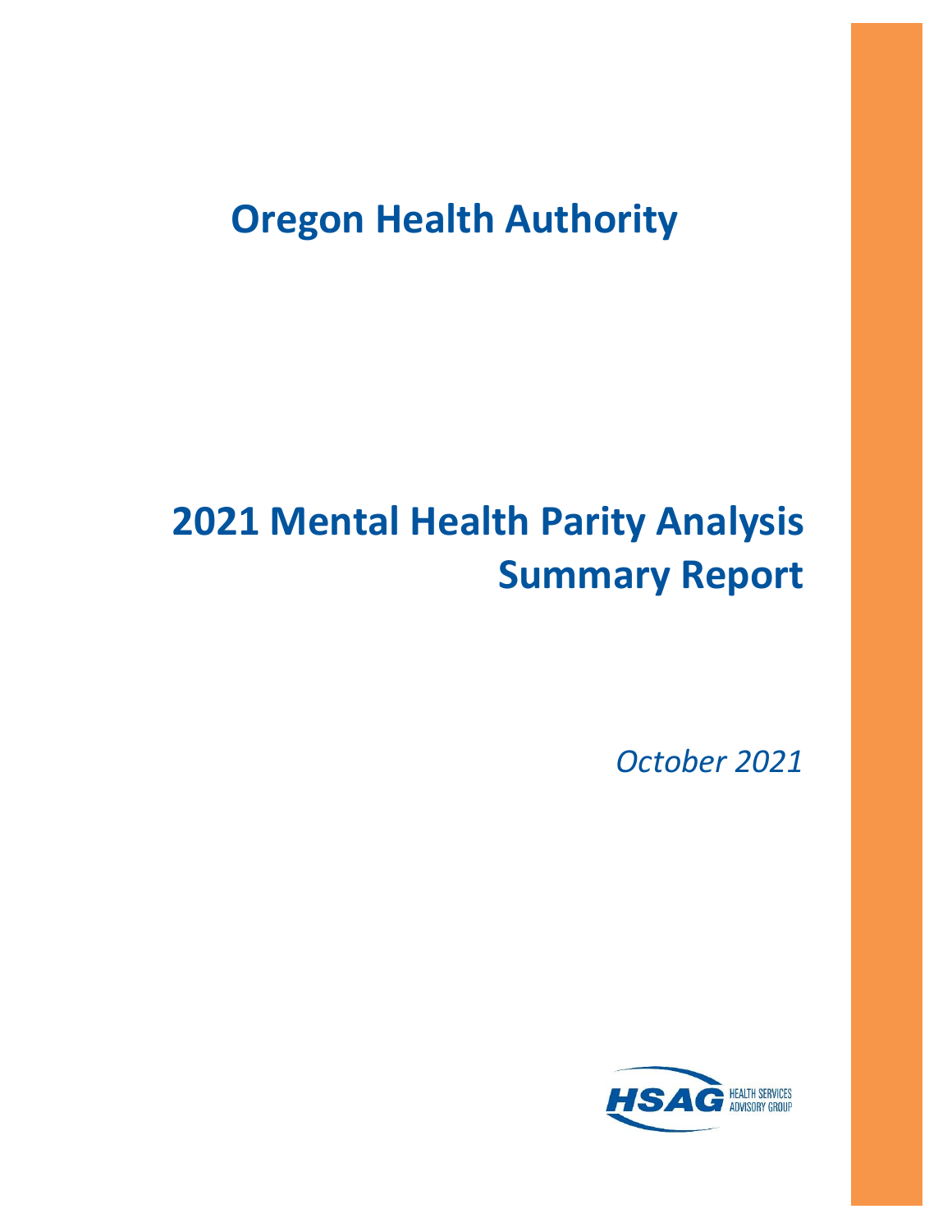# Oregon Health Authority

# 2021 Mental Health Parity Analysis Summary Report

*October 2021*

HSAG HEALTH SERVICES ADVISORY GROUP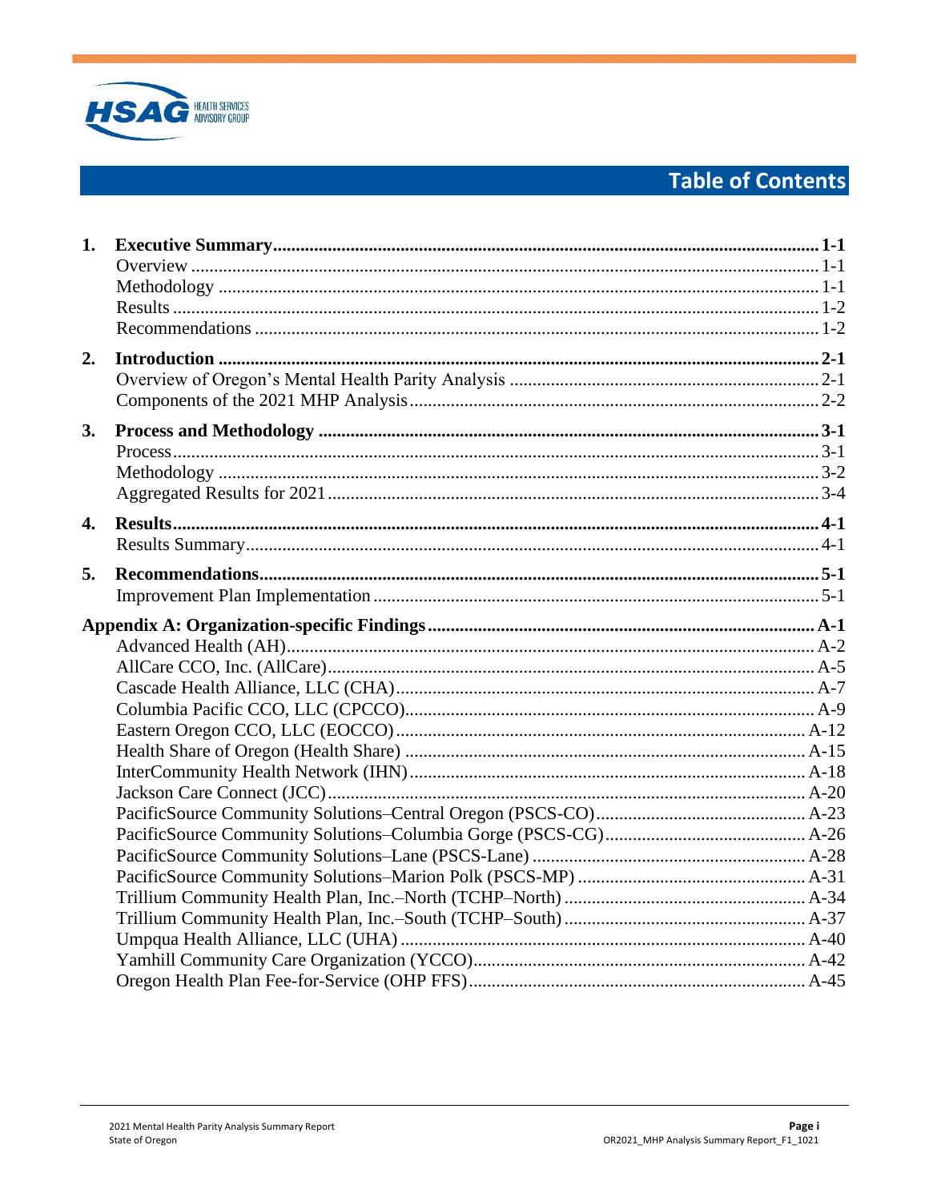# Table of Contents

**1. Executive Summary .......... 1-1**
- Overview .......... 1-1
- Methodology .......... 1-1
- Results .......... 1-2
- Recommendations .......... 1-2

**2. Introduction .......... 2-1**
- Overview of Oregon's Mental Health Parity Analysis .......... 2-1
- Components of the 2021 MHP Analysis .......... 2-2

**3. Process and Methodology .......... 3-1**
- Process .......... 3-1
- Methodology .......... 3-2
- Aggregated Results for 2021 .......... 3-4

**4. Results .......... 4-1**
- Results Summary .......... 4-1

**5. Recommendations .......... 5-1**
- Improvement Plan Implementation .......... 5-1

**Appendix A: Organization-specific Findings .......... A-1**
- Advanced Health (AH) .......... A-2
- AllCare CCO, Inc. (AllCare) .......... A-5
- Cascade Health Alliance, LLC (CHA) .......... A-7
- Columbia Pacific CCO, LLC (CPCCO) .......... A-9
- Eastern Oregon CCO, LLC (EOCCO) .......... A-12
- Health Share of Oregon (Health Share) .......... A-15
- InterCommunity Health Network (IHN) .......... A-18
- Jackson Care Connect (JCC) .......... A-20
- PacificSource Community Solutions–Central Oregon (PSCS-CO) .......... A-23
- PacificSource Community Solutions–Columbia Gorge (PSCS-CG) .......... A-26
- PacificSource Community Solutions–Lane (PSCS-Lane) .......... A-28
- PacificSource Community Solutions–Marion Polk (PSCS-MP) .......... A-31
- Trillium Community Health Plan, Inc.–North (TCHP–North) .......... A-34
- Trillium Community Health Plan, Inc.–South (TCHP–South) .......... A-37
- Umpqua Health Alliance, LLC (UHA) .......... A-40
- Yamhill Community Care Organization (YCCO) .......... A-42
- Oregon Health Plan Fee-for-Service (OHP FFS) .......... A-45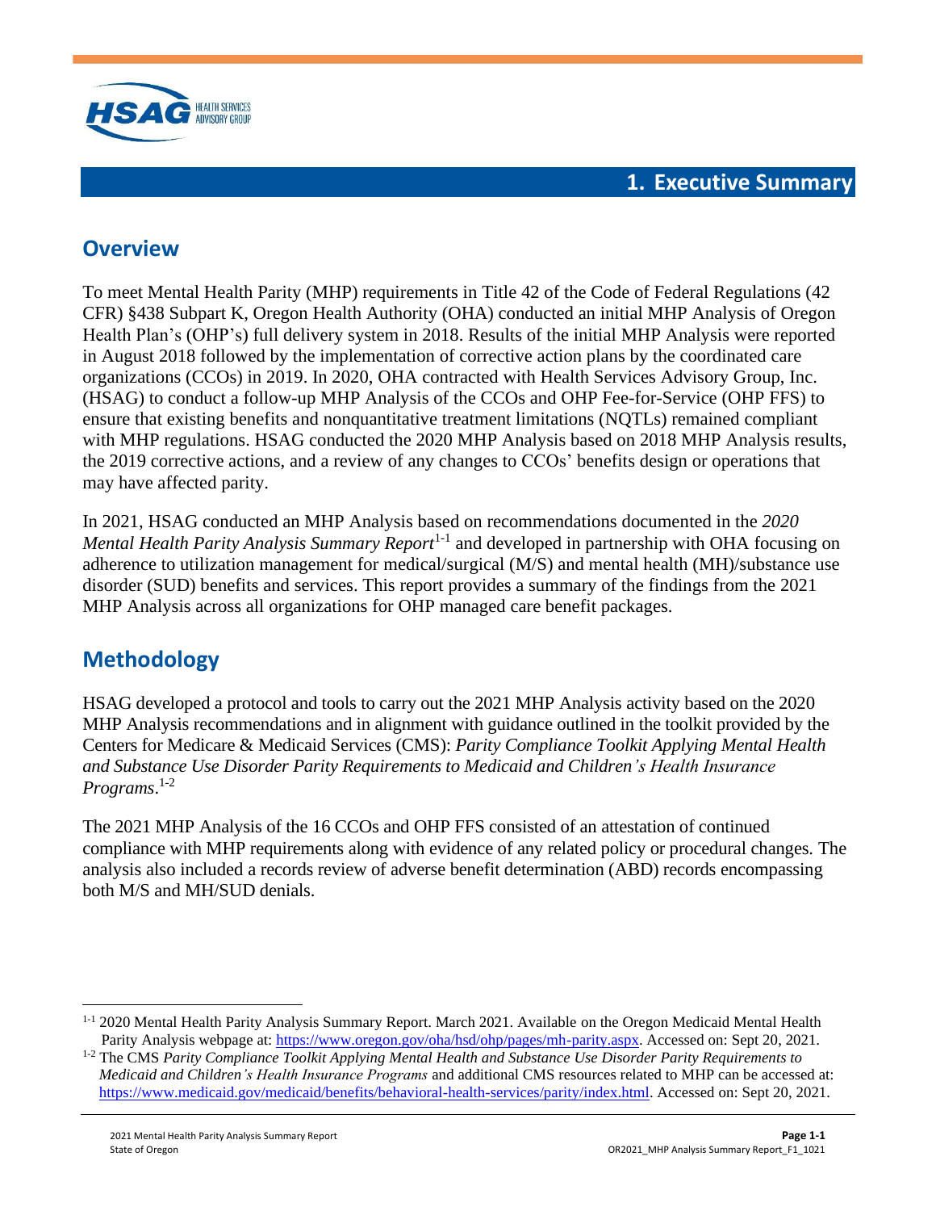# 1. Executive Summary

## Overview

To meet Mental Health Parity (MHP) requirements in Title 42 of the Code of Federal Regulations (42 CFR) §438 Subpart K, Oregon Health Authority (OHA) conducted an initial MHP Analysis of Oregon Health Plan's (OHP's) full delivery system in 2018. Results of the initial MHP Analysis were reported in August 2018 followed by the implementation of corrective action plans by the coordinated care organizations (CCOs) in 2019. In 2020, OHA contracted with Health Services Advisory Group, Inc. (HSAG) to conduct a follow-up MHP Analysis of the CCOs and OHP Fee-for-Service (OHP FFS) to ensure that existing benefits and nonquantitative treatment limitations (NQTLs) remained compliant with MHP regulations. HSAG conducted the 2020 MHP Analysis based on 2018 MHP Analysis results, the 2019 corrective actions, and a review of any changes to CCOs' benefits design or operations that may have affected parity.

In 2021, HSAG conducted an MHP Analysis based on recommendations documented in the *2020 Mental Health Parity Analysis Summary Report*[1-1] and developed in partnership with OHA focusing on adherence to utilization management for medical/surgical (M/S) and mental health (MH)/substance use disorder (SUD) benefits and services. This report provides a summary of the findings from the 2021 MHP Analysis across all organizations for OHP managed care benefit packages.

## Methodology

HSAG developed a protocol and tools to carry out the 2021 MHP Analysis activity based on the 2020 MHP Analysis recommendations and in alignment with guidance outlined in the toolkit provided by the Centers for Medicare & Medicaid Services (CMS): *Parity Compliance Toolkit Applying Mental Health and Substance Use Disorder Parity Requirements to Medicaid and Children's Health Insurance Programs*.[1-2]

The 2021 MHP Analysis of the 16 CCOs and OHP FFS consisted of an attestation of continued compliance with MHP requirements along with evidence of any related policy or procedural changes. The analysis also included a records review of adverse benefit determination (ABD) records encompassing both M/S and MH/SUD denials.

---

[1-1] 2020 Mental Health Parity Analysis Summary Report. March 2021. Available on the Oregon Medicaid Mental Health Parity Analysis webpage at: https://www.oregon.gov/oha/hsd/ohp/pages/mh-parity.aspx. Accessed on: Sept 20, 2021.

[1-2] The CMS *Parity Compliance Toolkit Applying Mental Health and Substance Use Disorder Parity Requirements to Medicaid and Children's Health Insurance Programs* and additional CMS resources related to MHP can be accessed at: https://www.medicaid.gov/medicaid/benefits/behavioral-health-services/parity/index.html. Accessed on: Sept 20, 2021.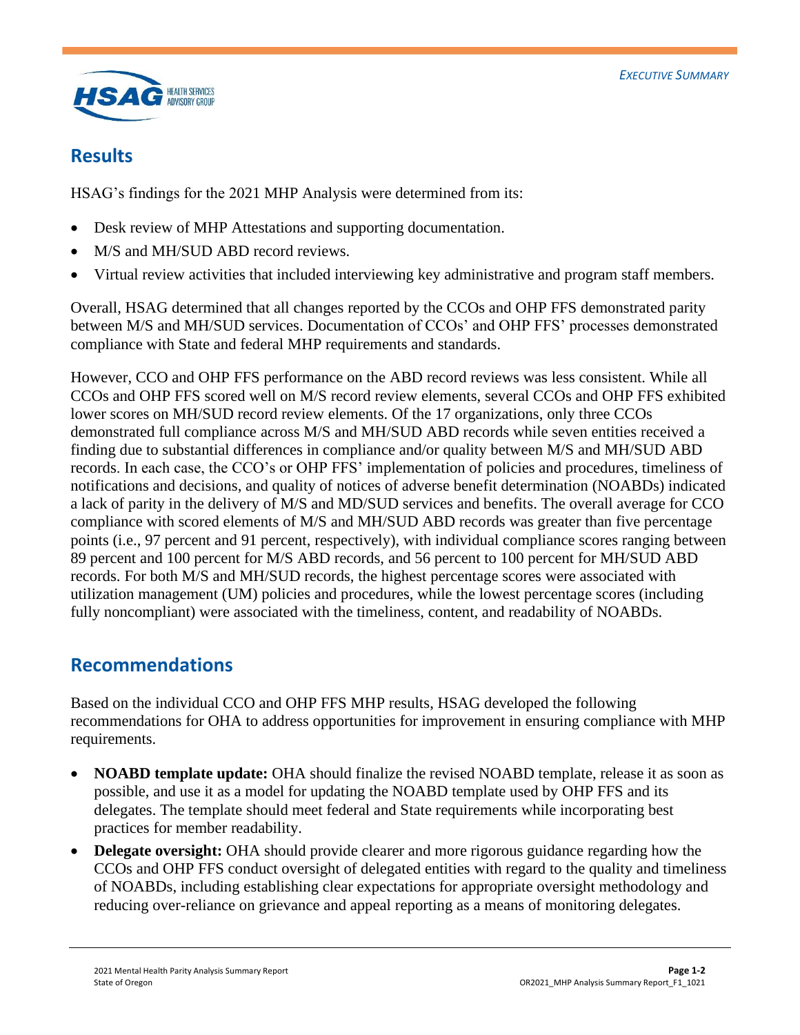## Results

HSAG's findings for the 2021 MHP Analysis were determined from its:

- Desk review of MHP Attestations and supporting documentation.
- M/S and MH/SUD ABD record reviews.
- Virtual review activities that included interviewing key administrative and program staff members.

Overall, HSAG determined that all changes reported by the CCOs and OHP FFS demonstrated parity between M/S and MH/SUD services. Documentation of CCOs' and OHP FFS' processes demonstrated compliance with State and federal MHP requirements and standards.

However, CCO and OHP FFS performance on the ABD record reviews was less consistent. While all CCOs and OHP FFS scored well on M/S record review elements, several CCOs and OHP FFS exhibited lower scores on MH/SUD record review elements. Of the 17 organizations, only three CCOs demonstrated full compliance across M/S and MH/SUD ABD records while seven entities received a finding due to substantial differences in compliance and/or quality between M/S and MH/SUD ABD records. In each case, the CCO's or OHP FFS' implementation of policies and procedures, timeliness of notifications and decisions, and quality of notices of adverse benefit determination (NOABDs) indicated a lack of parity in the delivery of M/S and MD/SUD services and benefits. The overall average for CCO compliance with scored elements of M/S and MH/SUD ABD records was greater than five percentage points (i.e., 97 percent and 91 percent, respectively), with individual compliance scores ranging between 89 percent and 100 percent for M/S ABD records, and 56 percent to 100 percent for MH/SUD ABD records. For both M/S and MH/SUD records, the highest percentage scores were associated with utilization management (UM) policies and procedures, while the lowest percentage scores (including fully noncompliant) were associated with the timeliness, content, and readability of NOABDs.

## Recommendations

Based on the individual CCO and OHP FFS MHP results, HSAG developed the following recommendations for OHA to address opportunities for improvement in ensuring compliance with MHP requirements.

- **NOABD template update:** OHA should finalize the revised NOABD template, release it as soon as possible, and use it as a model for updating the NOABD template used by OHP FFS and its delegates. The template should meet federal and State requirements while incorporating best practices for member readability.
- **Delegate oversight:** OHA should provide clearer and more rigorous guidance regarding how the CCOs and OHP FFS conduct oversight of delegated entities with regard to the quality and timeliness of NOABDs, including establishing clear expectations for appropriate oversight methodology and reducing over-reliance on grievance and appeal reporting as a means of monitoring delegates.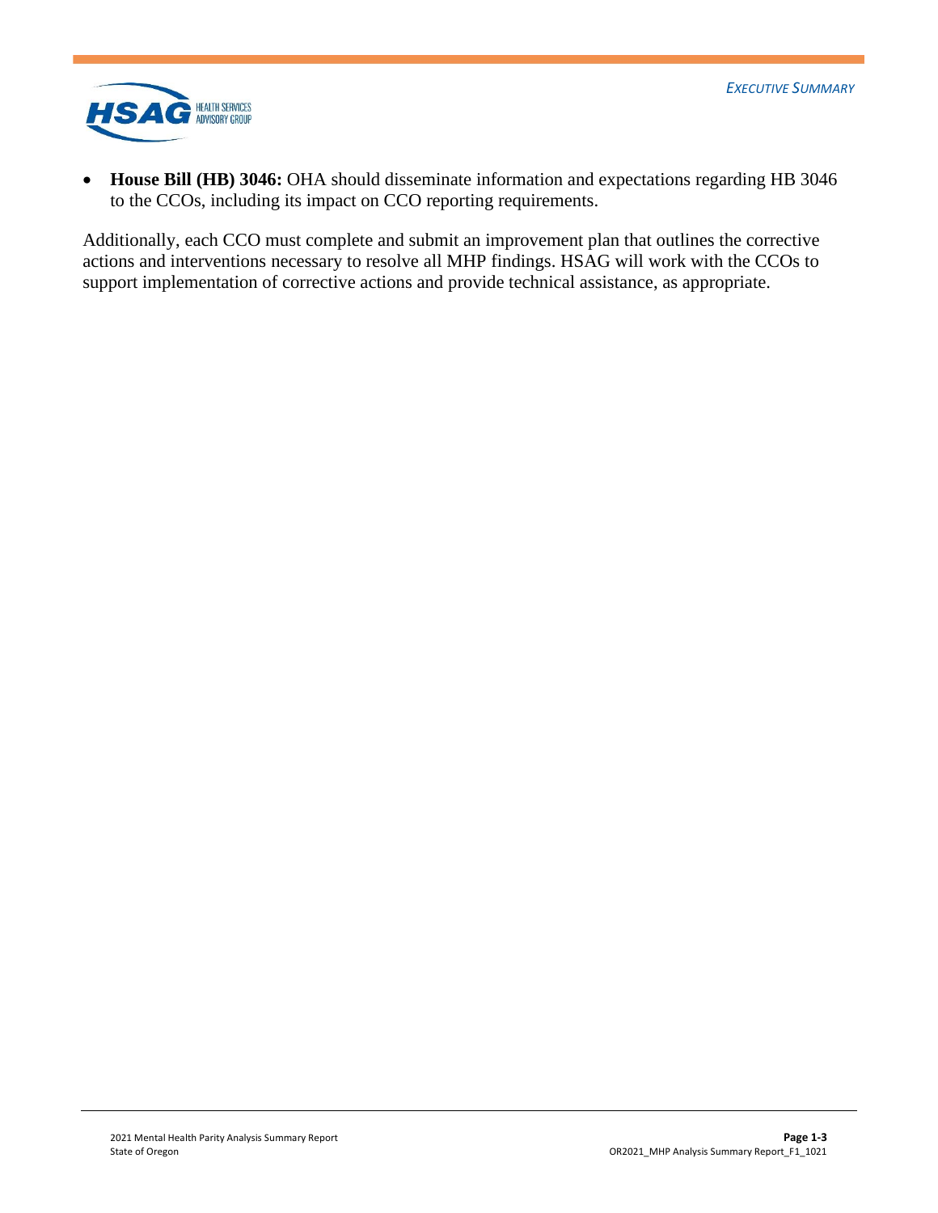- **House Bill (HB) 3046:** OHA should disseminate information and expectations regarding HB 3046 to the CCOs, including its impact on CCO reporting requirements.

Additionally, each CCO must complete and submit an improvement plan that outlines the corrective actions and interventions necessary to resolve all MHP findings. HSAG will work with the CCOs to support implementation of corrective actions and provide technical assistance, as appropriate.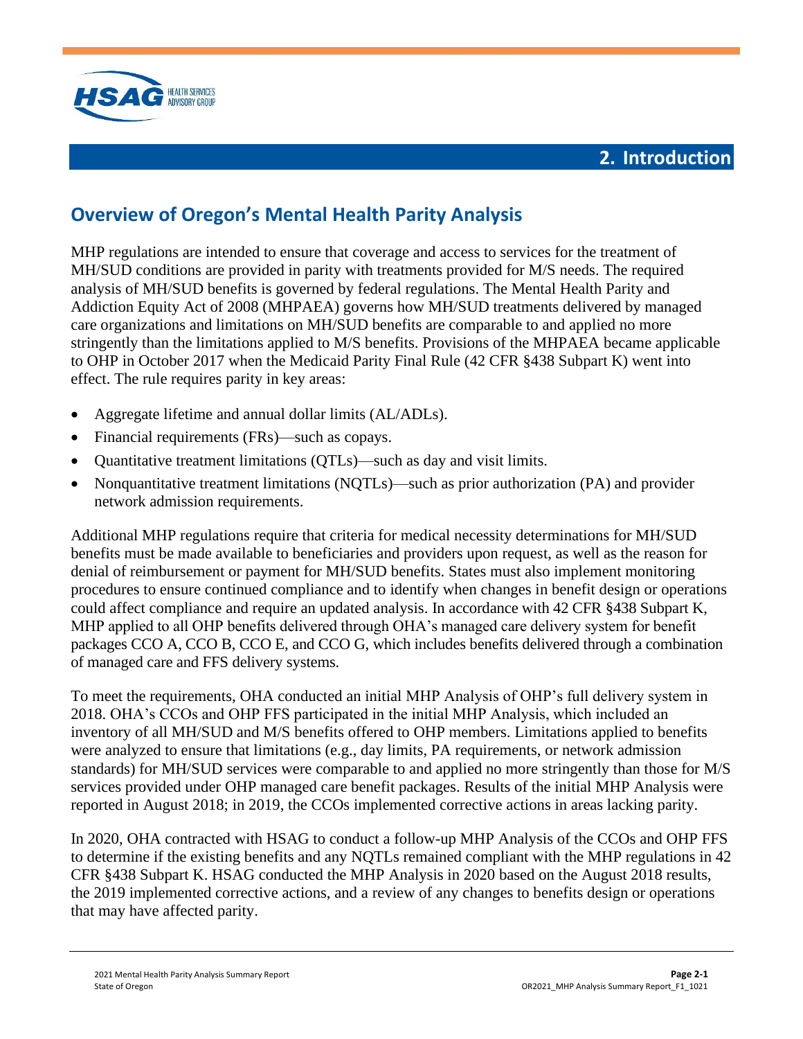# 2. Introduction

## Overview of Oregon's Mental Health Parity Analysis

MHP regulations are intended to ensure that coverage and access to services for the treatment of MH/SUD conditions are provided in parity with treatments provided for M/S needs. The required analysis of MH/SUD benefits is governed by federal regulations. The Mental Health Parity and Addiction Equity Act of 2008 (MHPAEA) governs how MH/SUD treatments delivered by managed care organizations and limitations on MH/SUD benefits are comparable to and applied no more stringently than the limitations applied to M/S benefits. Provisions of the MHPAEA became applicable to OHP in October 2017 when the Medicaid Parity Final Rule (42 CFR §438 Subpart K) went into effect. The rule requires parity in key areas:

- Aggregate lifetime and annual dollar limits (AL/ADLs).
- Financial requirements (FRs)—such as copays.
- Quantitative treatment limitations (QTLs)—such as day and visit limits.
- Nonquantitative treatment limitations (NQTLs)—such as prior authorization (PA) and provider network admission requirements.

Additional MHP regulations require that criteria for medical necessity determinations for MH/SUD benefits must be made available to beneficiaries and providers upon request, as well as the reason for denial of reimbursement or payment for MH/SUD benefits. States must also implement monitoring procedures to ensure continued compliance and to identify when changes in benefit design or operations could affect compliance and require an updated analysis. In accordance with 42 CFR §438 Subpart K, MHP applied to all OHP benefits delivered through OHA's managed care delivery system for benefit packages CCO A, CCO B, CCO E, and CCO G, which includes benefits delivered through a combination of managed care and FFS delivery systems.

To meet the requirements, OHA conducted an initial MHP Analysis of OHP's full delivery system in 2018. OHA's CCOs and OHP FFS participated in the initial MHP Analysis, which included an inventory of all MH/SUD and M/S benefits offered to OHP members. Limitations applied to benefits were analyzed to ensure that limitations (e.g., day limits, PA requirements, or network admission standards) for MH/SUD services were comparable to and applied no more stringently than those for M/S services provided under OHP managed care benefit packages. Results of the initial MHP Analysis were reported in August 2018; in 2019, the CCOs implemented corrective actions in areas lacking parity.

In 2020, OHA contracted with HSAG to conduct a follow-up MHP Analysis of the CCOs and OHP FFS to determine if the existing benefits and any NQTLs remained compliant with the MHP regulations in 42 CFR §438 Subpart K. HSAG conducted the MHP Analysis in 2020 based on the August 2018 results, the 2019 implemented corrective actions, and a review of any changes to benefits design or operations that may have affected parity.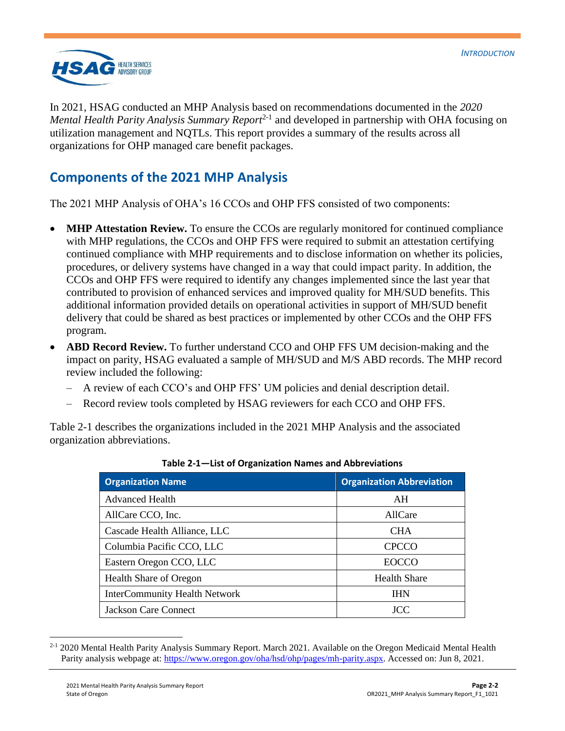In 2021, HSAG conducted an MHP Analysis based on recommendations documented in the *2020 Mental Health Parity Analysis Summary Report*[2-1] and developed in partnership with OHA focusing on utilization management and NQTLs. This report provides a summary of the results across all organizations for OHP managed care benefit packages.

## Components of the 2021 MHP Analysis

The 2021 MHP Analysis of OHA's 16 CCOs and OHP FFS consisted of two components:

- **MHP Attestation Review.** To ensure the CCOs are regularly monitored for continued compliance with MHP regulations, the CCOs and OHP FFS were required to submit an attestation certifying continued compliance with MHP requirements and to disclose information on whether its policies, procedures, or delivery systems have changed in a way that could impact parity. In addition, the CCOs and OHP FFS were required to identify any changes implemented since the last year that contributed to provision of enhanced services and improved quality for MH/SUD benefits. This additional information provided details on operational activities in support of MH/SUD benefit delivery that could be shared as best practices or implemented by other CCOs and the OHP FFS program.
- **ABD Record Review.** To further understand CCO and OHP FFS UM decision-making and the impact on parity, HSAG evaluated a sample of MH/SUD and M/S ABD records. The MHP record review included the following:
  - A review of each CCO's and OHP FFS' UM policies and denial description detail.
  - Record review tools completed by HSAG reviewers for each CCO and OHP FFS.

Table 2-1 describes the organizations included in the 2021 MHP Analysis and the associated organization abbreviations.

**Table 2-1—List of Organization Names and Abbreviations**

| Organization Name | Organization Abbreviation |
| --- | --- |
| Advanced Health | AH |
| AllCare CCO, Inc. | AllCare |
| Cascade Health Alliance, LLC | CHA |
| Columbia Pacific CCO, LLC | CPCCO |
| Eastern Oregon CCO, LLC | EOCCO |
| Health Share of Oregon | Health Share |
| InterCommunity Health Network | IHN |
| Jackson Care Connect | JCC |

[2-1] 2020 Mental Health Parity Analysis Summary Report. March 2021. Available on the Oregon Medicaid Mental Health Parity analysis webpage at: https://www.oregon.gov/oha/hsd/ohp/pages/mh-parity.aspx. Accessed on: Jun 8, 2021.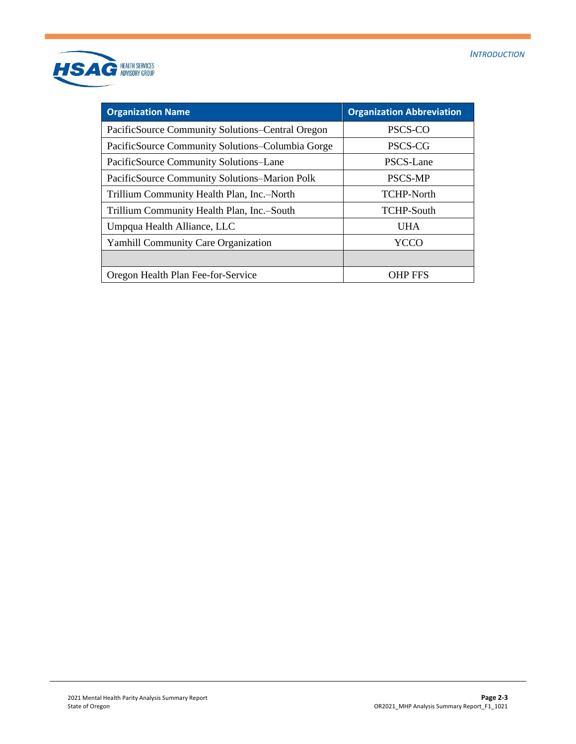| Organization Name | Organization Abbreviation |
| --- | --- |
| PacificSource Community Solutions–Central Oregon | PSCS-CO |
| PacificSource Community Solutions–Columbia Gorge | PSCS-CG |
| PacificSource Community Solutions–Lane | PSCS-Lane |
| PacificSource Community Solutions–Marion Polk | PSCS-MP |
| Trillium Community Health Plan, Inc.–North | TCHP-North |
| Trillium Community Health Plan, Inc.–South | TCHP-South |
| Umpqua Health Alliance, LLC | UHA |
| Yamhill Community Care Organization | YCCO |
| | |
| Oregon Health Plan Fee-for-Service | OHP FFS |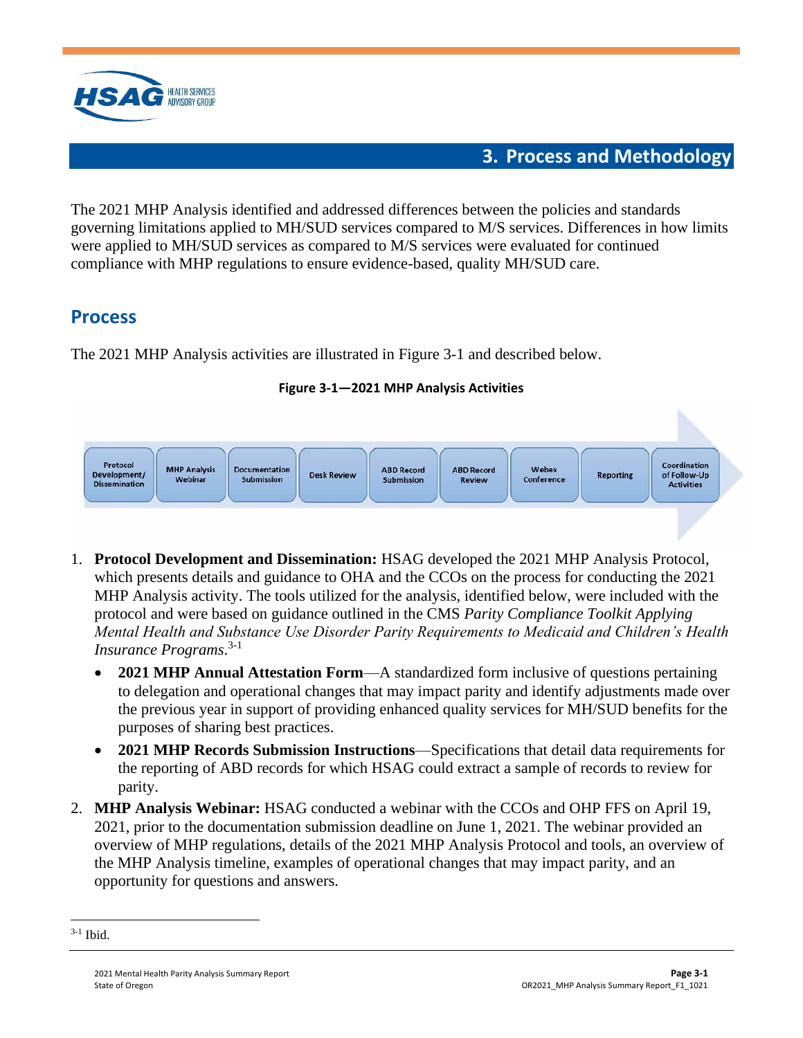# 3. Process and Methodology

The 2021 MHP Analysis identified and addressed differences between the policies and standards governing limitations applied to MH/SUD services compared to M/S services. Differences in how limits were applied to MH/SUD services as compared to M/S services were evaluated for continued compliance with MHP regulations to ensure evidence-based, quality MH/SUD care.

## Process

The 2021 MHP Analysis activities are illustrated in Figure 3-1 and described below.

**Figure 3-1—2021 MHP Analysis Activities**

Protocol Development/ Dissemination → MHP Analysis Webinar → Documentation Submission → Desk Review → ABD Record Submission → ABD Record Review → Webex Conference → Reporting → Coordination of Follow-Up Activities

1. **Protocol Development and Dissemination:** HSAG developed the 2021 MHP Analysis Protocol, which presents details and guidance to OHA and the CCOs on the process for conducting the 2021 MHP Analysis activity. The tools utilized for the analysis, identified below, were included with the protocol and were based on guidance outlined in the CMS *Parity Compliance Toolkit Applying Mental Health and Substance Use Disorder Parity Requirements to Medicaid and Children's Health Insurance Programs*.[3-1]
   - **2021 MHP Annual Attestation Form**—A standardized form inclusive of questions pertaining to delegation and operational changes that may impact parity and identify adjustments made over the previous year in support of providing enhanced quality services for MH/SUD benefits for the purposes of sharing best practices.
   - **2021 MHP Records Submission Instructions**—Specifications that detail data requirements for the reporting of ABD records for which HSAG could extract a sample of records to review for parity.
2. **MHP Analysis Webinar:** HSAG conducted a webinar with the CCOs and OHP FFS on April 19, 2021, prior to the documentation submission deadline on June 1, 2021. The webinar provided an overview of MHP regulations, details of the 2021 MHP Analysis Protocol and tools, an overview of the MHP Analysis timeline, examples of operational changes that may impact parity, and an opportunity for questions and answers.

[3-1] Ibid.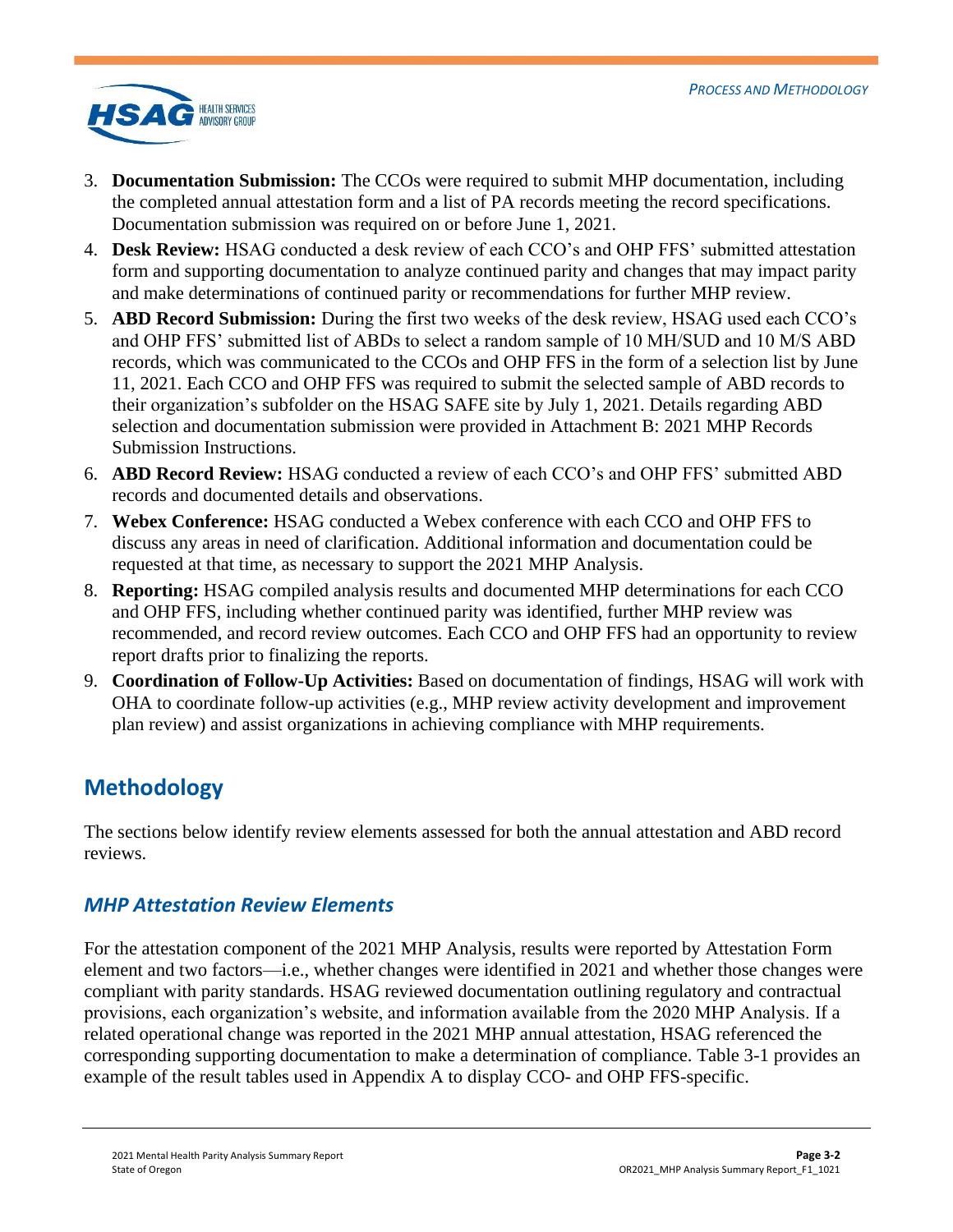3. **Documentation Submission:** The CCOs were required to submit MHP documentation, including the completed annual attestation form and a list of PA records meeting the record specifications. Documentation submission was required on or before June 1, 2021.
4. **Desk Review:** HSAG conducted a desk review of each CCO's and OHP FFS' submitted attestation form and supporting documentation to analyze continued parity and changes that may impact parity and make determinations of continued parity or recommendations for further MHP review.
5. **ABD Record Submission:** During the first two weeks of the desk review, HSAG used each CCO's and OHP FFS' submitted list of ABDs to select a random sample of 10 MH/SUD and 10 M/S ABD records, which was communicated to the CCOs and OHP FFS in the form of a selection list by June 11, 2021. Each CCO and OHP FFS was required to submit the selected sample of ABD records to their organization's subfolder on the HSAG SAFE site by July 1, 2021. Details regarding ABD selection and documentation submission were provided in Attachment B: 2021 MHP Records Submission Instructions.
6. **ABD Record Review:** HSAG conducted a review of each CCO's and OHP FFS' submitted ABD records and documented details and observations.
7. **Webex Conference:** HSAG conducted a Webex conference with each CCO and OHP FFS to discuss any areas in need of clarification. Additional information and documentation could be requested at that time, as necessary to support the 2021 MHP Analysis.
8. **Reporting:** HSAG compiled analysis results and documented MHP determinations for each CCO and OHP FFS, including whether continued parity was identified, further MHP review was recommended, and record review outcomes. Each CCO and OHP FFS had an opportunity to review report drafts prior to finalizing the reports.
9. **Coordination of Follow-Up Activities:** Based on documentation of findings, HSAG will work with OHA to coordinate follow-up activities (e.g., MHP review activity development and improvement plan review) and assist organizations in achieving compliance with MHP requirements.

## Methodology

The sections below identify review elements assessed for both the annual attestation and ABD record reviews.

### *MHP Attestation Review Elements*

For the attestation component of the 2021 MHP Analysis, results were reported by Attestation Form element and two factors—i.e., whether changes were identified in 2021 and whether those changes were compliant with parity standards. HSAG reviewed documentation outlining regulatory and contractual provisions, each organization's website, and information available from the 2020 MHP Analysis. If a related operational change was reported in the 2021 MHP annual attestation, HSAG referenced the corresponding supporting documentation to make a determination of compliance. Table 3-1 provides an example of the result tables used in Appendix A to display CCO- and OHP FFS-specific.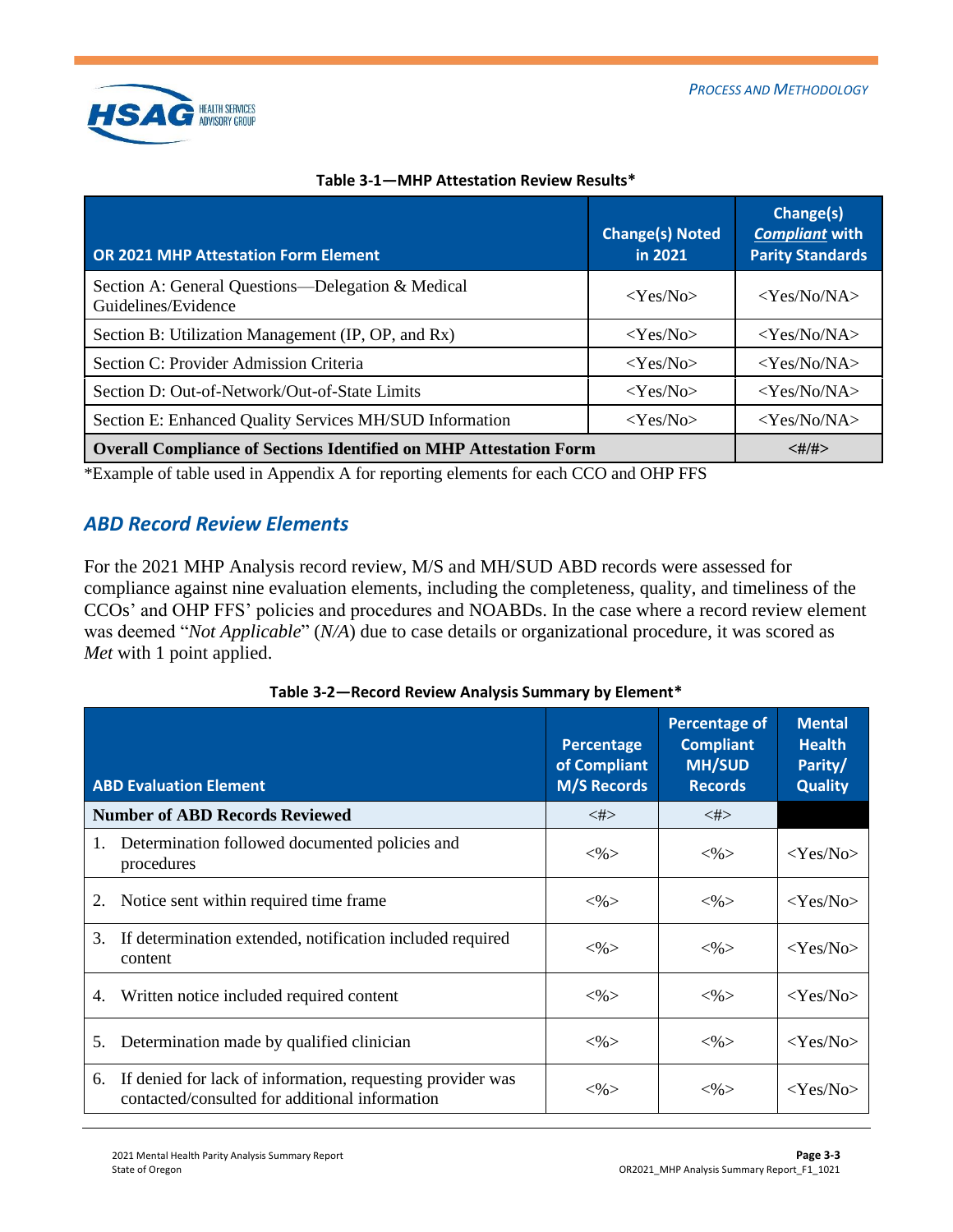**Table 3-1—MHP Attestation Review Results***

| OR 2021 MHP Attestation Form Element | Change(s) Noted in 2021 | Change(s) *Compliant* with Parity Standards |
| --- | --- | --- |
| Section A: General Questions—Delegation & Medical Guidelines/Evidence | <Yes/No> | <Yes/No/NA> |
| Section B: Utilization Management (IP, OP, and Rx) | <Yes/No> | <Yes/No/NA> |
| Section C: Provider Admission Criteria | <Yes/No> | <Yes/No/NA> |
| Section D: Out-of-Network/Out-of-State Limits | <Yes/No> | <Yes/No/NA> |
| Section E: Enhanced Quality Services MH/SUD Information | <Yes/No> | <Yes/No/NA> |
| **Overall Compliance of Sections Identified on MHP Attestation Form** | | **<#/#>** |

*Example of table used in Appendix A for reporting elements for each CCO and OHP FFS

## *ABD Record Review Elements*

For the 2021 MHP Analysis record review, M/S and MH/SUD ABD records were assessed for compliance against nine evaluation elements, including the completeness, quality, and timeliness of the CCOs' and OHP FFS' policies and procedures and NOABDs. In the case where a record review element was deemed "*Not Applicable*" (*N/A*) due to case details or organizational procedure, it was scored as *Met* with 1 point applied.

**Table 3-2—Record Review Analysis Summary by Element***

| ABD Evaluation Element | Percentage of Compliant M/S Records | Percentage of Compliant MH/SUD Records | Mental Health Parity/ Quality |
| --- | --- | --- | --- |
| **Number of ABD Records Reviewed** | <#> | <#> | |
| 1. Determination followed documented policies and procedures | <%> | <%> | <Yes/No> |
| 2. Notice sent within required time frame | <%> | <%> | <Yes/No> |
| 3. If determination extended, notification included required content | <%> | <%> | <Yes/No> |
| 4. Written notice included required content | <%> | <%> | <Yes/No> |
| 5. Determination made by qualified clinician | <%> | <%> | <Yes/No> |
| 6. If denied for lack of information, requesting provider was contacted/consulted for additional information | <%> | <%> | <Yes/No> |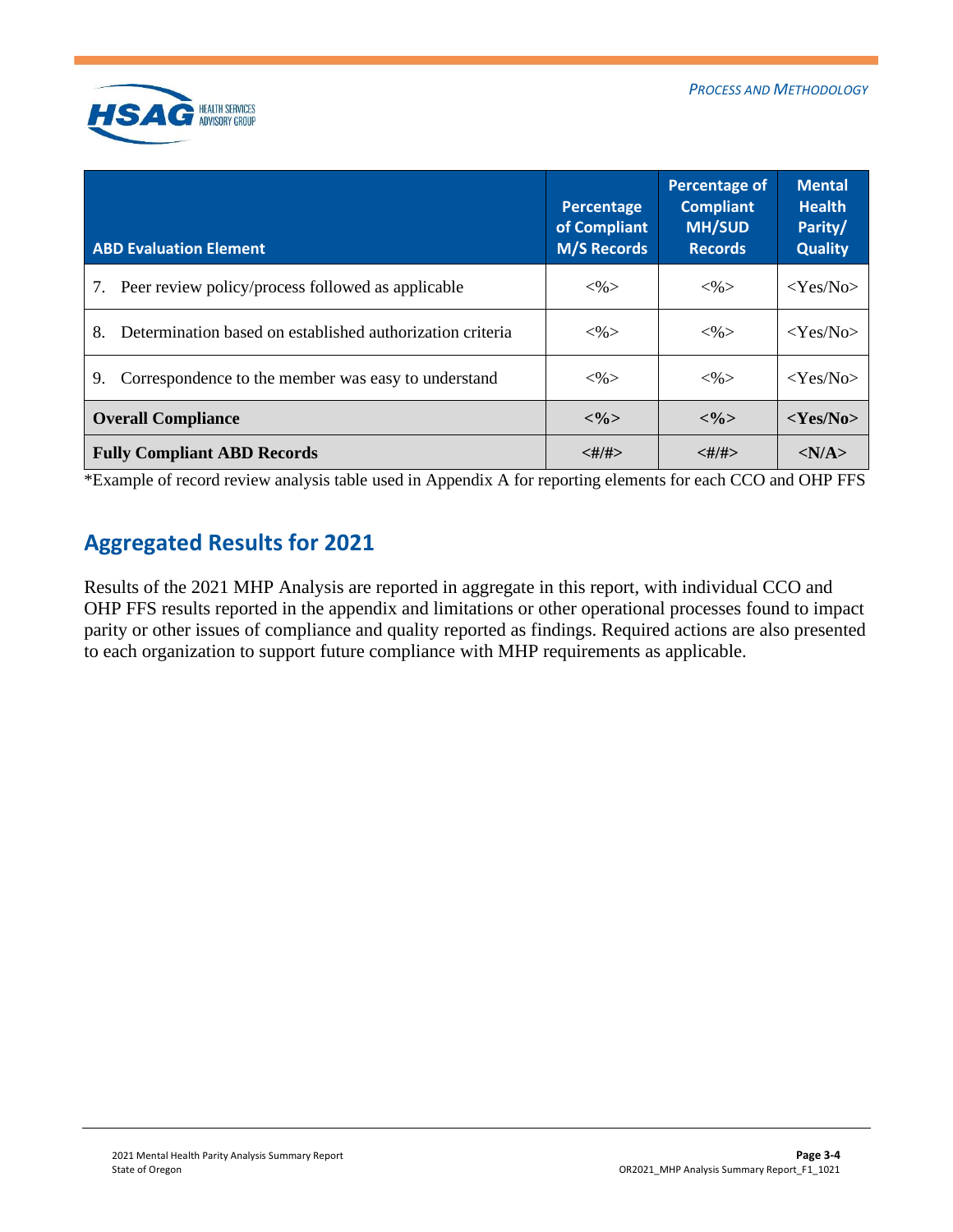| ABD Evaluation Element | Percentage of Compliant M/S Records | Percentage of Compliant MH/SUD Records | Mental Health Parity/ Quality |
|---|---|---|---|
| 7. Peer review policy/process followed as applicable | <%> | <%> | <Yes/No> |
| 8. Determination based on established authorization criteria | <%> | <%> | <Yes/No> |
| 9. Correspondence to the member was easy to understand | <%> | <%> | <Yes/No> |
| **Overall Compliance** | **<%>** | **<%>** | **<Yes/No>** |
| **Fully Compliant ABD Records** | **<#/#>** | **<#/#>** | **<N/A>** |

*Example of record review analysis table used in Appendix A for reporting elements for each CCO and OHP FFS

## Aggregated Results for 2021

Results of the 2021 MHP Analysis are reported in aggregate in this report, with individual CCO and OHP FFS results reported in the appendix and limitations or other operational processes found to impact parity or other issues of compliance and quality reported as findings. Required actions are also presented to each organization to support future compliance with MHP requirements as applicable.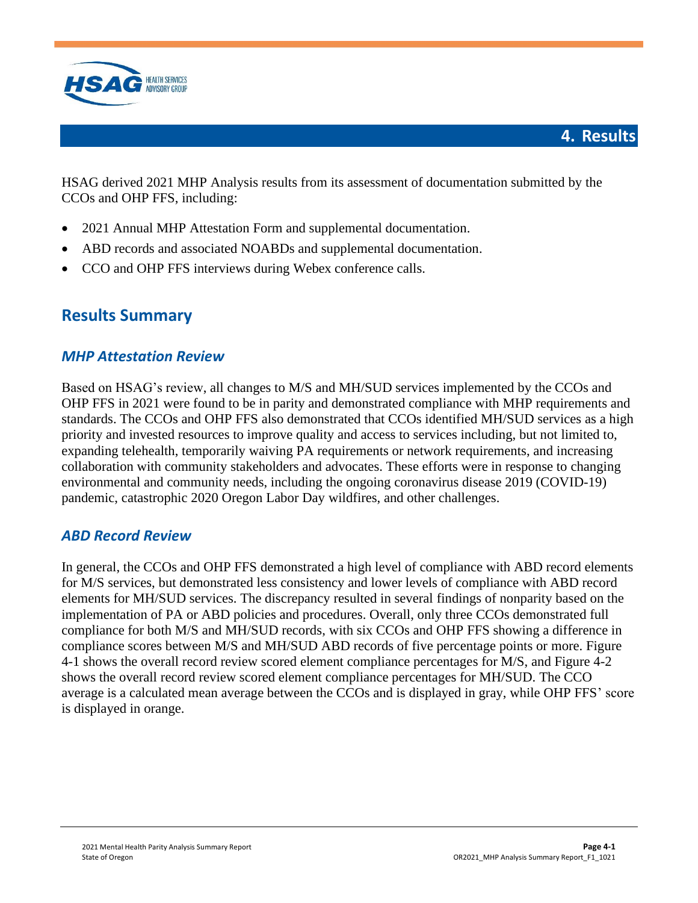# 4. Results

HSAG derived 2021 MHP Analysis results from its assessment of documentation submitted by the CCOs and OHP FFS, including:

- 2021 Annual MHP Attestation Form and supplemental documentation.
- ABD records and associated NOABDs and supplemental documentation.
- CCO and OHP FFS interviews during Webex conference calls.

## Results Summary

### *MHP Attestation Review*

Based on HSAG's review, all changes to M/S and MH/SUD services implemented by the CCOs and OHP FFS in 2021 were found to be in parity and demonstrated compliance with MHP requirements and standards. The CCOs and OHP FFS also demonstrated that CCOs identified MH/SUD services as a high priority and invested resources to improve quality and access to services including, but not limited to, expanding telehealth, temporarily waiving PA requirements or network requirements, and increasing collaboration with community stakeholders and advocates. These efforts were in response to changing environmental and community needs, including the ongoing coronavirus disease 2019 (COVID-19) pandemic, catastrophic 2020 Oregon Labor Day wildfires, and other challenges.

### *ABD Record Review*

In general, the CCOs and OHP FFS demonstrated a high level of compliance with ABD record elements for M/S services, but demonstrated less consistency and lower levels of compliance with ABD record elements for MH/SUD services. The discrepancy resulted in several findings of nonparity based on the implementation of PA or ABD policies and procedures. Overall, only three CCOs demonstrated full compliance for both M/S and MH/SUD records, with six CCOs and OHP FFS showing a difference in compliance scores between M/S and MH/SUD ABD records of five percentage points or more. Figure 4-1 shows the overall record review scored element compliance percentages for M/S, and Figure 4-2 shows the overall record review scored element compliance percentages for MH/SUD. The CCO average is a calculated mean average between the CCOs and is displayed in gray, while OHP FFS' score is displayed in orange.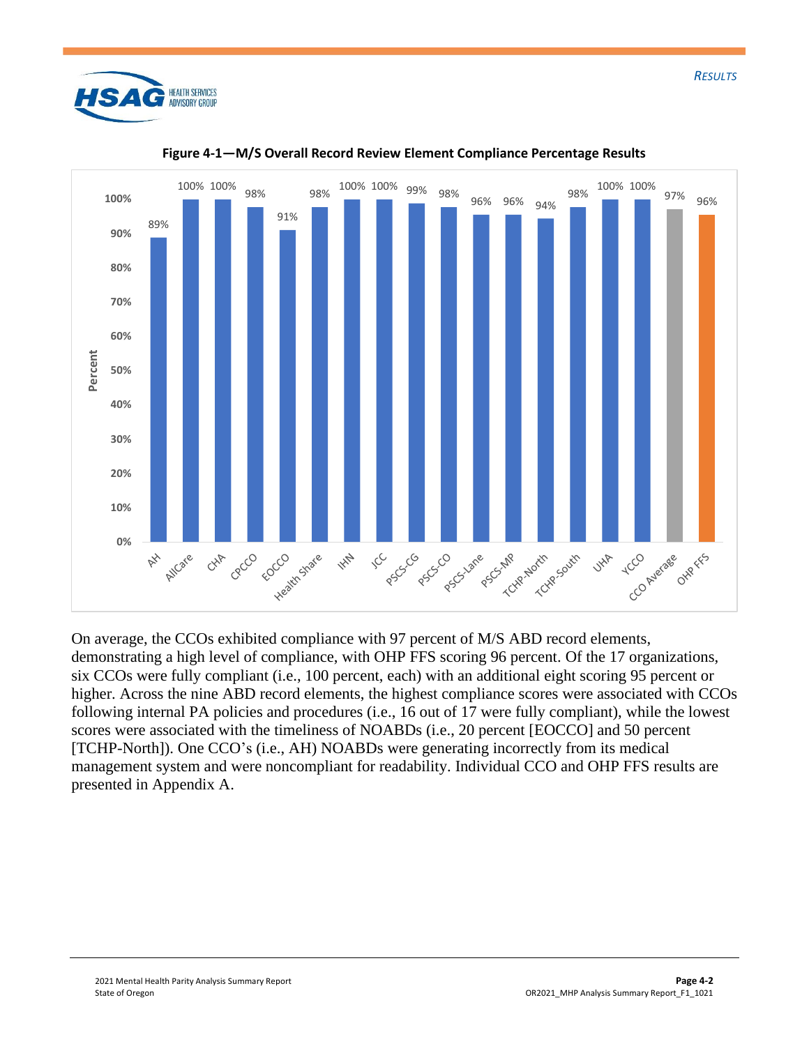**Figure 4-1—M/S Overall Record Review Element Compliance Percentage Results**

| Organization | Percent |
|---|---|
| AH | 89% |
| AllCare | 100% |
| CHA | 100% |
| CPCCO | 98% |
| EOCCO | 91% |
| Health Share | 98% |
| IHN | 100% |
| JCC | 100% |
| PSCS-CG | 99% |
| PSCS-CO | 98% |
| PSCS-Lane | 96% |
| PSCS-MP | 96% |
| TCHP-North | 94% |
| TCHP-South | 98% |
| UHA | 100% |
| YCCO | 100% |
| CCO Average | 97% |
| OHP FFS | 96% |

On average, the CCOs exhibited compliance with 97 percent of M/S ABD record elements, demonstrating a high level of compliance, with OHP FFS scoring 96 percent. Of the 17 organizations, six CCOs were fully compliant (i.e., 100 percent, each) with an additional eight scoring 95 percent or higher. Across the nine ABD record elements, the highest compliance scores were associated with CCOs following internal PA policies and procedures (i.e., 16 out of 17 were fully compliant), while the lowest scores were associated with the timeliness of NOABDs (i.e., 20 percent [EOCCO] and 50 percent [TCHP-North]). One CCO's (i.e., AH) NOABDs were generating incorrectly from its medical management system and were noncompliant for readability. Individual CCO and OHP FFS results are presented in Appendix A.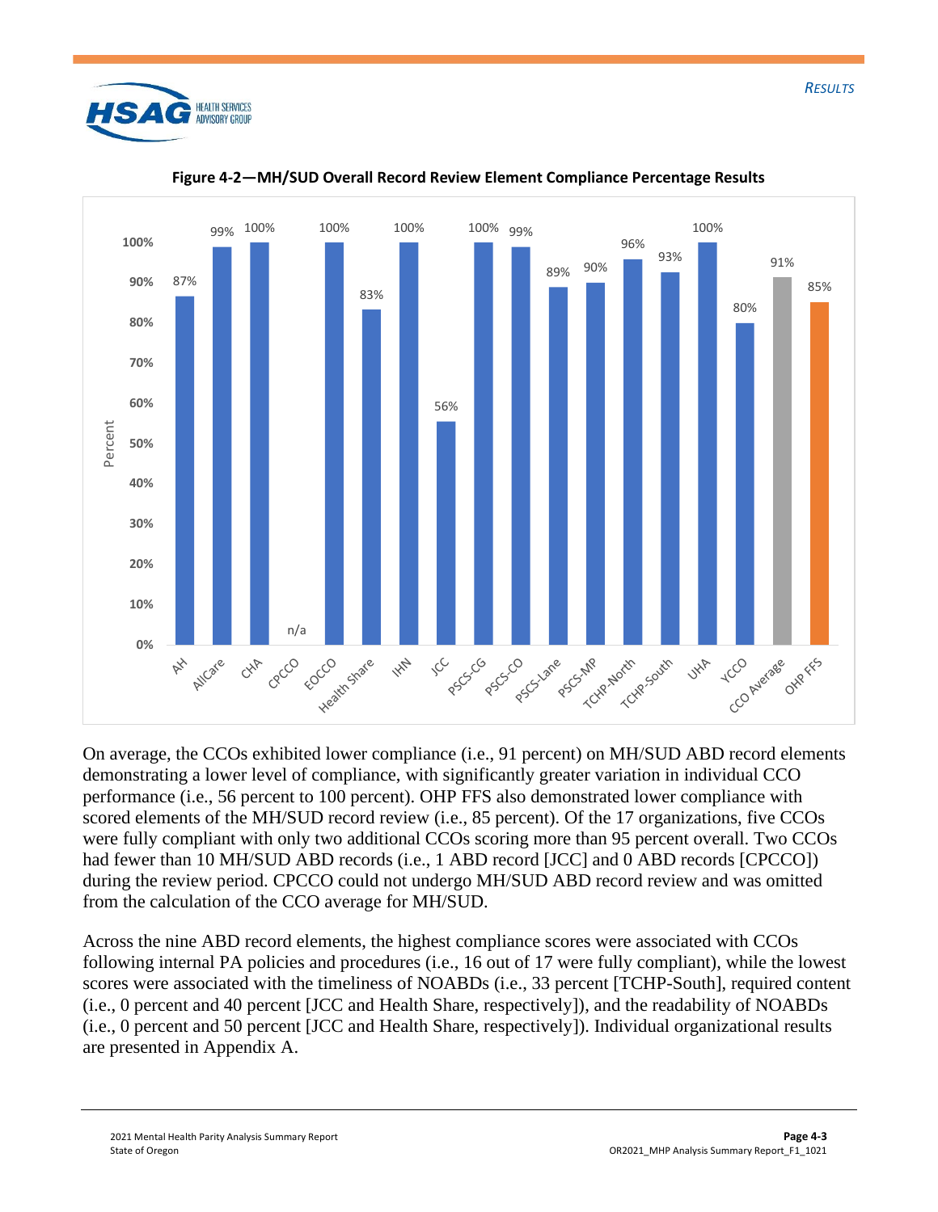**Figure 4-2—MH/SUD Overall Record Review Element Compliance Percentage Results**

| Organization | Percent |
|---|---|
| AH | 87% |
| AllCare | 99% |
| CHA | 100% |
| CPCCO | n/a |
| EOCCO | 100% |
| Health Share | 83% |
| IHN | 100% |
| JCC | 56% |
| PSCS-CG | 100% |
| PSCS-CO | 99% |
| PSCS-Lane | 89% |
| PSCS-MP | 90% |
| TCHP-North | 96% |
| TCHP-South | 93% |
| UHA | 100% |
| YCCO | 80% |
| CCO Average | 91% |
| OHP FFS | 85% |

On average, the CCOs exhibited lower compliance (i.e., 91 percent) on MH/SUD ABD record elements demonstrating a lower level of compliance, with significantly greater variation in individual CCO performance (i.e., 56 percent to 100 percent). OHP FFS also demonstrated lower compliance with scored elements of the MH/SUD record review (i.e., 85 percent). Of the 17 organizations, five CCOs were fully compliant with only two additional CCOs scoring more than 95 percent overall. Two CCOs had fewer than 10 MH/SUD ABD records (i.e., 1 ABD record [JCC] and 0 ABD records [CPCCO]) during the review period. CPCCO could not undergo MH/SUD ABD record review and was omitted from the calculation of the CCO average for MH/SUD.

Across the nine ABD record elements, the highest compliance scores were associated with CCOs following internal PA policies and procedures (i.e., 16 out of 17 were fully compliant), while the lowest scores were associated with the timeliness of NOABDs (i.e., 33 percent [TCHP-South], required content (i.e., 0 percent and 40 percent [JCC and Health Share, respectively]), and the readability of NOABDs (i.e., 0 percent and 50 percent [JCC and Health Share, respectively]). Individual organizational results are presented in Appendix A.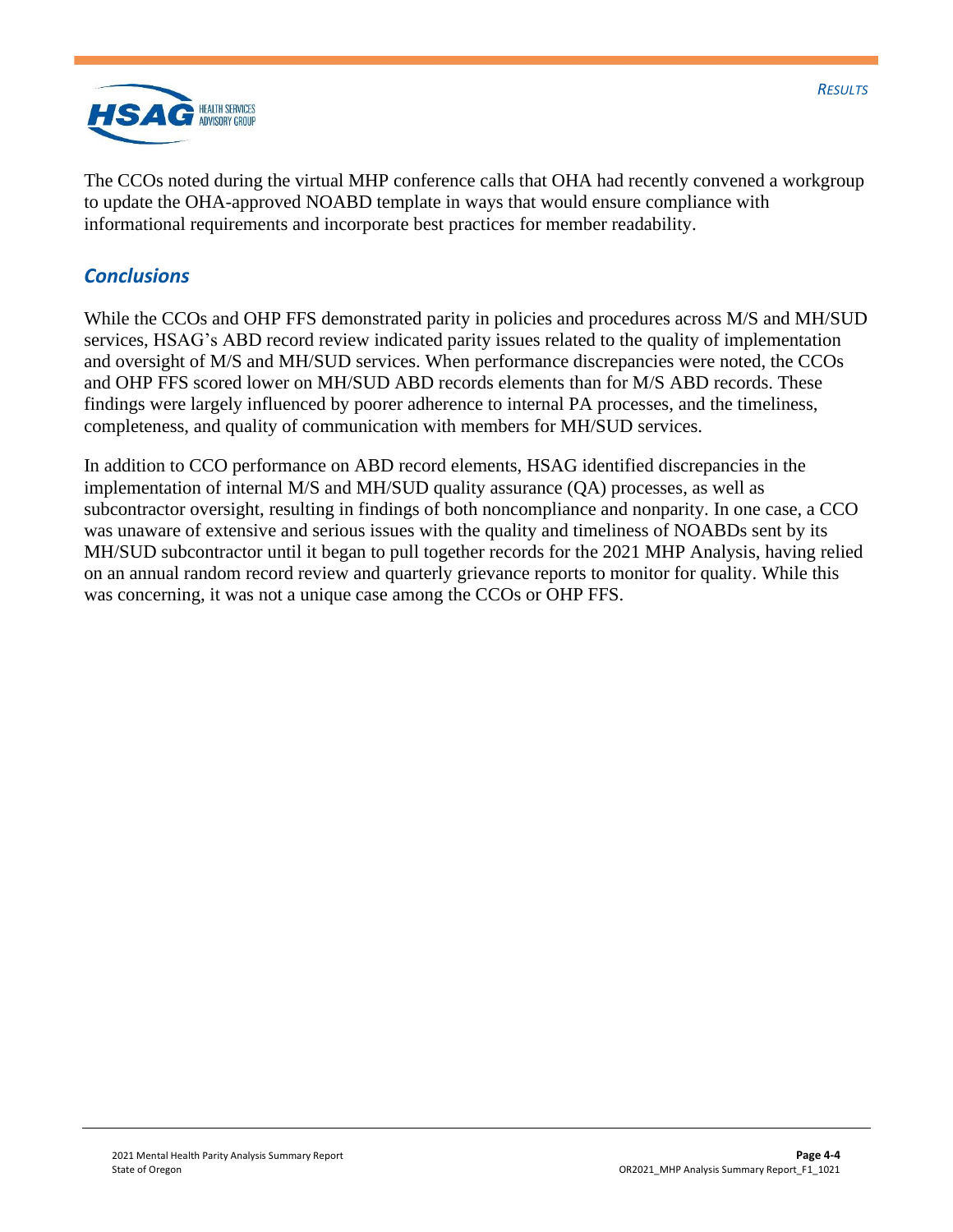The CCOs noted during the virtual MHP conference calls that OHA had recently convened a workgroup to update the OHA-approved NOABD template in ways that would ensure compliance with informational requirements and incorporate best practices for member readability.

## *Conclusions*

While the CCOs and OHP FFS demonstrated parity in policies and procedures across M/S and MH/SUD services, HSAG's ABD record review indicated parity issues related to the quality of implementation and oversight of M/S and MH/SUD services. When performance discrepancies were noted, the CCOs and OHP FFS scored lower on MH/SUD ABD records elements than for M/S ABD records. These findings were largely influenced by poorer adherence to internal PA processes, and the timeliness, completeness, and quality of communication with members for MH/SUD services.

In addition to CCO performance on ABD record elements, HSAG identified discrepancies in the implementation of internal M/S and MH/SUD quality assurance (QA) processes, as well as subcontractor oversight, resulting in findings of both noncompliance and nonparity. In one case, a CCO was unaware of extensive and serious issues with the quality and timeliness of NOABDs sent by its MH/SUD subcontractor until it began to pull together records for the 2021 MHP Analysis, having relied on an annual random record review and quarterly grievance reports to monitor for quality. While this was concerning, it was not a unique case among the CCOs or OHP FFS.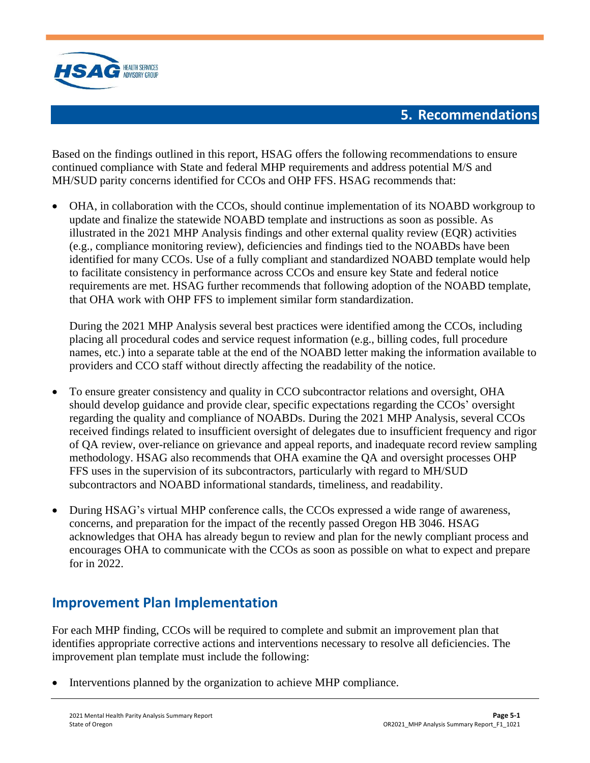# 5. Recommendations

Based on the findings outlined in this report, HSAG offers the following recommendations to ensure continued compliance with State and federal MHP requirements and address potential M/S and MH/SUD parity concerns identified for CCOs and OHP FFS. HSAG recommends that:

- OHA, in collaboration with the CCOs, should continue implementation of its NOABD workgroup to update and finalize the statewide NOABD template and instructions as soon as possible. As illustrated in the 2021 MHP Analysis findings and other external quality review (EQR) activities (e.g., compliance monitoring review), deficiencies and findings tied to the NOABDs have been identified for many CCOs. Use of a fully compliant and standardized NOABD template would help to facilitate consistency in performance across CCOs and ensure key State and federal notice requirements are met. HSAG further recommends that following adoption of the NOABD template, that OHA work with OHP FFS to implement similar form standardization.

  During the 2021 MHP Analysis several best practices were identified among the CCOs, including placing all procedural codes and service request information (e.g., billing codes, full procedure names, etc.) into a separate table at the end of the NOABD letter making the information available to providers and CCO staff without directly affecting the readability of the notice.

- To ensure greater consistency and quality in CCO subcontractor relations and oversight, OHA should develop guidance and provide clear, specific expectations regarding the CCOs' oversight regarding the quality and compliance of NOABDs. During the 2021 MHP Analysis, several CCOs received findings related to insufficient oversight of delegates due to insufficient frequency and rigor of QA review, over-reliance on grievance and appeal reports, and inadequate record review sampling methodology. HSAG also recommends that OHA examine the QA and oversight processes OHP FFS uses in the supervision of its subcontractors, particularly with regard to MH/SUD subcontractors and NOABD informational standards, timeliness, and readability.

- During HSAG's virtual MHP conference calls, the CCOs expressed a wide range of awareness, concerns, and preparation for the impact of the recently passed Oregon HB 3046. HSAG acknowledges that OHA has already begun to review and plan for the newly compliant process and encourages OHA to communicate with the CCOs as soon as possible on what to expect and prepare for in 2022.

## Improvement Plan Implementation

For each MHP finding, CCOs will be required to complete and submit an improvement plan that identifies appropriate corrective actions and interventions necessary to resolve all deficiencies. The improvement plan template must include the following:

- Interventions planned by the organization to achieve MHP compliance.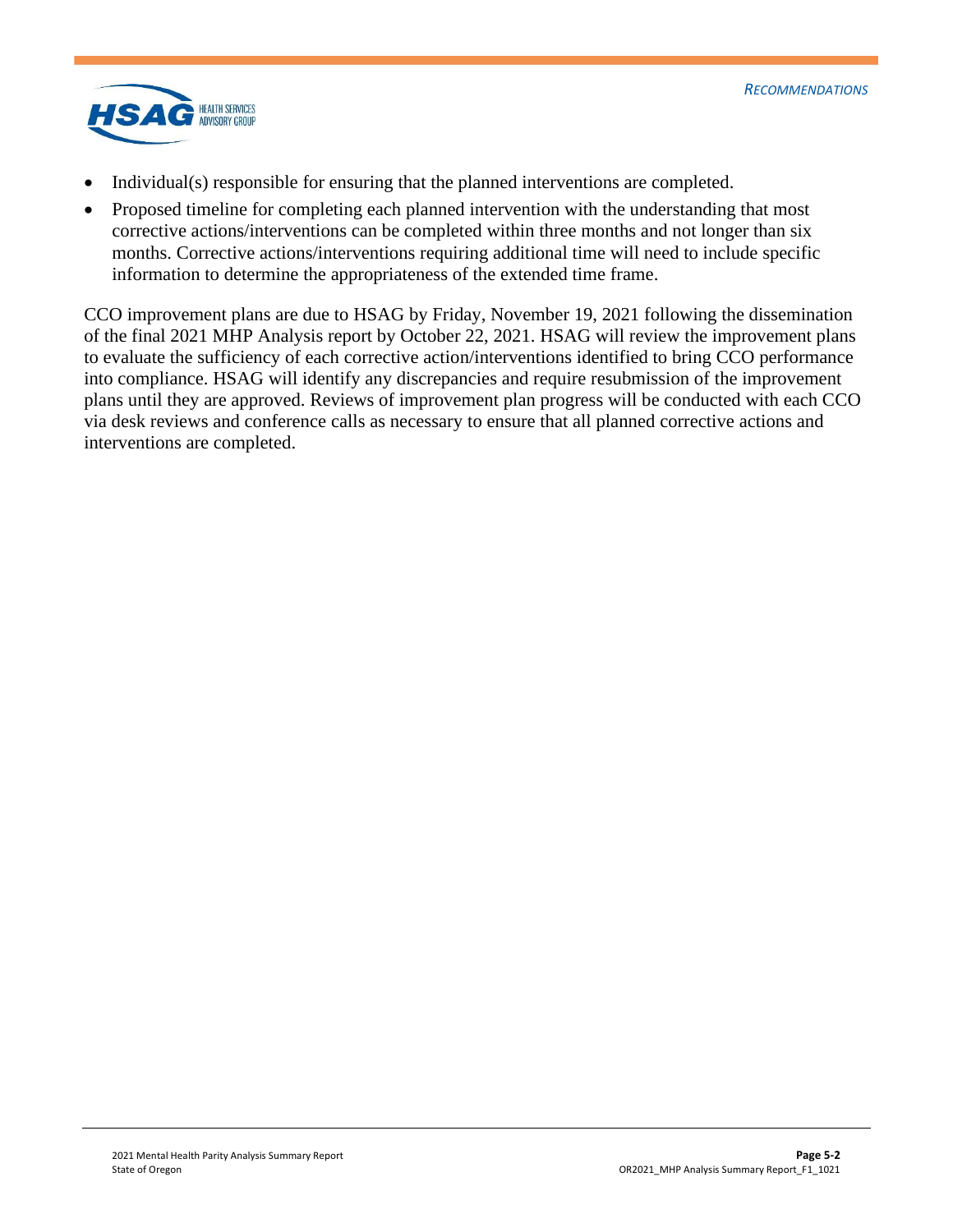- Individual(s) responsible for ensuring that the planned interventions are completed.
- Proposed timeline for completing each planned intervention with the understanding that most corrective actions/interventions can be completed within three months and not longer than six months. Corrective actions/interventions requiring additional time will need to include specific information to determine the appropriateness of the extended time frame.

CCO improvement plans are due to HSAG by Friday, November 19, 2021 following the dissemination of the final 2021 MHP Analysis report by October 22, 2021. HSAG will review the improvement plans to evaluate the sufficiency of each corrective action/interventions identified to bring CCO performance into compliance. HSAG will identify any discrepancies and require resubmission of the improvement plans until they are approved. Reviews of improvement plan progress will be conducted with each CCO via desk reviews and conference calls as necessary to ensure that all planned corrective actions and interventions are completed.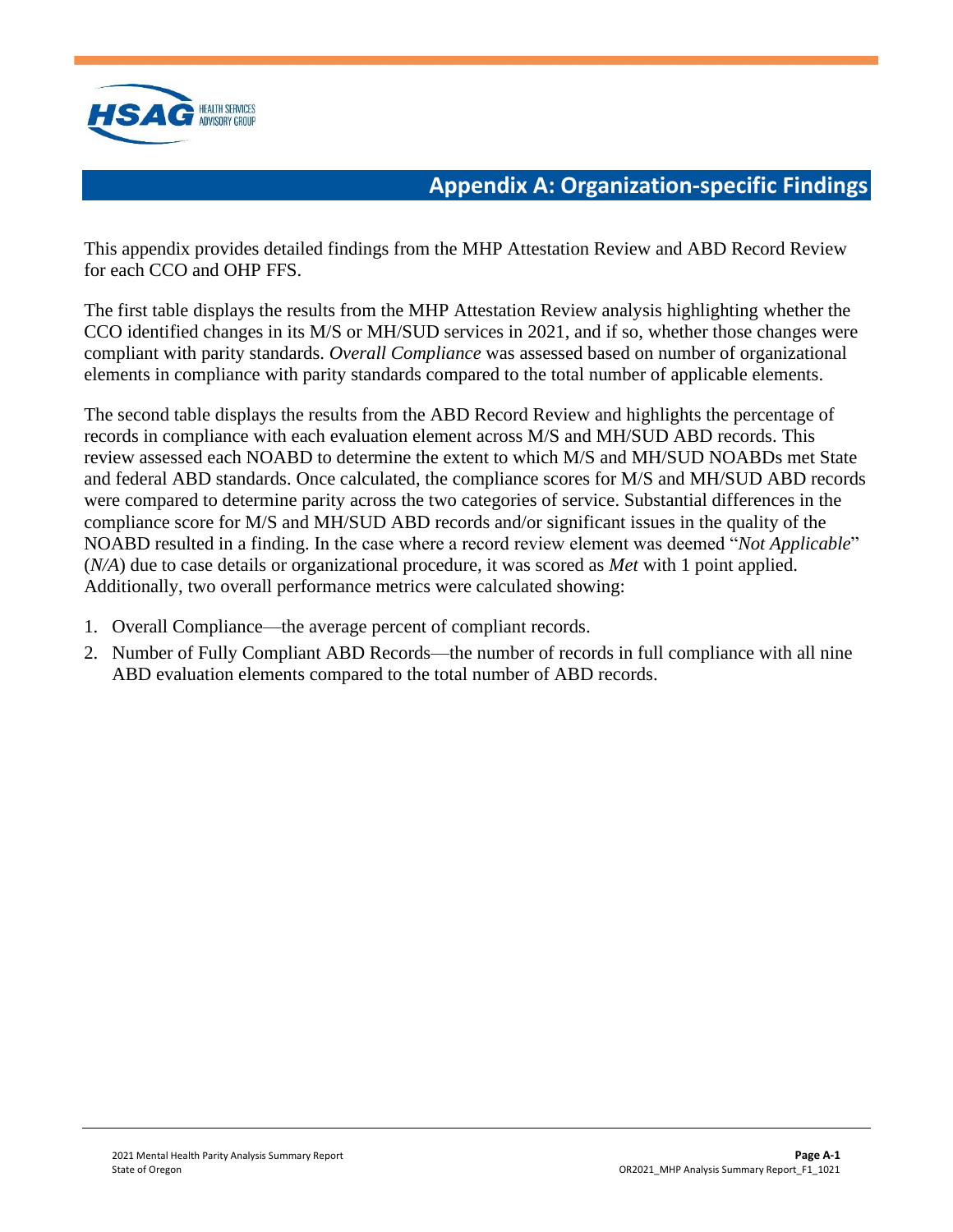# Appendix A: Organization-specific Findings

This appendix provides detailed findings from the MHP Attestation Review and ABD Record Review for each CCO and OHP FFS.

The first table displays the results from the MHP Attestation Review analysis highlighting whether the CCO identified changes in its M/S or MH/SUD services in 2021, and if so, whether those changes were compliant with parity standards. *Overall Compliance* was assessed based on number of organizational elements in compliance with parity standards compared to the total number of applicable elements.

The second table displays the results from the ABD Record Review and highlights the percentage of records in compliance with each evaluation element across M/S and MH/SUD ABD records. This review assessed each NOABD to determine the extent to which M/S and MH/SUD NOABDs met State and federal ABD standards. Once calculated, the compliance scores for M/S and MH/SUD ABD records were compared to determine parity across the two categories of service. Substantial differences in the compliance score for M/S and MH/SUD ABD records and/or significant issues in the quality of the NOABD resulted in a finding. In the case where a record review element was deemed "*Not Applicable*" (*N/A*) due to case details or organizational procedure, it was scored as *Met* with 1 point applied. Additionally, two overall performance metrics were calculated showing:

1. Overall Compliance—the average percent of compliant records.
2. Number of Fully Compliant ABD Records—the number of records in full compliance with all nine ABD evaluation elements compared to the total number of ABD records.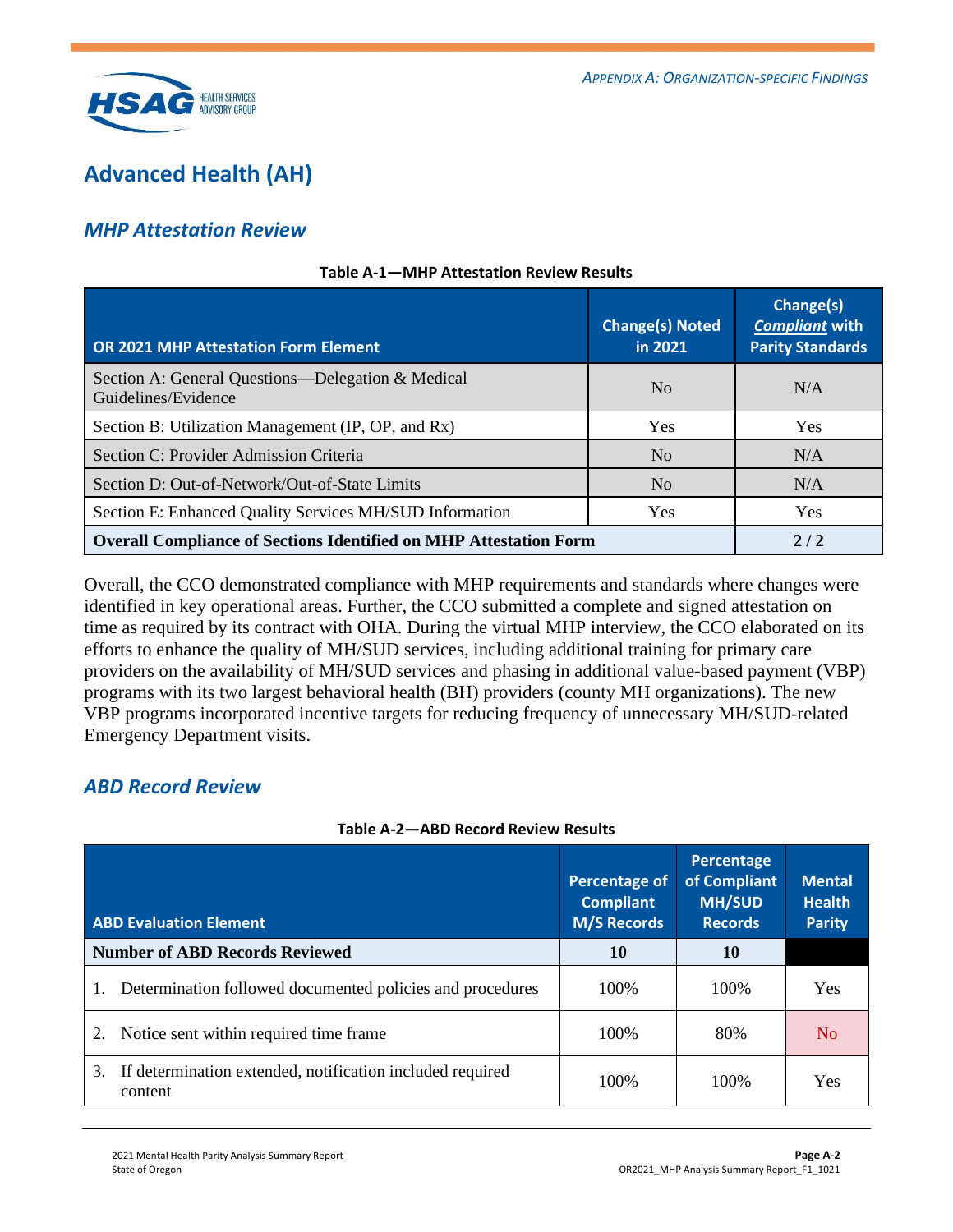## Advanced Health (AH)

### *MHP Attestation Review*

**Table A-1—MHP Attestation Review Results**

| OR 2021 MHP Attestation Form Element | Change(s) Noted in 2021 | Change(s) *Compliant* with Parity Standards |
|---|---|---|
| Section A: General Questions—Delegation & Medical Guidelines/Evidence | No | N/A |
| Section B: Utilization Management (IP, OP, and Rx) | Yes | Yes |
| Section C: Provider Admission Criteria | No | N/A |
| Section D: Out-of-Network/Out-of-State Limits | No | N/A |
| Section E: Enhanced Quality Services MH/SUD Information | Yes | Yes |
| **Overall Compliance of Sections Identified on MHP Attestation Form** | | **2 / 2** |

Overall, the CCO demonstrated compliance with MHP requirements and standards where changes were identified in key operational areas. Further, the CCO submitted a complete and signed attestation on time as required by its contract with OHA. During the virtual MHP interview, the CCO elaborated on its efforts to enhance the quality of MH/SUD services, including additional training for primary care providers on the availability of MH/SUD services and phasing in additional value-based payment (VBP) programs with its two largest behavioral health (BH) providers (county MH organizations). The new VBP programs incorporated incentive targets for reducing frequency of unnecessary MH/SUD-related Emergency Department visits.

### *ABD Record Review*

**Table A-2—ABD Record Review Results**

| ABD Evaluation Element | Percentage of Compliant M/S Records | Percentage of Compliant MH/SUD Records | Mental Health Parity |
|---|---|---|---|
| **Number of ABD Records Reviewed** | **10** | **10** | |
| 1. Determination followed documented policies and procedures | 100% | 100% | Yes |
| 2. Notice sent within required time frame | 100% | 80% | No |
| 3. If determination extended, notification included required content | 100% | 100% | Yes |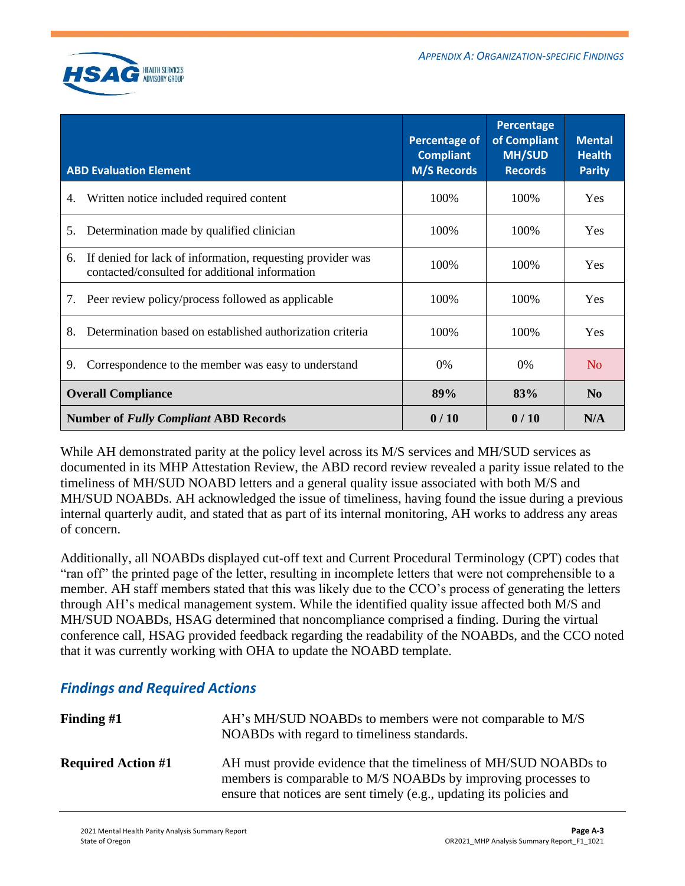| ABD Evaluation Element | Percentage of Compliant M/S Records | Percentage of Compliant MH/SUD Records | Mental Health Parity |
|---|---|---|---|
| 4. Written notice included required content | 100% | 100% | Yes |
| 5. Determination made by qualified clinician | 100% | 100% | Yes |
| 6. If denied for lack of information, requesting provider was contacted/consulted for additional information | 100% | 100% | Yes |
| 7. Peer review policy/process followed as applicable | 100% | 100% | Yes |
| 8. Determination based on established authorization criteria | 100% | 100% | Yes |
| 9. Correspondence to the member was easy to understand | 0% | 0% | No |
| **Overall Compliance** | **89%** | **83%** | **No** |
| **Number of *Fully Compliant* ABD Records** | **0 / 10** | **0 / 10** | **N/A** |

While AH demonstrated parity at the policy level across its M/S services and MH/SUD services as documented in its MHP Attestation Review, the ABD record review revealed a parity issue related to the timeliness of MH/SUD NOABD letters and a general quality issue associated with both M/S and MH/SUD NOABDs. AH acknowledged the issue of timeliness, having found the issue during a previous internal quarterly audit, and stated that as part of its internal monitoring, AH works to address any areas of concern.

Additionally, all NOABDs displayed cut-off text and Current Procedural Terminology (CPT) codes that "ran off" the printed page of the letter, resulting in incomplete letters that were not comprehensible to a member. AH staff members stated that this was likely due to the CCO's process of generating the letters through AH's medical management system. While the identified quality issue affected both M/S and MH/SUD NOABDs, HSAG determined that noncompliance comprised a finding. During the virtual conference call, HSAG provided feedback regarding the readability of the NOABDs, and the CCO noted that it was currently working with OHA to update the NOABD template.

## *Findings and Required Actions*

**Finding #1** AH's MH/SUD NOABDs to members were not comparable to M/S NOABDs with regard to timeliness standards.

**Required Action #1** AH must provide evidence that the timeliness of MH/SUD NOABDs to members is comparable to M/S NOABDs by improving processes to ensure that notices are sent timely (e.g., updating its policies and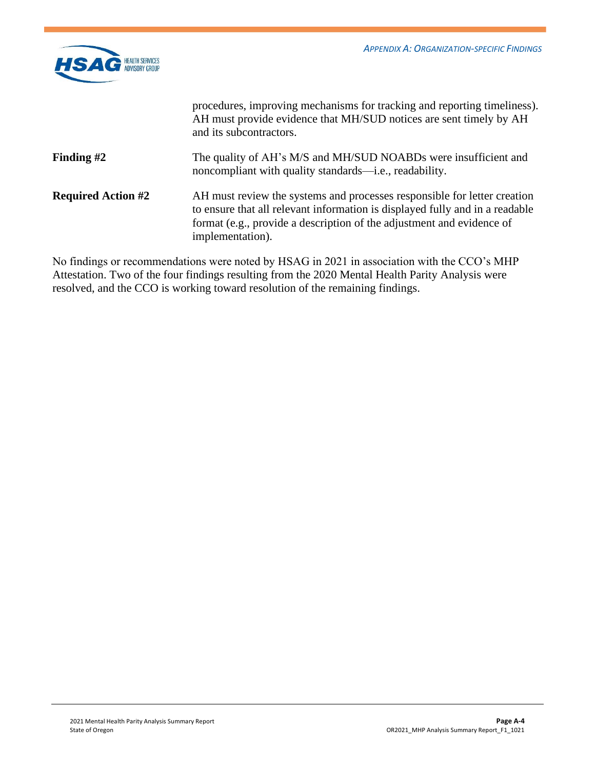procedures, improving mechanisms for tracking and reporting timeliness). AH must provide evidence that MH/SUD notices are sent timely by AH and its subcontractors.

| | |
|---|---|
| **Finding #2** | The quality of AH's M/S and MH/SUD NOABDs were insufficient and noncompliant with quality standards—i.e., readability. |
| **Required Action #2** | AH must review the systems and processes responsible for letter creation to ensure that all relevant information is displayed fully and in a readable format (e.g., provide a description of the adjustment and evidence of implementation). |

No findings or recommendations were noted by HSAG in 2021 in association with the CCO's MHP Attestation. Two of the four findings resulting from the 2020 Mental Health Parity Analysis were resolved, and the CCO is working toward resolution of the remaining findings.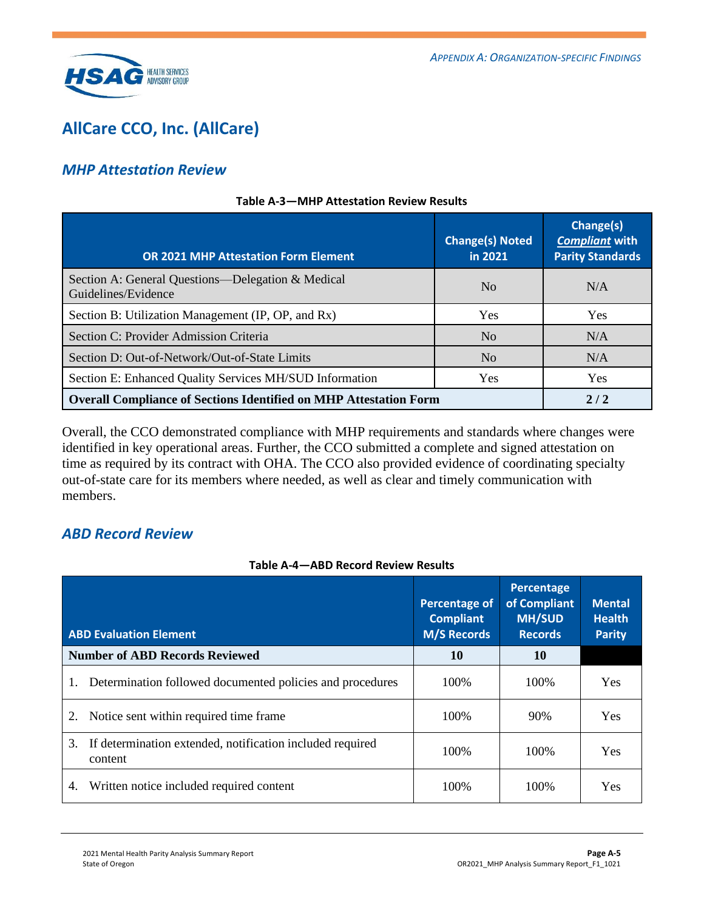# AllCare CCO, Inc. (AllCare)

## *MHP Attestation Review*

**Table A-3—MHP Attestation Review Results**

| OR 2021 MHP Attestation Form Element | Change(s) Noted in 2021 | Change(s) *Compliant* with Parity Standards |
|---|---|---|
| Section A: General Questions—Delegation & Medical Guidelines/Evidence | No | N/A |
| Section B: Utilization Management (IP, OP, and Rx) | Yes | Yes |
| Section C: Provider Admission Criteria | No | N/A |
| Section D: Out-of-Network/Out-of-State Limits | No | N/A |
| Section E: Enhanced Quality Services MH/SUD Information | Yes | Yes |
| **Overall Compliance of Sections Identified on MHP Attestation Form** | | **2 / 2** |

Overall, the CCO demonstrated compliance with MHP requirements and standards where changes were identified in key operational areas. Further, the CCO submitted a complete and signed attestation on time as required by its contract with OHA. The CCO also provided evidence of coordinating specialty out-of-state care for its members where needed, as well as clear and timely communication with members.

## *ABD Record Review*

**Table A-4—ABD Record Review Results**

| ABD Evaluation Element | Percentage of Compliant M/S Records | Percentage of Compliant MH/SUD Records | Mental Health Parity |
|---|---|---|---|
| **Number of ABD Records Reviewed** | **10** | **10** | |
| 1. Determination followed documented policies and procedures | 100% | 100% | Yes |
| 2. Notice sent within required time frame | 100% | 90% | Yes |
| 3. If determination extended, notification included required content | 100% | 100% | Yes |
| 4. Written notice included required content | 100% | 100% | Yes |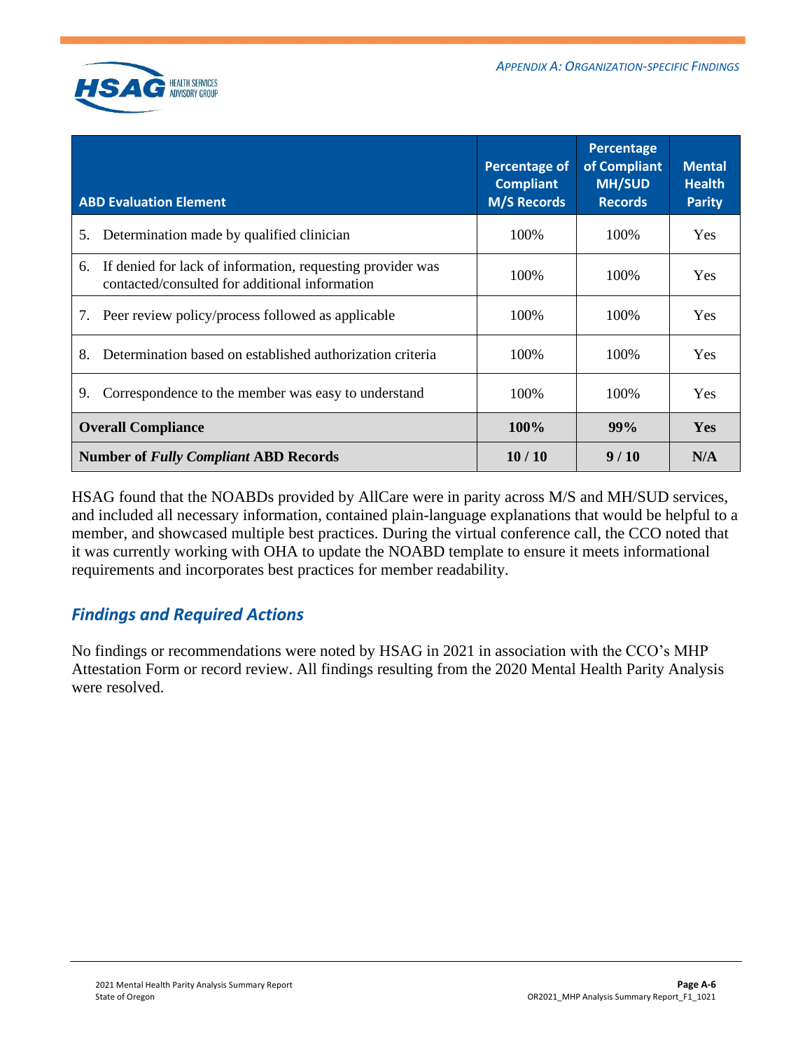| ABD Evaluation Element | Percentage of Compliant M/S Records | Percentage of Compliant MH/SUD Records | Mental Health Parity |
|---|---|---|---|
| 5. Determination made by qualified clinician | 100% | 100% | Yes |
| 6. If denied for lack of information, requesting provider was contacted/consulted for additional information | 100% | 100% | Yes |
| 7. Peer review policy/process followed as applicable | 100% | 100% | Yes |
| 8. Determination based on established authorization criteria | 100% | 100% | Yes |
| 9. Correspondence to the member was easy to understand | 100% | 100% | Yes |
| **Overall Compliance** | **100%** | **99%** | **Yes** |
| **Number of *Fully Compliant* ABD Records** | **10 / 10** | **9 / 10** | **N/A** |

HSAG found that the NOABDs provided by AllCare were in parity across M/S and MH/SUD services, and included all necessary information, contained plain-language explanations that would be helpful to a member, and showcased multiple best practices. During the virtual conference call, the CCO noted that it was currently working with OHA to update the NOABD template to ensure it meets informational requirements and incorporates best practices for member readability.

## *Findings and Required Actions*

No findings or recommendations were noted by HSAG in 2021 in association with the CCO's MHP Attestation Form or record review. All findings resulting from the 2020 Mental Health Parity Analysis were resolved.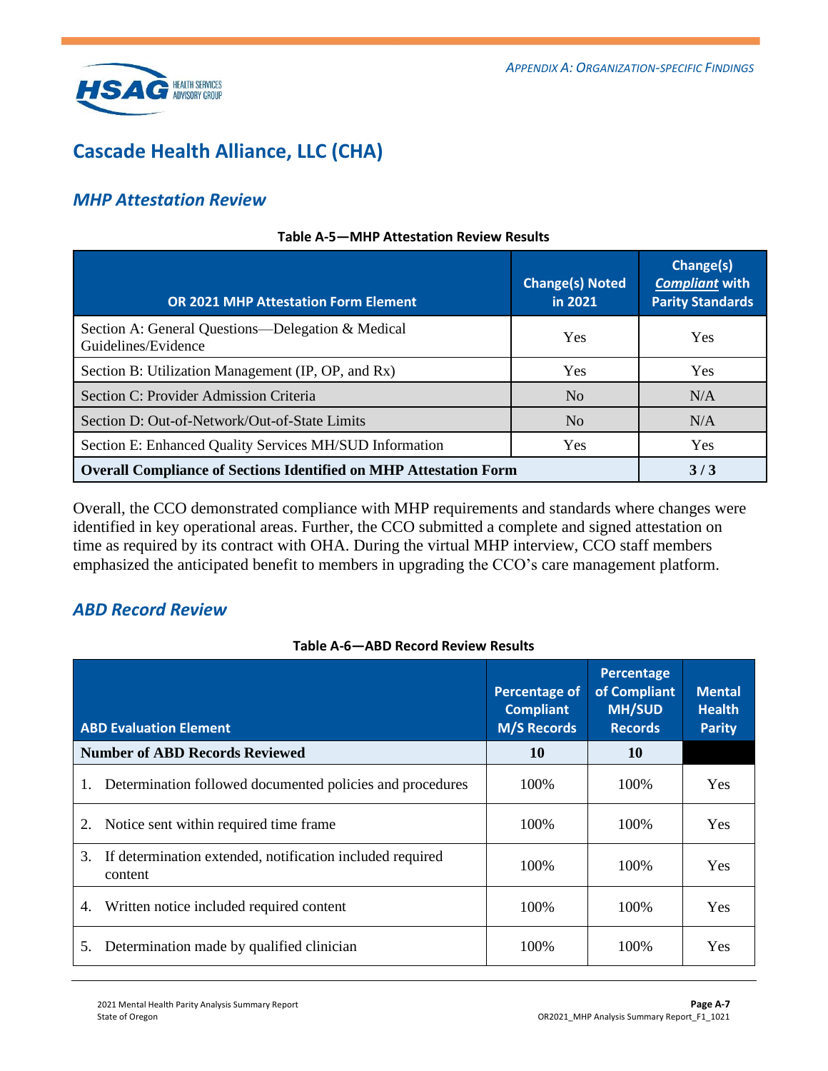# Cascade Health Alliance, LLC (CHA)

## *MHP Attestation Review*

**Table A-5—MHP Attestation Review Results**

| OR 2021 MHP Attestation Form Element | Change(s) Noted in 2021 | Change(s) ***Compliant*** with Parity Standards |
|---|---|---|
| Section A: General Questions—Delegation & Medical Guidelines/Evidence | Yes | Yes |
| Section B: Utilization Management (IP, OP, and Rx) | Yes | Yes |
| Section C: Provider Admission Criteria | No | N/A |
| Section D: Out-of-Network/Out-of-State Limits | No | N/A |
| Section E: Enhanced Quality Services MH/SUD Information | Yes | Yes |
| **Overall Compliance of Sections Identified on MHP Attestation Form** | | **3 / 3** |

Overall, the CCO demonstrated compliance with MHP requirements and standards where changes were identified in key operational areas. Further, the CCO submitted a complete and signed attestation on time as required by its contract with OHA. During the virtual MHP interview, CCO staff members emphasized the anticipated benefit to members in upgrading the CCO's care management platform.

## *ABD Record Review*

**Table A-6—ABD Record Review Results**

| ABD Evaluation Element | Percentage of Compliant M/S Records | Percentage of Compliant MH/SUD Records | Mental Health Parity |
|---|---|---|---|
| **Number of ABD Records Reviewed** | **10** | **10** | |
| 1. Determination followed documented policies and procedures | 100% | 100% | Yes |
| 2. Notice sent within required time frame | 100% | 100% | Yes |
| 3. If determination extended, notification included required content | 100% | 100% | Yes |
| 4. Written notice included required content | 100% | 100% | Yes |
| 5. Determination made by qualified clinician | 100% | 100% | Yes |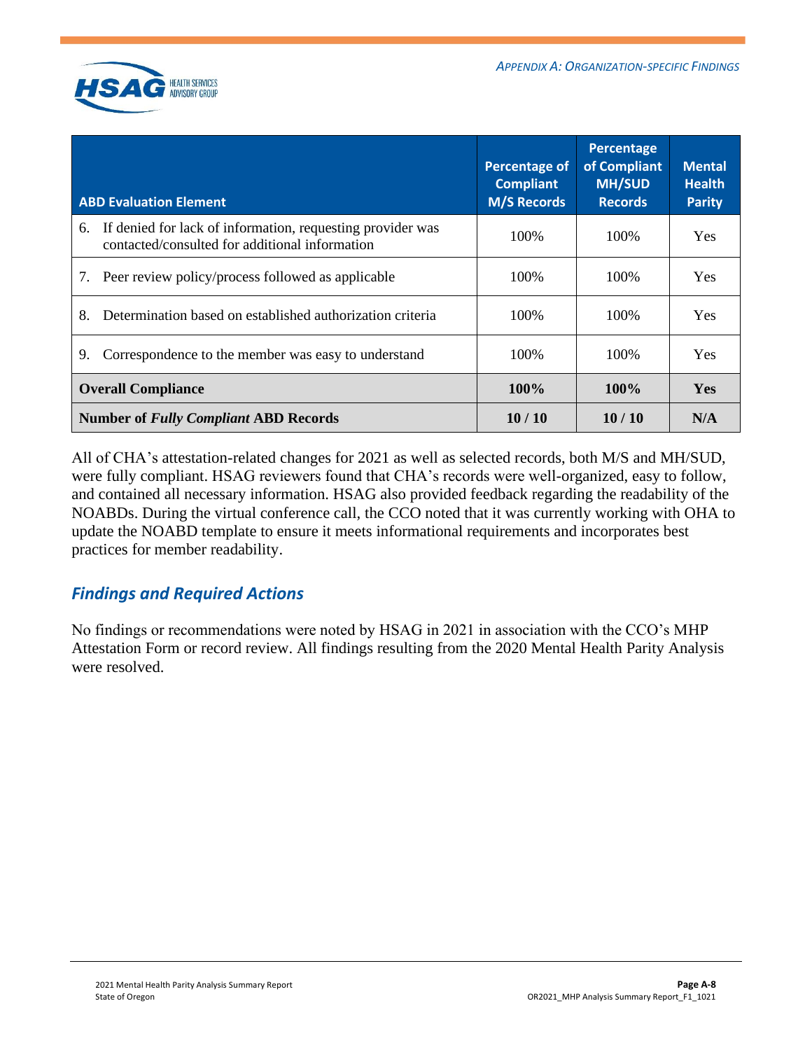| ABD Evaluation Element | Percentage of Compliant M/S Records | Percentage of Compliant MH/SUD Records | Mental Health Parity |
|---|---|---|---|
| 6. If denied for lack of information, requesting provider was contacted/consulted for additional information | 100% | 100% | Yes |
| 7. Peer review policy/process followed as applicable | 100% | 100% | Yes |
| 8. Determination based on established authorization criteria | 100% | 100% | Yes |
| 9. Correspondence to the member was easy to understand | 100% | 100% | Yes |
| **Overall Compliance** | **100%** | **100%** | **Yes** |
| **Number of *Fully Compliant* ABD Records** | **10 / 10** | **10 / 10** | **N/A** |

All of CHA's attestation-related changes for 2021 as well as selected records, both M/S and MH/SUD, were fully compliant. HSAG reviewers found that CHA's records were well-organized, easy to follow, and contained all necessary information. HSAG also provided feedback regarding the readability of the NOABDs. During the virtual conference call, the CCO noted that it was currently working with OHA to update the NOABD template to ensure it meets informational requirements and incorporates best practices for member readability.

## *Findings and Required Actions*

No findings or recommendations were noted by HSAG in 2021 in association with the CCO's MHP Attestation Form or record review. All findings resulting from the 2020 Mental Health Parity Analysis were resolved.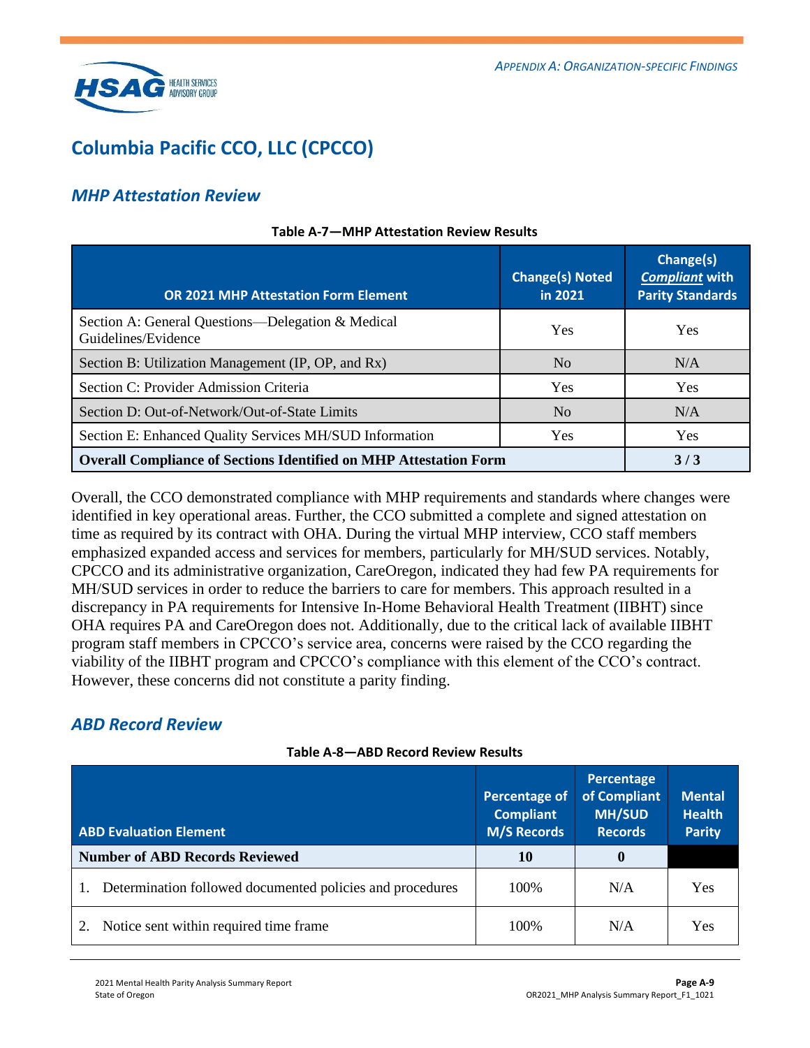## Columbia Pacific CCO, LLC (CPCCO)

### *MHP Attestation Review*

**Table A-7—MHP Attestation Review Results**

| OR 2021 MHP Attestation Form Element | Change(s) Noted in 2021 | Change(s) ***Compliant*** with Parity Standards |
|---|---|---|
| Section A: General Questions—Delegation & Medical Guidelines/Evidence | Yes | Yes |
| Section B: Utilization Management (IP, OP, and Rx) | No | N/A |
| Section C: Provider Admission Criteria | Yes | Yes |
| Section D: Out-of-Network/Out-of-State Limits | No | N/A |
| Section E: Enhanced Quality Services MH/SUD Information | Yes | Yes |
| **Overall Compliance of Sections Identified on MHP Attestation Form** | | **3 / 3** |

Overall, the CCO demonstrated compliance with MHP requirements and standards where changes were identified in key operational areas. Further, the CCO submitted a complete and signed attestation on time as required by its contract with OHA. During the virtual MHP interview, CCO staff members emphasized expanded access and services for members, particularly for MH/SUD services. Notably, CPCCO and its administrative organization, CareOregon, indicated they had few PA requirements for MH/SUD services in order to reduce the barriers to care for members. This approach resulted in a discrepancy in PA requirements for Intensive In-Home Behavioral Health Treatment (IIBHT) since OHA requires PA and CareOregon does not. Additionally, due to the critical lack of available IIBHT program staff members in CPCCO's service area, concerns were raised by the CCO regarding the viability of the IIBHT program and CPCCO's compliance with this element of the CCO's contract. However, these concerns did not constitute a parity finding.

### *ABD Record Review*

**Table A-8—ABD Record Review Results**

| ABD Evaluation Element | Percentage of Compliant M/S Records | Percentage of Compliant MH/SUD Records | Mental Health Parity |
|---|---|---|---|
| **Number of ABD Records Reviewed** | **10** | **0** | |
| 1. Determination followed documented policies and procedures | 100% | N/A | Yes |
| 2. Notice sent within required time frame | 100% | N/A | Yes |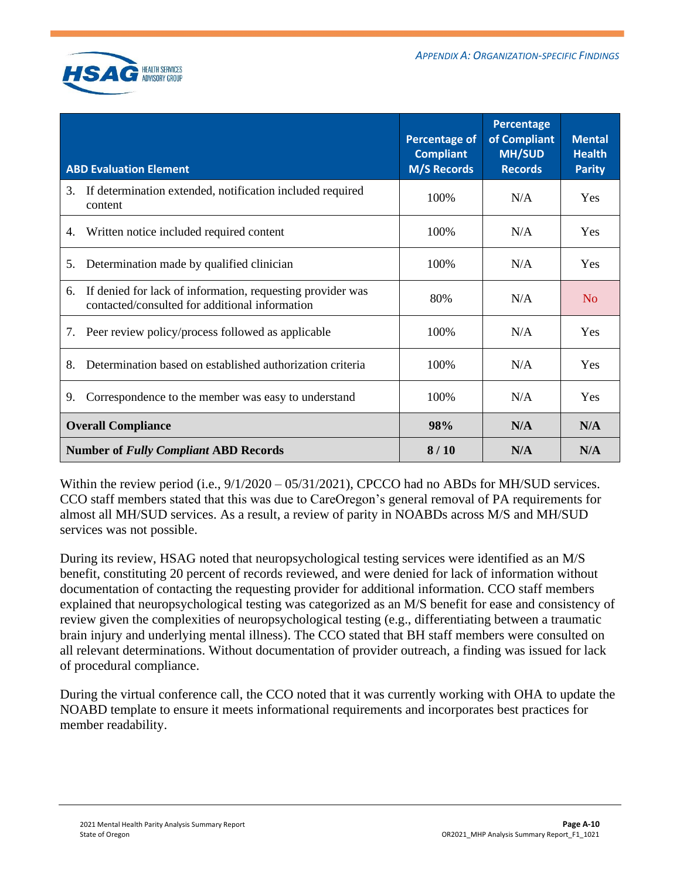| ABD Evaluation Element | Percentage of Compliant M/S Records | Percentage of Compliant MH/SUD Records | Mental Health Parity |
|---|---|---|---|
| 3. If determination extended, notification included required content | 100% | N/A | Yes |
| 4. Written notice included required content | 100% | N/A | Yes |
| 5. Determination made by qualified clinician | 100% | N/A | Yes |
| 6. If denied for lack of information, requesting provider was contacted/consulted for additional information | 80% | N/A | No |
| 7. Peer review policy/process followed as applicable | 100% | N/A | Yes |
| 8. Determination based on established authorization criteria | 100% | N/A | Yes |
| 9. Correspondence to the member was easy to understand | 100% | N/A | Yes |
| **Overall Compliance** | **98%** | **N/A** | **N/A** |
| **Number of *Fully Compliant* ABD Records** | **8 / 10** | **N/A** | **N/A** |

Within the review period (i.e., 9/1/2020 – 05/31/2021), CPCCO had no ABDs for MH/SUD services. CCO staff members stated that this was due to CareOregon's general removal of PA requirements for almost all MH/SUD services. As a result, a review of parity in NOABDs across M/S and MH/SUD services was not possible.

During its review, HSAG noted that neuropsychological testing services were identified as an M/S benefit, constituting 20 percent of records reviewed, and were denied for lack of information without documentation of contacting the requesting provider for additional information. CCO staff members explained that neuropsychological testing was categorized as an M/S benefit for ease and consistency of review given the complexities of neuropsychological testing (e.g., differentiating between a traumatic brain injury and underlying mental illness). The CCO stated that BH staff members were consulted on all relevant determinations. Without documentation of provider outreach, a finding was issued for lack of procedural compliance.

During the virtual conference call, the CCO noted that it was currently working with OHA to update the NOABD template to ensure it meets informational requirements and incorporates best practices for member readability.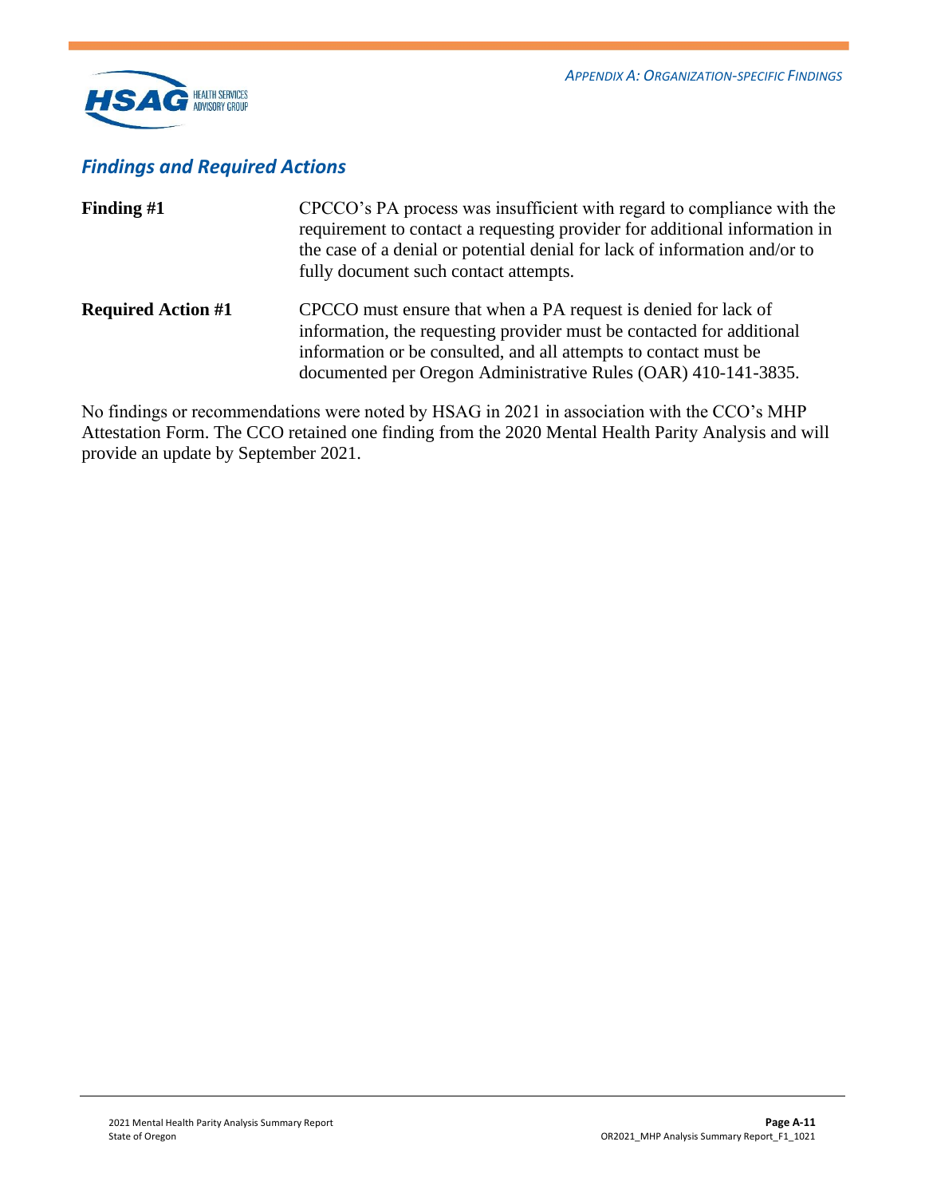### *Findings and Required Actions*

| | |
|---|---|
| **Finding #1** | CPCCO's PA process was insufficient with regard to compliance with the requirement to contact a requesting provider for additional information in the case of a denial or potential denial for lack of information and/or to fully document such contact attempts. |
| **Required Action #1** | CPCCO must ensure that when a PA request is denied for lack of information, the requesting provider must be contacted for additional information or be consulted, and all attempts to contact must be documented per Oregon Administrative Rules (OAR) 410-141-3835. |

No findings or recommendations were noted by HSAG in 2021 in association with the CCO's MHP Attestation Form. The CCO retained one finding from the 2020 Mental Health Parity Analysis and will provide an update by September 2021.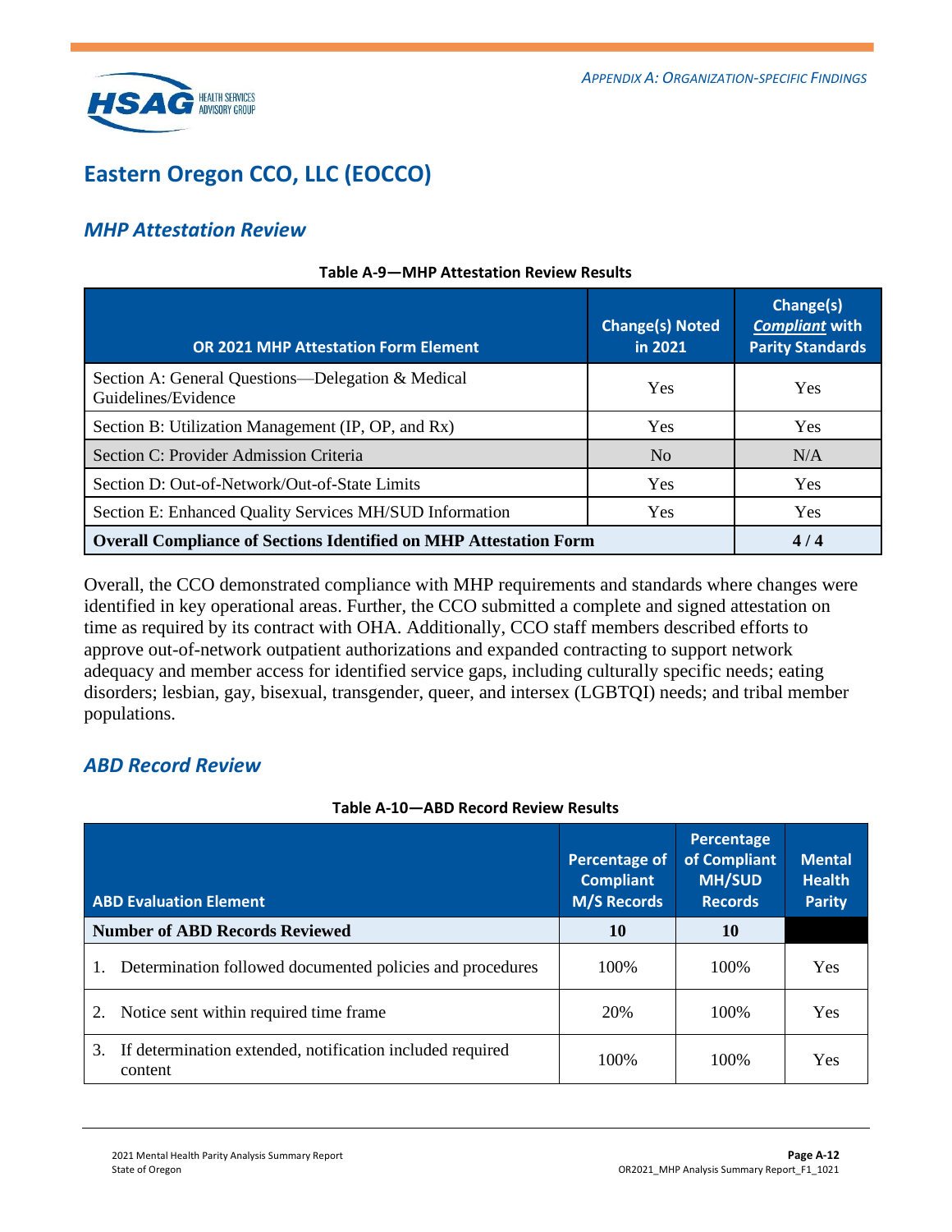# Eastern Oregon CCO, LLC (EOCCO)

## *MHP Attestation Review*

**Table A-9—MHP Attestation Review Results**

| OR 2021 MHP Attestation Form Element | Change(s) Noted in 2021 | Change(s) *Compliant* with Parity Standards |
|---|---|---|
| Section A: General Questions—Delegation & Medical Guidelines/Evidence | Yes | Yes |
| Section B: Utilization Management (IP, OP, and Rx) | Yes | Yes |
| Section C: Provider Admission Criteria | No | N/A |
| Section D: Out-of-Network/Out-of-State Limits | Yes | Yes |
| Section E: Enhanced Quality Services MH/SUD Information | Yes | Yes |
| **Overall Compliance of Sections Identified on MHP Attestation Form** | | **4 / 4** |

Overall, the CCO demonstrated compliance with MHP requirements and standards where changes were identified in key operational areas. Further, the CCO submitted a complete and signed attestation on time as required by its contract with OHA. Additionally, CCO staff members described efforts to approve out-of-network outpatient authorizations and expanded contracting to support network adequacy and member access for identified service gaps, including culturally specific needs; eating disorders; lesbian, gay, bisexual, transgender, queer, and intersex (LGBTQI) needs; and tribal member populations.

## *ABD Record Review*

**Table A-10—ABD Record Review Results**

| ABD Evaluation Element | Percentage of Compliant M/S Records | Percentage of Compliant MH/SUD Records | Mental Health Parity |
|---|---|---|---|
| **Number of ABD Records Reviewed** | **10** | **10** | |
| 1. Determination followed documented policies and procedures | 100% | 100% | Yes |
| 2. Notice sent within required time frame | 20% | 100% | Yes |
| 3. If determination extended, notification included required content | 100% | 100% | Yes |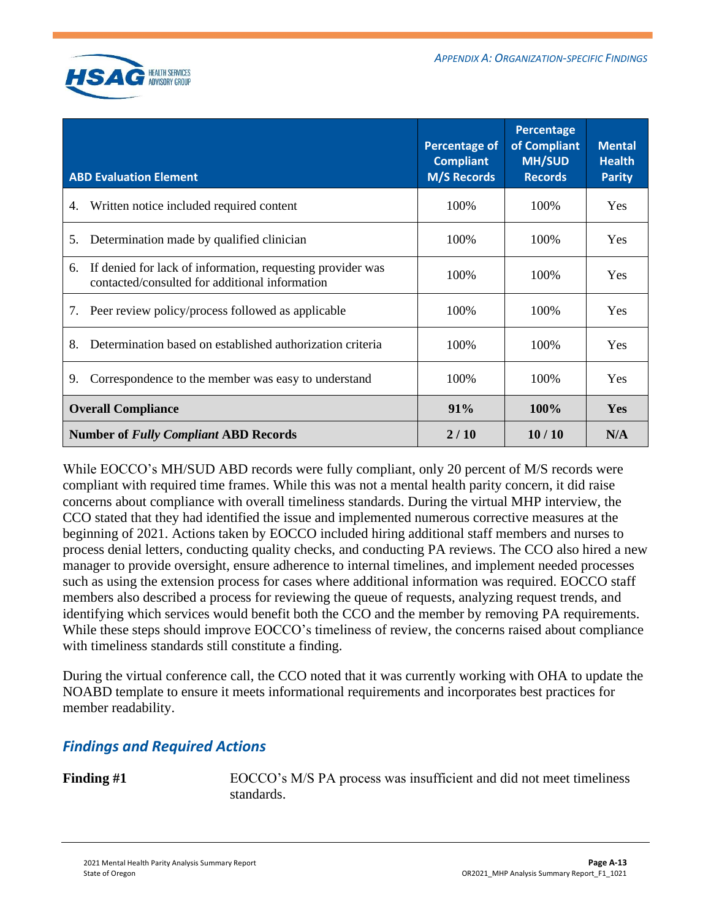| ABD Evaluation Element | Percentage of Compliant M/S Records | Percentage of Compliant MH/SUD Records | Mental Health Parity |
|---|---|---|---|
| 4. Written notice included required content | 100% | 100% | Yes |
| 5. Determination made by qualified clinician | 100% | 100% | Yes |
| 6. If denied for lack of information, requesting provider was contacted/consulted for additional information | 100% | 100% | Yes |
| 7. Peer review policy/process followed as applicable | 100% | 100% | Yes |
| 8. Determination based on established authorization criteria | 100% | 100% | Yes |
| 9. Correspondence to the member was easy to understand | 100% | 100% | Yes |
| **Overall Compliance** | **91%** | **100%** | **Yes** |
| **Number of *Fully Compliant* ABD Records** | **2 / 10** | **10 / 10** | **N/A** |

While EOCCO's MH/SUD ABD records were fully compliant, only 20 percent of M/S records were compliant with required time frames. While this was not a mental health parity concern, it did raise concerns about compliance with overall timeliness standards. During the virtual MHP interview, the CCO stated that they had identified the issue and implemented numerous corrective measures at the beginning of 2021. Actions taken by EOCCO included hiring additional staff members and nurses to process denial letters, conducting quality checks, and conducting PA reviews. The CCO also hired a new manager to provide oversight, ensure adherence to internal timelines, and implement needed processes such as using the extension process for cases where additional information was required. EOCCO staff members also described a process for reviewing the queue of requests, analyzing request trends, and identifying which services would benefit both the CCO and the member by removing PA requirements. While these steps should improve EOCCO's timeliness of review, the concerns raised about compliance with timeliness standards still constitute a finding.

During the virtual conference call, the CCO noted that it was currently working with OHA to update the NOABD template to ensure it meets informational requirements and incorporates best practices for member readability.

## *Findings and Required Actions*

**Finding #1** EOCCO's M/S PA process was insufficient and did not meet timeliness standards.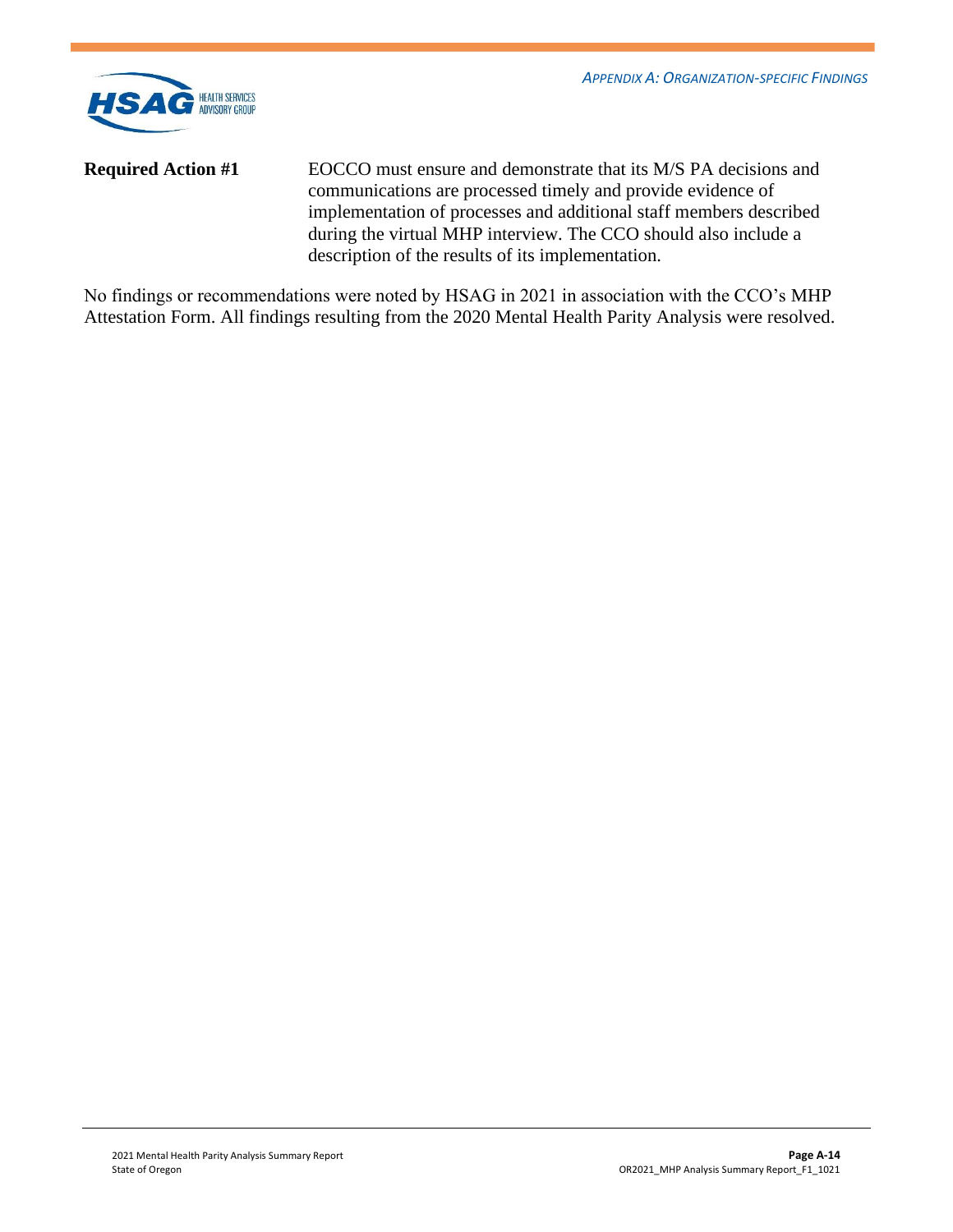**Required Action #1** EOCCO must ensure and demonstrate that its M/S PA decisions and communications are processed timely and provide evidence of implementation of processes and additional staff members described during the virtual MHP interview. The CCO should also include a description of the results of its implementation.

No findings or recommendations were noted by HSAG in 2021 in association with the CCO's MHP Attestation Form. All findings resulting from the 2020 Mental Health Parity Analysis were resolved.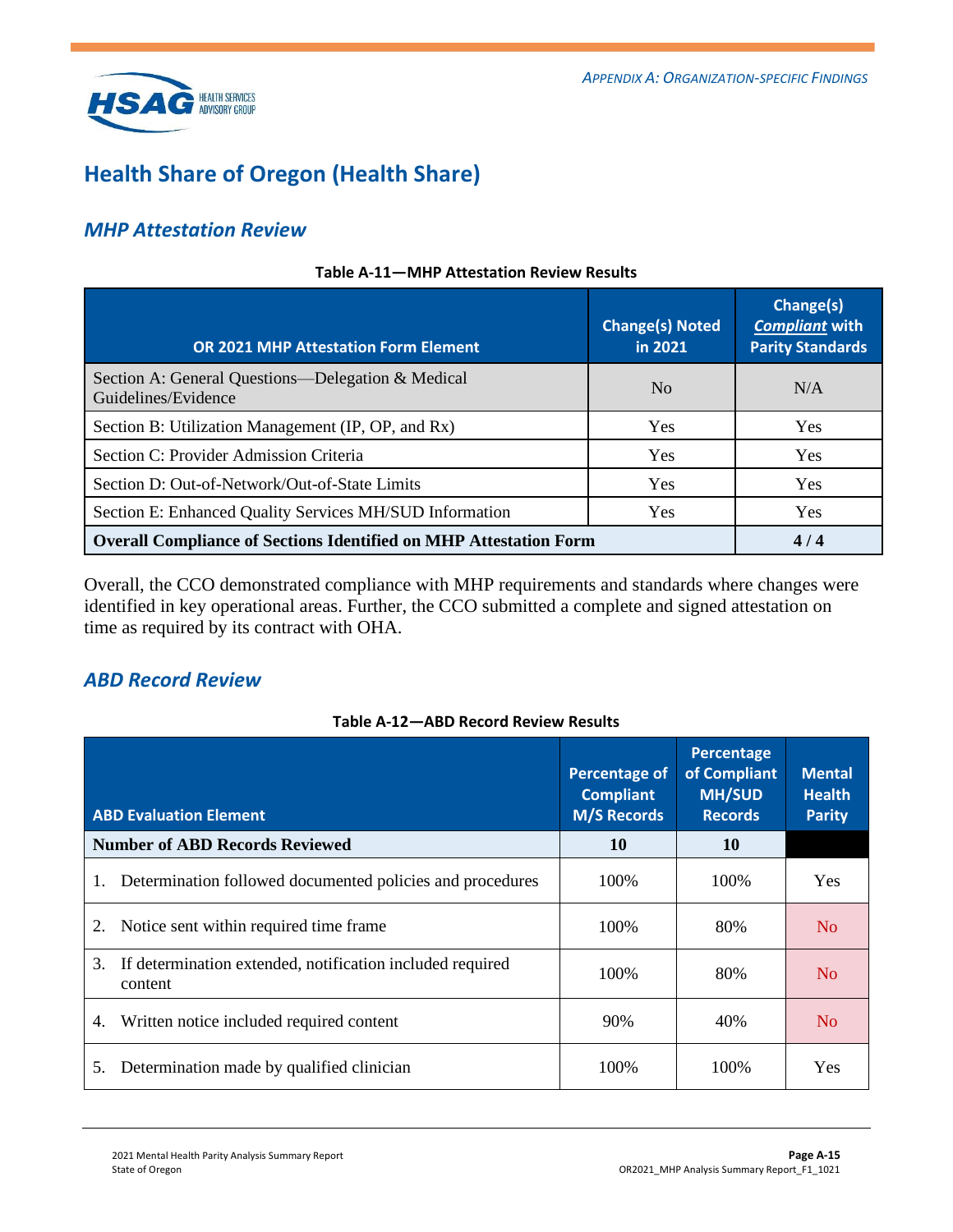# Health Share of Oregon (Health Share)

## *MHP Attestation Review*

**Table A-11—MHP Attestation Review Results**

| OR 2021 MHP Attestation Form Element | Change(s) Noted in 2021 | Change(s) *Compliant* with Parity Standards |
|---|---|---|
| Section A: General Questions—Delegation & Medical Guidelines/Evidence | No | N/A |
| Section B: Utilization Management (IP, OP, and Rx) | Yes | Yes |
| Section C: Provider Admission Criteria | Yes | Yes |
| Section D: Out-of-Network/Out-of-State Limits | Yes | Yes |
| Section E: Enhanced Quality Services MH/SUD Information | Yes | Yes |
| **Overall Compliance of Sections Identified on MHP Attestation Form** | | **4 / 4** |

Overall, the CCO demonstrated compliance with MHP requirements and standards where changes were identified in key operational areas. Further, the CCO submitted a complete and signed attestation on time as required by its contract with OHA.

## *ABD Record Review*

**Table A-12—ABD Record Review Results**

| ABD Evaluation Element | Percentage of Compliant M/S Records | Percentage of Compliant MH/SUD Records | Mental Health Parity |
|---|---|---|---|
| **Number of ABD Records Reviewed** | **10** | **10** | |
| 1. Determination followed documented policies and procedures | 100% | 100% | Yes |
| 2. Notice sent within required time frame | 100% | 80% | No |
| 3. If determination extended, notification included required content | 100% | 80% | No |
| 4. Written notice included required content | 90% | 40% | No |
| 5. Determination made by qualified clinician | 100% | 100% | Yes |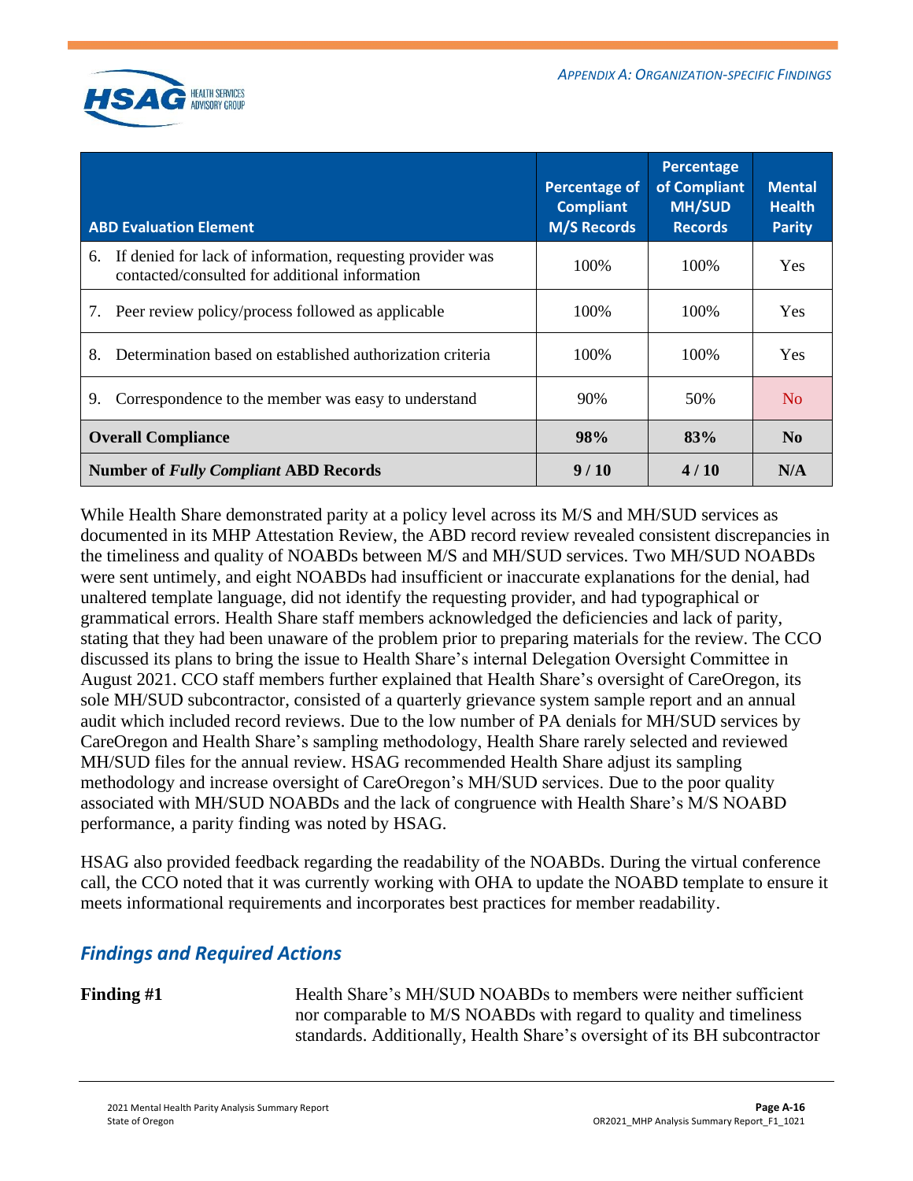| ABD Evaluation Element | Percentage of Compliant M/S Records | Percentage of Compliant MH/SUD Records | Mental Health Parity |
|---|---|---|---|
| 6. If denied for lack of information, requesting provider was contacted/consulted for additional information | 100% | 100% | Yes |
| 7. Peer review policy/process followed as applicable | 100% | 100% | Yes |
| 8. Determination based on established authorization criteria | 100% | 100% | Yes |
| 9. Correspondence to the member was easy to understand | 90% | 50% | No |
| **Overall Compliance** | **98%** | **83%** | **No** |
| **Number of *Fully Compliant* ABD Records** | **9 / 10** | **4 / 10** | **N/A** |

While Health Share demonstrated parity at a policy level across its M/S and MH/SUD services as documented in its MHP Attestation Review, the ABD record review revealed consistent discrepancies in the timeliness and quality of NOABDs between M/S and MH/SUD services. Two MH/SUD NOABDs were sent untimely, and eight NOABDs had insufficient or inaccurate explanations for the denial, had unaltered template language, did not identify the requesting provider, and had typographical or grammatical errors. Health Share staff members acknowledged the deficiencies and lack of parity, stating that they had been unaware of the problem prior to preparing materials for the review. The CCO discussed its plans to bring the issue to Health Share's internal Delegation Oversight Committee in August 2021. CCO staff members further explained that Health Share's oversight of CareOregon, its sole MH/SUD subcontractor, consisted of a quarterly grievance system sample report and an annual audit which included record reviews. Due to the low number of PA denials for MH/SUD services by CareOregon and Health Share's sampling methodology, Health Share rarely selected and reviewed MH/SUD files for the annual review. HSAG recommended Health Share adjust its sampling methodology and increase oversight of CareOregon's MH/SUD services. Due to the poor quality associated with MH/SUD NOABDs and the lack of congruence with Health Share's M/S NOABD performance, a parity finding was noted by HSAG.

HSAG also provided feedback regarding the readability of the NOABDs. During the virtual conference call, the CCO noted that it was currently working with OHA to update the NOABD template to ensure it meets informational requirements and incorporates best practices for member readability.

## *Findings and Required Actions*

**Finding #1** Health Share's MH/SUD NOABDs to members were neither sufficient nor comparable to M/S NOABDs with regard to quality and timeliness standards. Additionally, Health Share's oversight of its BH subcontractor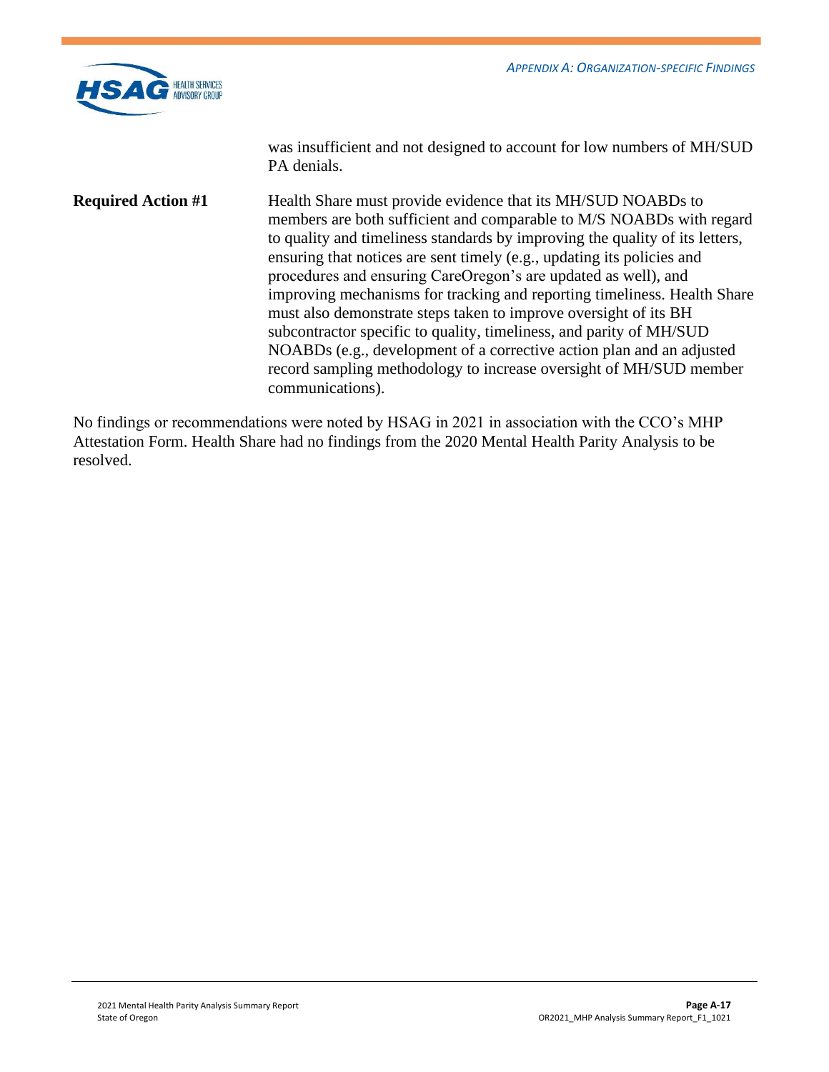was insufficient and not designed to account for low numbers of MH/SUD PA denials.

**Required Action #1** Health Share must provide evidence that its MH/SUD NOABDs to members are both sufficient and comparable to M/S NOABDs with regard to quality and timeliness standards by improving the quality of its letters, ensuring that notices are sent timely (e.g., updating its policies and procedures and ensuring CareOregon's are updated as well), and improving mechanisms for tracking and reporting timeliness. Health Share must also demonstrate steps taken to improve oversight of its BH subcontractor specific to quality, timeliness, and parity of MH/SUD NOABDs (e.g., development of a corrective action plan and an adjusted record sampling methodology to increase oversight of MH/SUD member communications).

No findings or recommendations were noted by HSAG in 2021 in association with the CCO's MHP Attestation Form. Health Share had no findings from the 2020 Mental Health Parity Analysis to be resolved.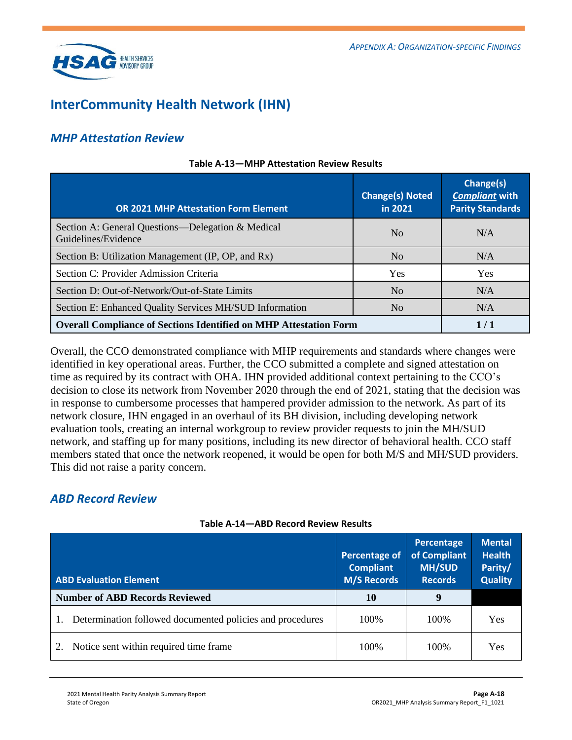# InterCommunity Health Network (IHN)

## *MHP Attestation Review*

**Table A-13—MHP Attestation Review Results**

| OR 2021 MHP Attestation Form Element | Change(s) Noted in 2021 | Change(s) *Compliant* with Parity Standards |
|---|---|---|
| Section A: General Questions—Delegation & Medical Guidelines/Evidence | No | N/A |
| Section B: Utilization Management (IP, OP, and Rx) | No | N/A |
| Section C: Provider Admission Criteria | Yes | Yes |
| Section D: Out-of-Network/Out-of-State Limits | No | N/A |
| Section E: Enhanced Quality Services MH/SUD Information | No | N/A |
| **Overall Compliance of Sections Identified on MHP Attestation Form** | | **1 / 1** |

Overall, the CCO demonstrated compliance with MHP requirements and standards where changes were identified in key operational areas. Further, the CCO submitted a complete and signed attestation on time as required by its contract with OHA. IHN provided additional context pertaining to the CCO's decision to close its network from November 2020 through the end of 2021, stating that the decision was in response to cumbersome processes that hampered provider admission to the network. As part of its network closure, IHN engaged in an overhaul of its BH division, including developing network evaluation tools, creating an internal workgroup to review provider requests to join the MH/SUD network, and staffing up for many positions, including its new director of behavioral health. CCO staff members stated that once the network reopened, it would be open for both M/S and MH/SUD providers. This did not raise a parity concern.

## *ABD Record Review*

**Table A-14—ABD Record Review Results**

| ABD Evaluation Element | Percentage of Compliant M/S Records | Percentage of Compliant MH/SUD Records | Mental Health Parity/ Quality |
|---|---|---|---|
| **Number of ABD Records Reviewed** | **10** | **9** | |
| 1. Determination followed documented policies and procedures | 100% | 100% | Yes |
| 2. Notice sent within required time frame | 100% | 100% | Yes |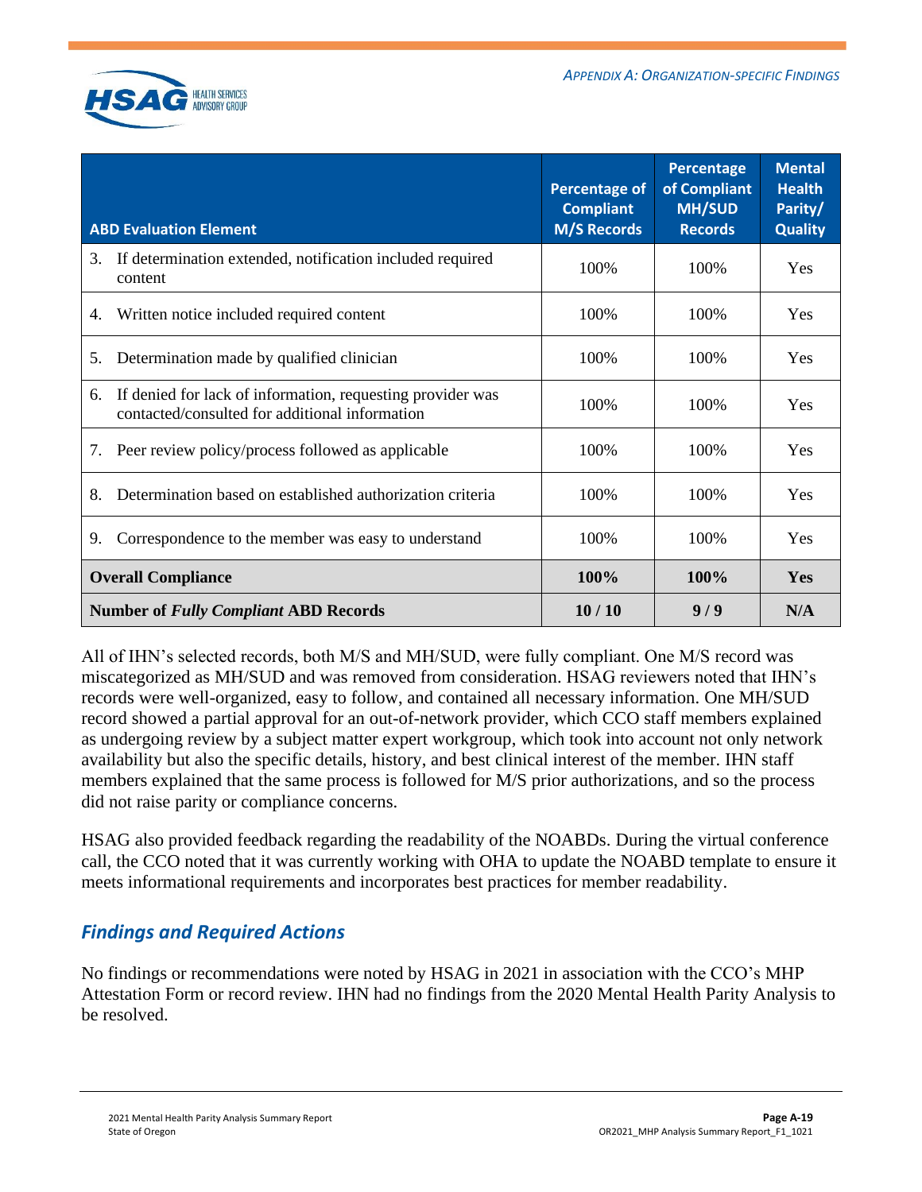| ABD Evaluation Element | Percentage of Compliant M/S Records | Percentage of Compliant MH/SUD Records | Mental Health Parity/ Quality |
|---|---|---|---|
| 3. If determination extended, notification included required content | 100% | 100% | Yes |
| 4. Written notice included required content | 100% | 100% | Yes |
| 5. Determination made by qualified clinician | 100% | 100% | Yes |
| 6. If denied for lack of information, requesting provider was contacted/consulted for additional information | 100% | 100% | Yes |
| 7. Peer review policy/process followed as applicable | 100% | 100% | Yes |
| 8. Determination based on established authorization criteria | 100% | 100% | Yes |
| 9. Correspondence to the member was easy to understand | 100% | 100% | Yes |
| **Overall Compliance** | **100%** | **100%** | **Yes** |
| **Number of *Fully Compliant* ABD Records** | **10 / 10** | **9 / 9** | **N/A** |

All of IHN's selected records, both M/S and MH/SUD, were fully compliant. One M/S record was miscategorized as MH/SUD and was removed from consideration. HSAG reviewers noted that IHN's records were well-organized, easy to follow, and contained all necessary information. One MH/SUD record showed a partial approval for an out-of-network provider, which CCO staff members explained as undergoing review by a subject matter expert workgroup, which took into account not only network availability but also the specific details, history, and best clinical interest of the member. IHN staff members explained that the same process is followed for M/S prior authorizations, and so the process did not raise parity or compliance concerns.

HSAG also provided feedback regarding the readability of the NOABDs. During the virtual conference call, the CCO noted that it was currently working with OHA to update the NOABD template to ensure it meets informational requirements and incorporates best practices for member readability.

## *Findings and Required Actions*

No findings or recommendations were noted by HSAG in 2021 in association with the CCO's MHP Attestation Form or record review. IHN had no findings from the 2020 Mental Health Parity Analysis to be resolved.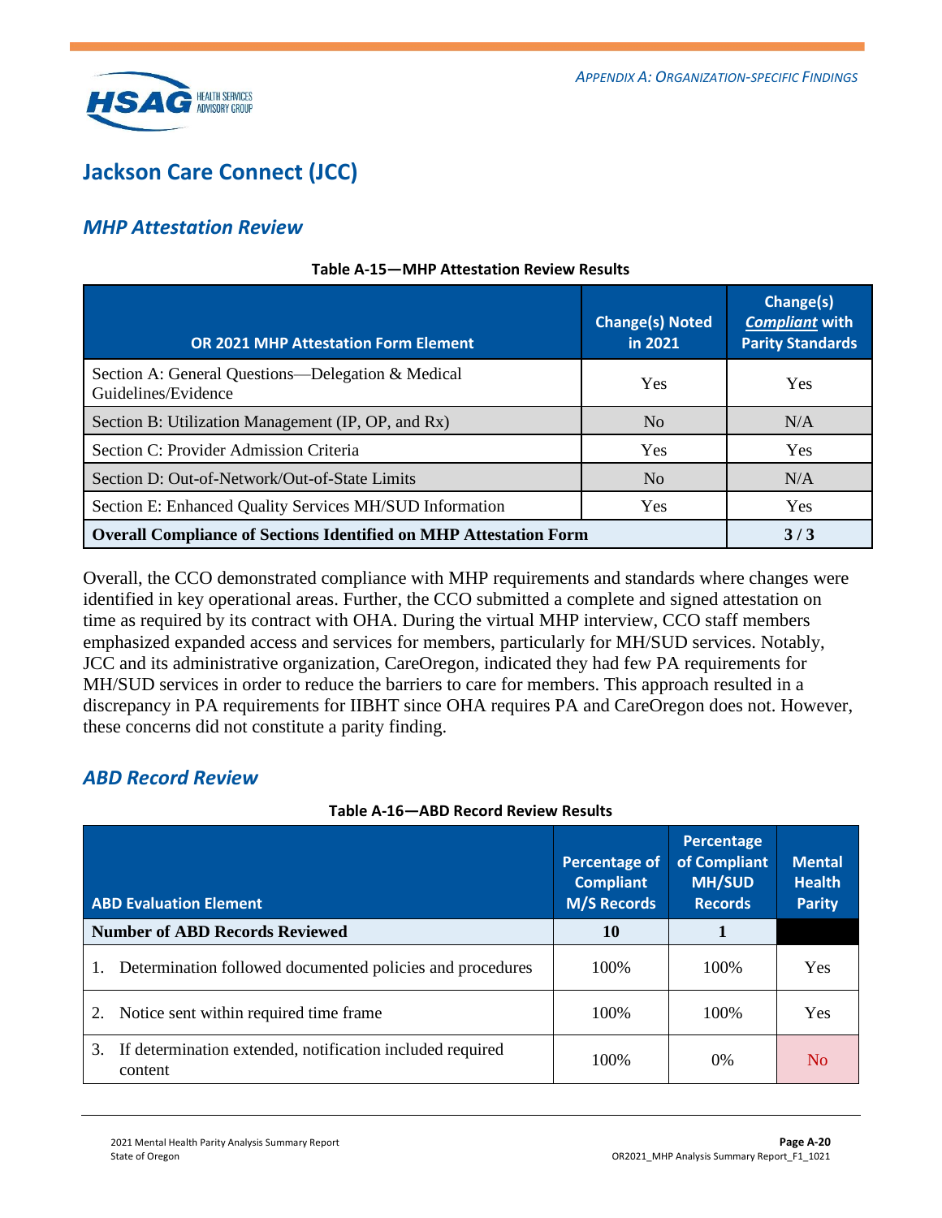## Jackson Care Connect (JCC)

### *MHP Attestation Review*

**Table A-15—MHP Attestation Review Results**

| OR 2021 MHP Attestation Form Element | Change(s) Noted in 2021 | Change(s) *Compliant* with Parity Standards |
|---|---|---|
| Section A: General Questions—Delegation & Medical Guidelines/Evidence | Yes | Yes |
| Section B: Utilization Management (IP, OP, and Rx) | No | N/A |
| Section C: Provider Admission Criteria | Yes | Yes |
| Section D: Out-of-Network/Out-of-State Limits | No | N/A |
| Section E: Enhanced Quality Services MH/SUD Information | Yes | Yes |
| **Overall Compliance of Sections Identified on MHP Attestation Form** | | **3 / 3** |

Overall, the CCO demonstrated compliance with MHP requirements and standards where changes were identified in key operational areas. Further, the CCO submitted a complete and signed attestation on time as required by its contract with OHA. During the virtual MHP interview, CCO staff members emphasized expanded access and services for members, particularly for MH/SUD services. Notably, JCC and its administrative organization, CareOregon, indicated they had few PA requirements for MH/SUD services in order to reduce the barriers to care for members. This approach resulted in a discrepancy in PA requirements for IIBHT since OHA requires PA and CareOregon does not. However, these concerns did not constitute a parity finding.

### *ABD Record Review*

**Table A-16—ABD Record Review Results**

| ABD Evaluation Element | Percentage of Compliant M/S Records | Percentage of Compliant MH/SUD Records | Mental Health Parity |
|---|---|---|---|
| **Number of ABD Records Reviewed** | **10** | **1** | |
| 1. Determination followed documented policies and procedures | 100% | 100% | Yes |
| 2. Notice sent within required time frame | 100% | 100% | Yes |
| 3. If determination extended, notification included required content | 100% | 0% | No |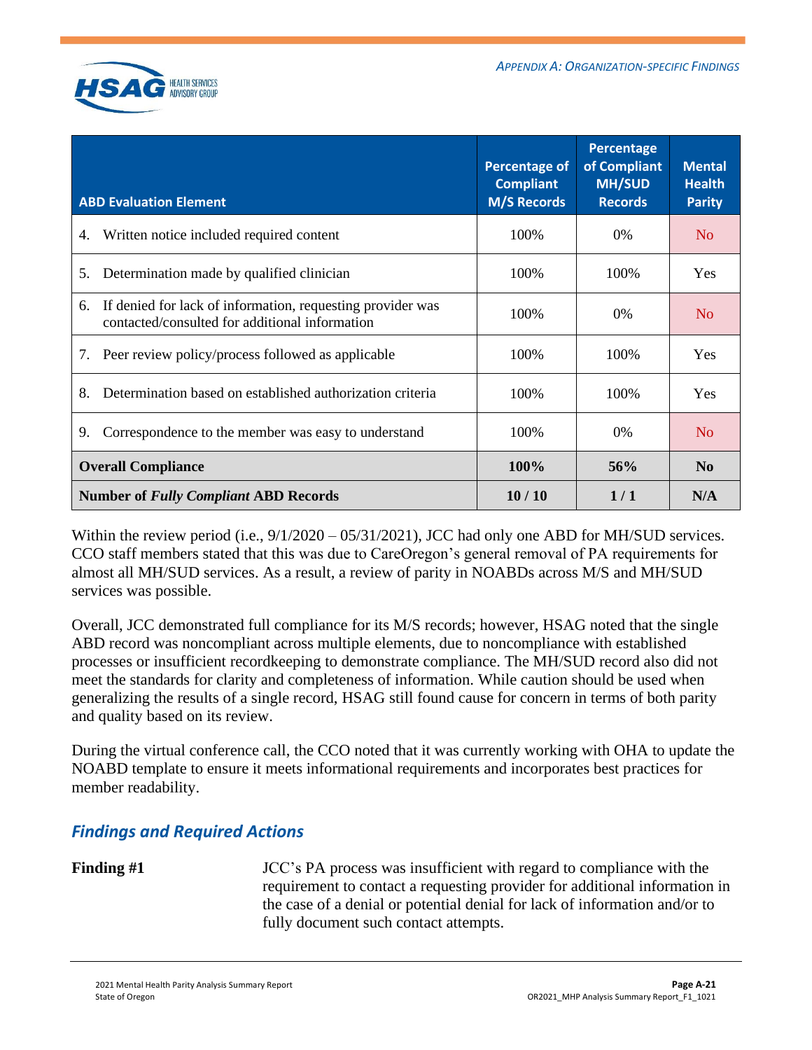| ABD Evaluation Element | Percentage of Compliant M/S Records | Percentage of Compliant MH/SUD Records | Mental Health Parity |
|---|---|---|---|
| 4. Written notice included required content | 100% | 0% | No |
| 5. Determination made by qualified clinician | 100% | 100% | Yes |
| 6. If denied for lack of information, requesting provider was contacted/consulted for additional information | 100% | 0% | No |
| 7. Peer review policy/process followed as applicable | 100% | 100% | Yes |
| 8. Determination based on established authorization criteria | 100% | 100% | Yes |
| 9. Correspondence to the member was easy to understand | 100% | 0% | No |
| **Overall Compliance** | **100%** | **56%** | **No** |
| **Number of *Fully Compliant* ABD Records** | **10 / 10** | **1 / 1** | **N/A** |

Within the review period (i.e., 9/1/2020 – 05/31/2021), JCC had only one ABD for MH/SUD services. CCO staff members stated that this was due to CareOregon's general removal of PA requirements for almost all MH/SUD services. As a result, a review of parity in NOABDs across M/S and MH/SUD services was possible.

Overall, JCC demonstrated full compliance for its M/S records; however, HSAG noted that the single ABD record was noncompliant across multiple elements, due to noncompliance with established processes or insufficient recordkeeping to demonstrate compliance. The MH/SUD record also did not meet the standards for clarity and completeness of information. While caution should be used when generalizing the results of a single record, HSAG still found cause for concern in terms of both parity and quality based on its review.

During the virtual conference call, the CCO noted that it was currently working with OHA to update the NOABD template to ensure it meets informational requirements and incorporates best practices for member readability.

## *Findings and Required Actions*

**Finding #1** JCC's PA process was insufficient with regard to compliance with the requirement to contact a requesting provider for additional information in the case of a denial or potential denial for lack of information and/or to fully document such contact attempts.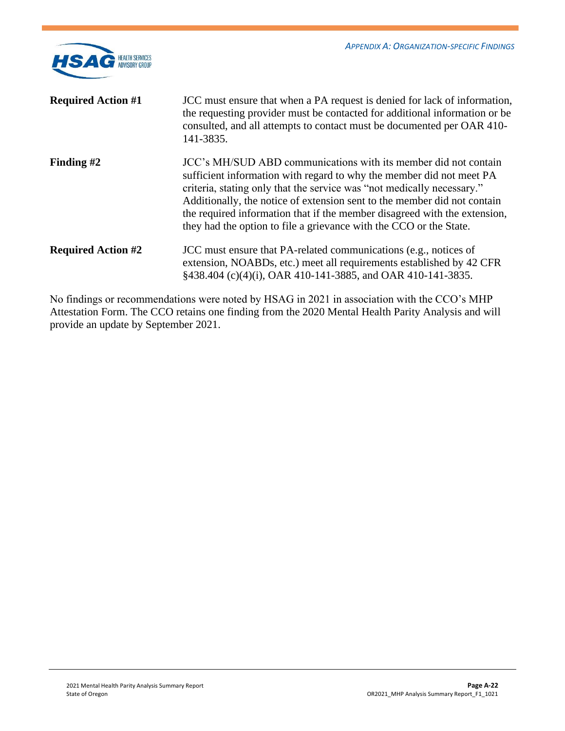**Required Action #1** JCC must ensure that when a PA request is denied for lack of information, the requesting provider must be contacted for additional information or be consulted, and all attempts to contact must be documented per OAR 410-141-3835.

**Finding #2** JCC's MH/SUD ABD communications with its member did not contain sufficient information with regard to why the member did not meet PA criteria, stating only that the service was "not medically necessary." Additionally, the notice of extension sent to the member did not contain the required information that if the member disagreed with the extension, they had the option to file a grievance with the CCO or the State.

**Required Action #2** JCC must ensure that PA-related communications (e.g., notices of extension, NOABDs, etc.) meet all requirements established by 42 CFR §438.404 (c)(4)(i), OAR 410-141-3885, and OAR 410-141-3835.

No findings or recommendations were noted by HSAG in 2021 in association with the CCO's MHP Attestation Form. The CCO retains one finding from the 2020 Mental Health Parity Analysis and will provide an update by September 2021.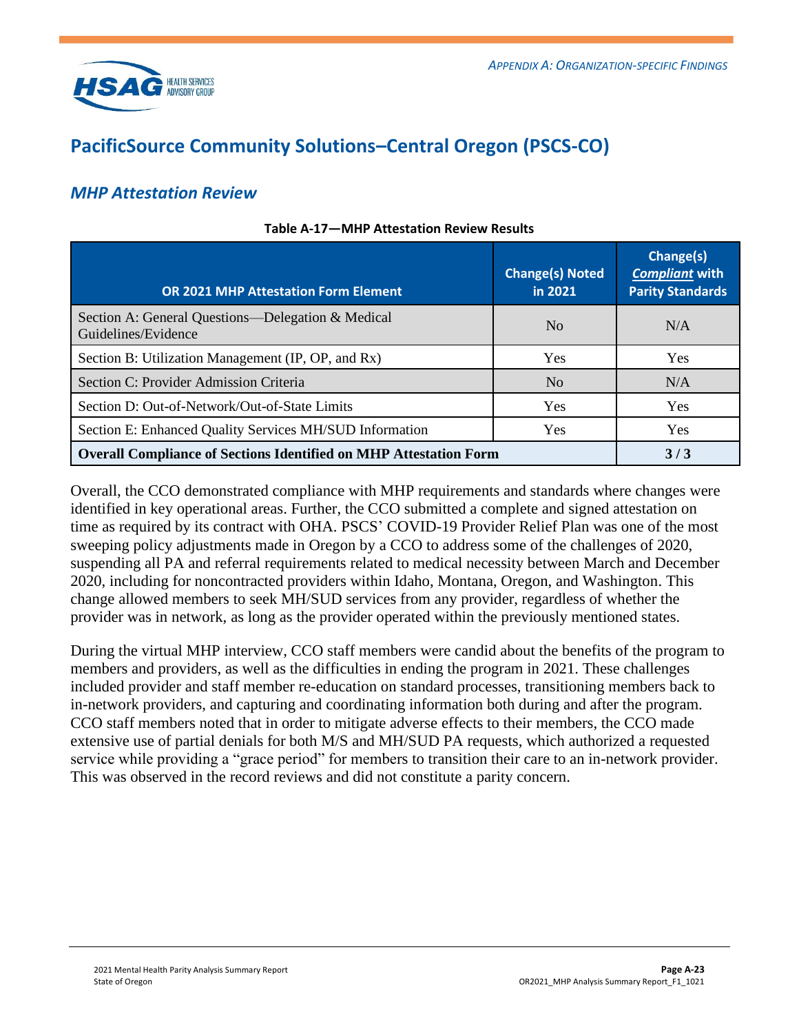## PacificSource Community Solutions–Central Oregon (PSCS-CO)

### *MHP Attestation Review*

**Table A-17—MHP Attestation Review Results**

| OR 2021 MHP Attestation Form Element | Change(s) Noted in 2021 | Change(s) *Compliant* with Parity Standards |
|---|---|---|
| Section A: General Questions—Delegation & Medical Guidelines/Evidence | No | N/A |
| Section B: Utilization Management (IP, OP, and Rx) | Yes | Yes |
| Section C: Provider Admission Criteria | No | N/A |
| Section D: Out-of-Network/Out-of-State Limits | Yes | Yes |
| Section E: Enhanced Quality Services MH/SUD Information | Yes | Yes |
| **Overall Compliance of Sections Identified on MHP Attestation Form** | | **3 / 3** |

Overall, the CCO demonstrated compliance with MHP requirements and standards where changes were identified in key operational areas. Further, the CCO submitted a complete and signed attestation on time as required by its contract with OHA. PSCS' COVID-19 Provider Relief Plan was one of the most sweeping policy adjustments made in Oregon by a CCO to address some of the challenges of 2020, suspending all PA and referral requirements related to medical necessity between March and December 2020, including for noncontracted providers within Idaho, Montana, Oregon, and Washington. This change allowed members to seek MH/SUD services from any provider, regardless of whether the provider was in network, as long as the provider operated within the previously mentioned states.

During the virtual MHP interview, CCO staff members were candid about the benefits of the program to members and providers, as well as the difficulties in ending the program in 2021. These challenges included provider and staff member re-education on standard processes, transitioning members back to in-network providers, and capturing and coordinating information both during and after the program. CCO staff members noted that in order to mitigate adverse effects to their members, the CCO made extensive use of partial denials for both M/S and MH/SUD PA requests, which authorized a requested service while providing a "grace period" for members to transition their care to an in-network provider. This was observed in the record reviews and did not constitute a parity concern.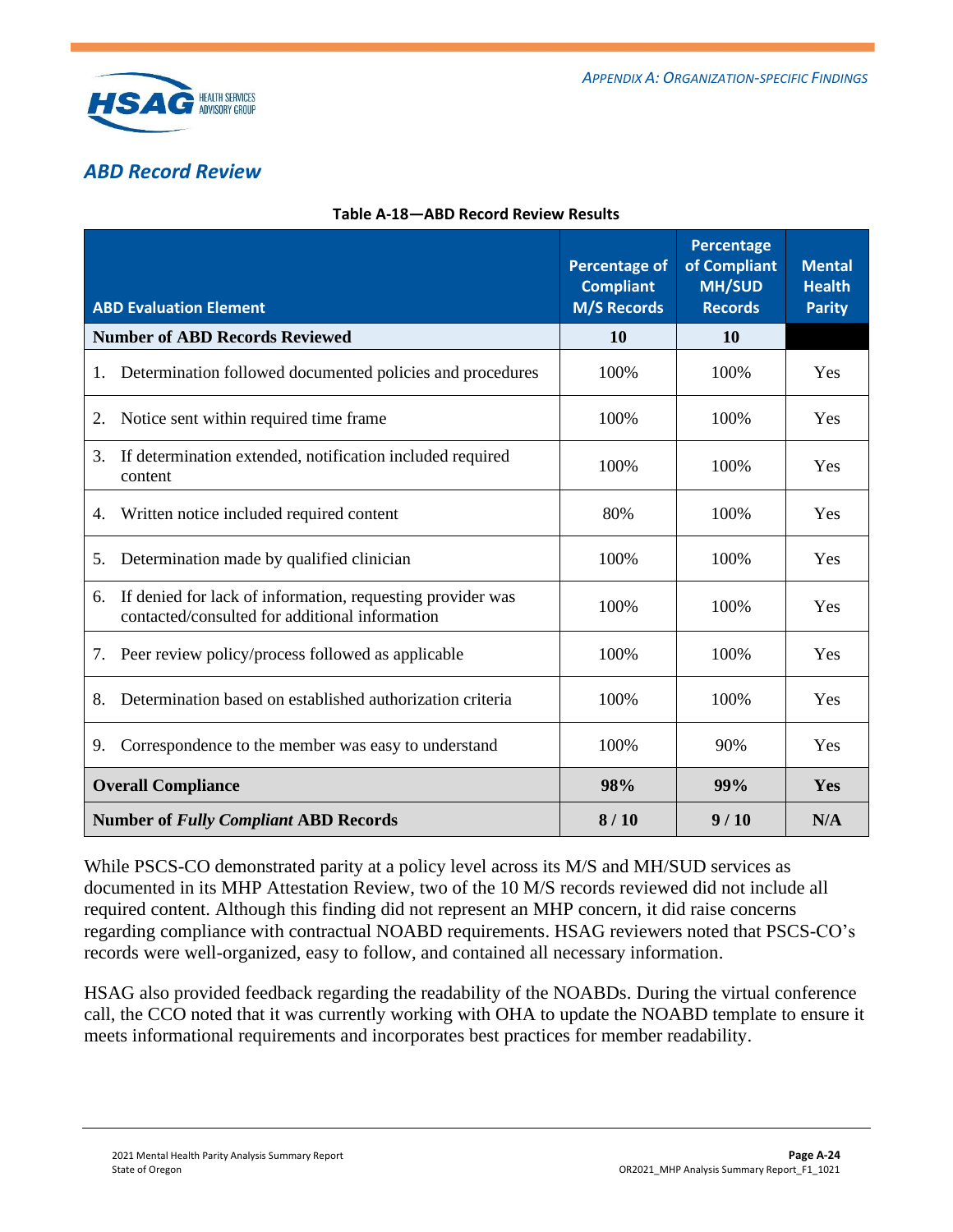## *ABD Record Review*

**Table A-18—ABD Record Review Results**

| ABD Evaluation Element | Percentage of Compliant M/S Records | Percentage of Compliant MH/SUD Records | Mental Health Parity |
|---|---|---|---|
| **Number of ABD Records Reviewed** | **10** | **10** | |
| 1. Determination followed documented policies and procedures | 100% | 100% | Yes |
| 2. Notice sent within required time frame | 100% | 100% | Yes |
| 3. If determination extended, notification included required content | 100% | 100% | Yes |
| 4. Written notice included required content | 80% | 100% | Yes |
| 5. Determination made by qualified clinician | 100% | 100% | Yes |
| 6. If denied for lack of information, requesting provider was contacted/consulted for additional information | 100% | 100% | Yes |
| 7. Peer review policy/process followed as applicable | 100% | 100% | Yes |
| 8. Determination based on established authorization criteria | 100% | 100% | Yes |
| 9. Correspondence to the member was easy to understand | 100% | 90% | Yes |
| **Overall Compliance** | **98%** | **99%** | **Yes** |
| **Number of *Fully Compliant* ABD Records** | **8 / 10** | **9 / 10** | **N/A** |

While PSCS-CO demonstrated parity at a policy level across its M/S and MH/SUD services as documented in its MHP Attestation Review, two of the 10 M/S records reviewed did not include all required content. Although this finding did not represent an MHP concern, it did raise concerns regarding compliance with contractual NOABD requirements. HSAG reviewers noted that PSCS-CO's records were well-organized, easy to follow, and contained all necessary information.

HSAG also provided feedback regarding the readability of the NOABDs. During the virtual conference call, the CCO noted that it was currently working with OHA to update the NOABD template to ensure it meets informational requirements and incorporates best practices for member readability.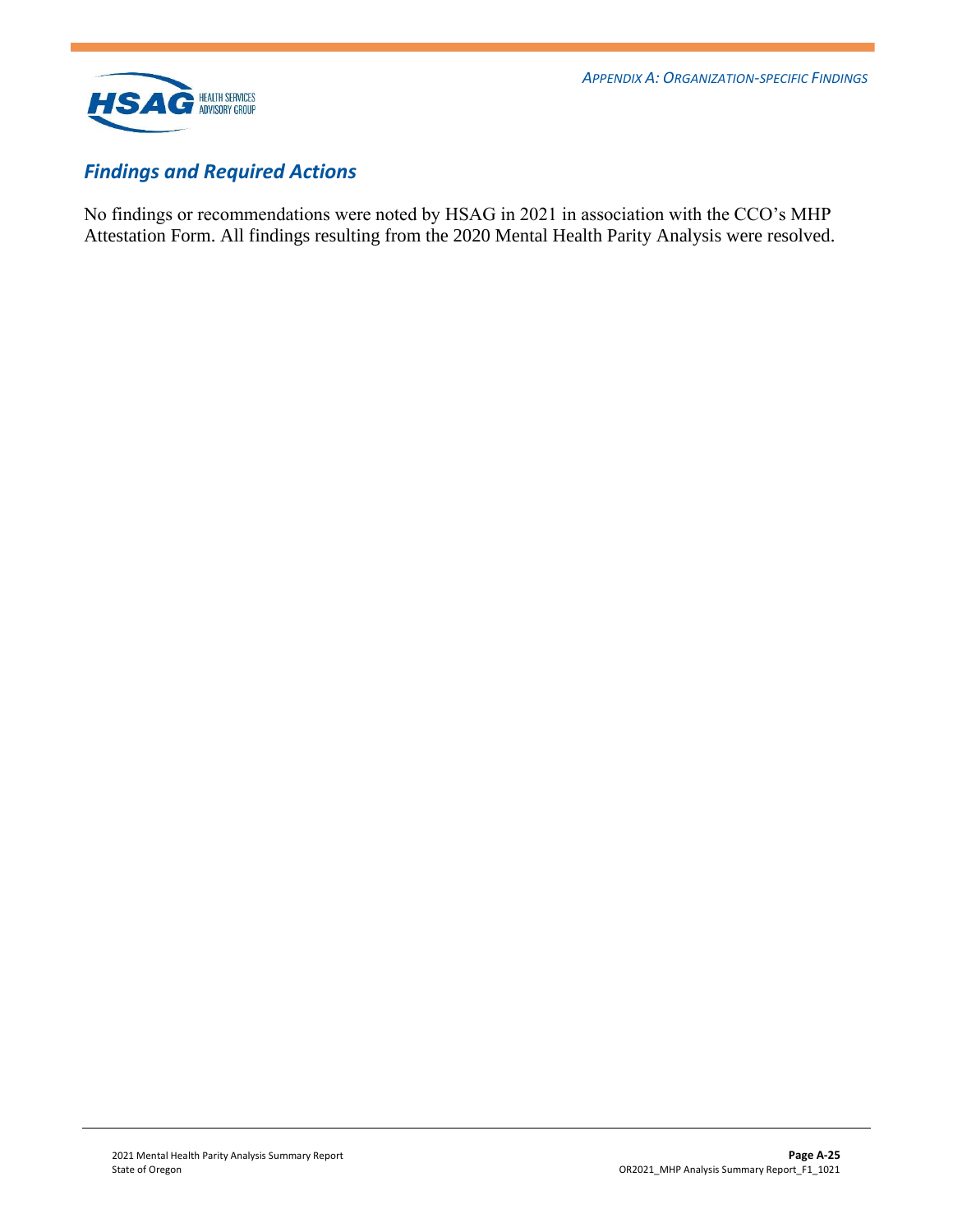### *Findings and Required Actions*

No findings or recommendations were noted by HSAG in 2021 in association with the CCO's MHP Attestation Form. All findings resulting from the 2020 Mental Health Parity Analysis were resolved.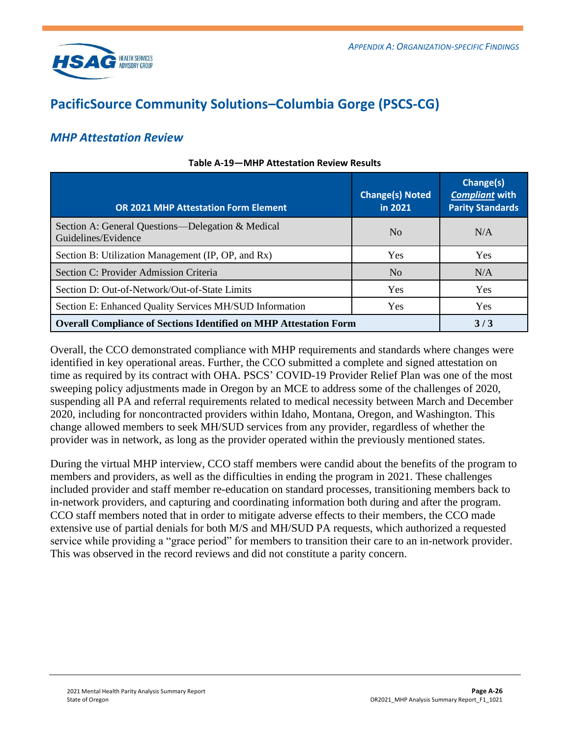## PacificSource Community Solutions–Columbia Gorge (PSCS-CG)

### *MHP Attestation Review*

**Table A-19—MHP Attestation Review Results**

| OR 2021 MHP Attestation Form Element | Change(s) Noted in 2021 | Change(s) *Compliant* with Parity Standards |
|---|---|---|
| Section A: General Questions—Delegation & Medical Guidelines/Evidence | No | N/A |
| Section B: Utilization Management (IP, OP, and Rx) | Yes | Yes |
| Section C: Provider Admission Criteria | No | N/A |
| Section D: Out-of-Network/Out-of-State Limits | Yes | Yes |
| Section E: Enhanced Quality Services MH/SUD Information | Yes | Yes |
| **Overall Compliance of Sections Identified on MHP Attestation Form** | | **3 / 3** |

Overall, the CCO demonstrated compliance with MHP requirements and standards where changes were identified in key operational areas. Further, the CCO submitted a complete and signed attestation on time as required by its contract with OHA. PSCS' COVID-19 Provider Relief Plan was one of the most sweeping policy adjustments made in Oregon by an MCE to address some of the challenges of 2020, suspending all PA and referral requirements related to medical necessity between March and December 2020, including for noncontracted providers within Idaho, Montana, Oregon, and Washington. This change allowed members to seek MH/SUD services from any provider, regardless of whether the provider was in network, as long as the provider operated within the previously mentioned states.

During the virtual MHP interview, CCO staff members were candid about the benefits of the program to members and providers, as well as the difficulties in ending the program in 2021. These challenges included provider and staff member re-education on standard processes, transitioning members back to in-network providers, and capturing and coordinating information both during and after the program. CCO staff members noted that in order to mitigate adverse effects to their members, the CCO made extensive use of partial denials for both M/S and MH/SUD PA requests, which authorized a requested service while providing a "grace period" for members to transition their care to an in-network provider. This was observed in the record reviews and did not constitute a parity concern.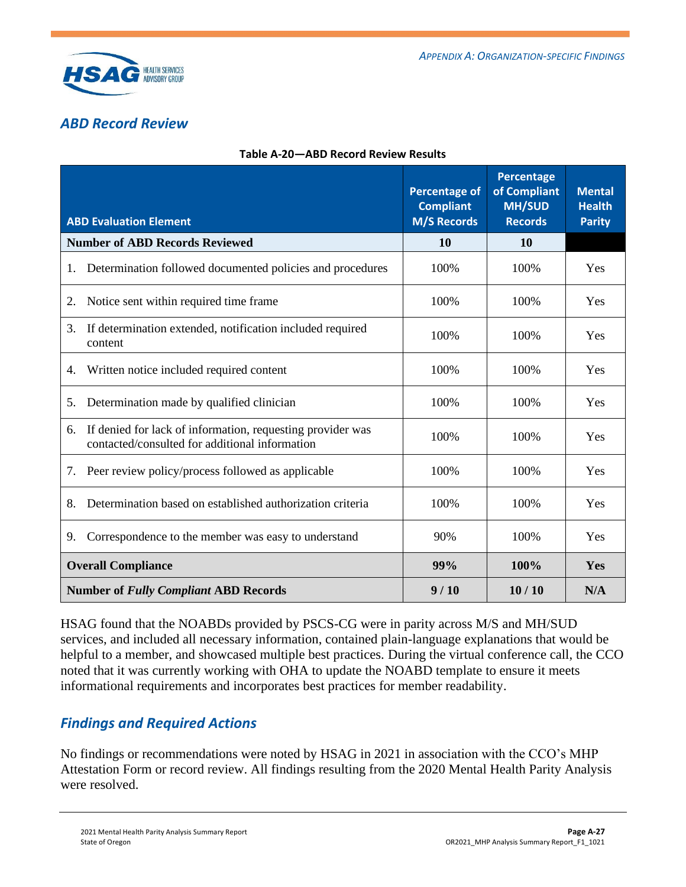## *ABD Record Review*

**Table A-20—ABD Record Review Results**

| ABD Evaluation Element | Percentage of Compliant M/S Records | Percentage of Compliant MH/SUD Records | Mental Health Parity |
|---|---|---|---|
| **Number of ABD Records Reviewed** | **10** | **10** | |
| 1. Determination followed documented policies and procedures | 100% | 100% | Yes |
| 2. Notice sent within required time frame | 100% | 100% | Yes |
| 3. If determination extended, notification included required content | 100% | 100% | Yes |
| 4. Written notice included required content | 100% | 100% | Yes |
| 5. Determination made by qualified clinician | 100% | 100% | Yes |
| 6. If denied for lack of information, requesting provider was contacted/consulted for additional information | 100% | 100% | Yes |
| 7. Peer review policy/process followed as applicable | 100% | 100% | Yes |
| 8. Determination based on established authorization criteria | 100% | 100% | Yes |
| 9. Correspondence to the member was easy to understand | 90% | 100% | Yes |
| **Overall Compliance** | **99%** | **100%** | **Yes** |
| **Number of *Fully Compliant* ABD Records** | **9 / 10** | **10 / 10** | **N/A** |

HSAG found that the NOABDs provided by PSCS-CG were in parity across M/S and MH/SUD services, and included all necessary information, contained plain-language explanations that would be helpful to a member, and showcased multiple best practices. During the virtual conference call, the CCO noted that it was currently working with OHA to update the NOABD template to ensure it meets informational requirements and incorporates best practices for member readability.

## *Findings and Required Actions*

No findings or recommendations were noted by HSAG in 2021 in association with the CCO's MHP Attestation Form or record review. All findings resulting from the 2020 Mental Health Parity Analysis were resolved.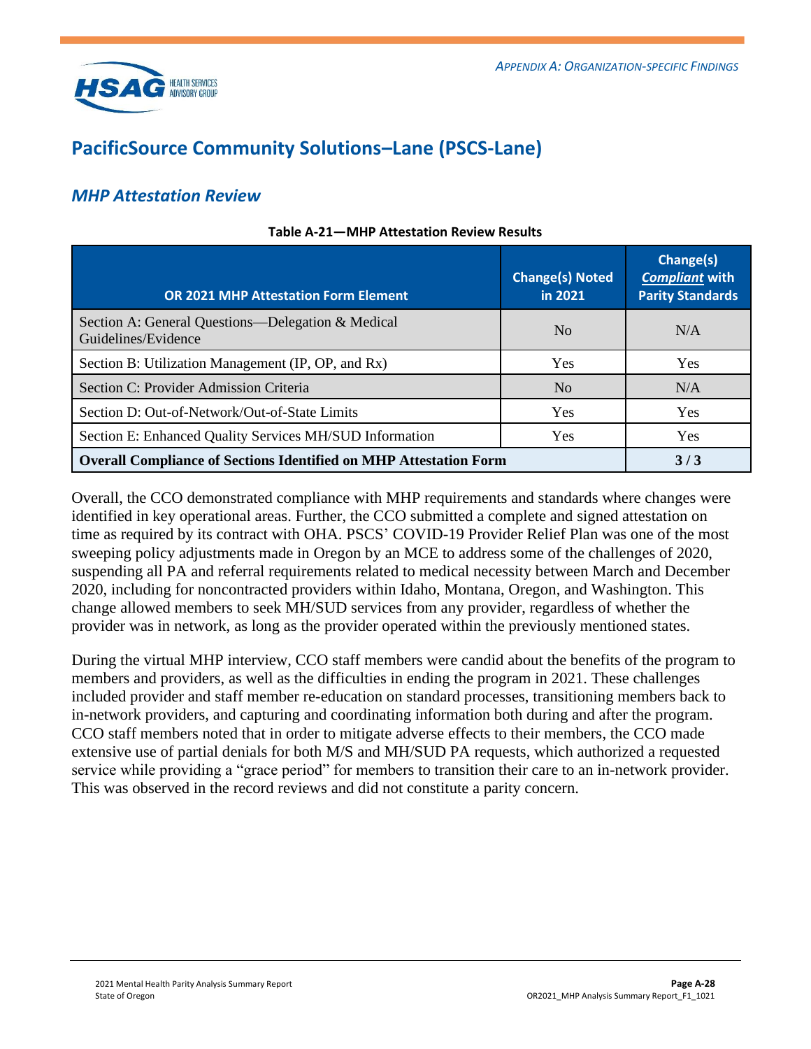## PacificSource Community Solutions–Lane (PSCS-Lane)

### *MHP Attestation Review*

**Table A-21—MHP Attestation Review Results**

| OR 2021 MHP Attestation Form Element | Change(s) Noted in 2021 | Change(s) ***Compliant*** with Parity Standards |
|---|---|---|
| Section A: General Questions—Delegation & Medical Guidelines/Evidence | No | N/A |
| Section B: Utilization Management (IP, OP, and Rx) | Yes | Yes |
| Section C: Provider Admission Criteria | No | N/A |
| Section D: Out-of-Network/Out-of-State Limits | Yes | Yes |
| Section E: Enhanced Quality Services MH/SUD Information | Yes | Yes |
| **Overall Compliance of Sections Identified on MHP Attestation Form** | | **3 / 3** |

Overall, the CCO demonstrated compliance with MHP requirements and standards where changes were identified in key operational areas. Further, the CCO submitted a complete and signed attestation on time as required by its contract with OHA. PSCS' COVID-19 Provider Relief Plan was one of the most sweeping policy adjustments made in Oregon by an MCE to address some of the challenges of 2020, suspending all PA and referral requirements related to medical necessity between March and December 2020, including for noncontracted providers within Idaho, Montana, Oregon, and Washington. This change allowed members to seek MH/SUD services from any provider, regardless of whether the provider was in network, as long as the provider operated within the previously mentioned states.

During the virtual MHP interview, CCO staff members were candid about the benefits of the program to members and providers, as well as the difficulties in ending the program in 2021. These challenges included provider and staff member re-education on standard processes, transitioning members back to in-network providers, and capturing and coordinating information both during and after the program. CCO staff members noted that in order to mitigate adverse effects to their members, the CCO made extensive use of partial denials for both M/S and MH/SUD PA requests, which authorized a requested service while providing a "grace period" for members to transition their care to an in-network provider. This was observed in the record reviews and did not constitute a parity concern.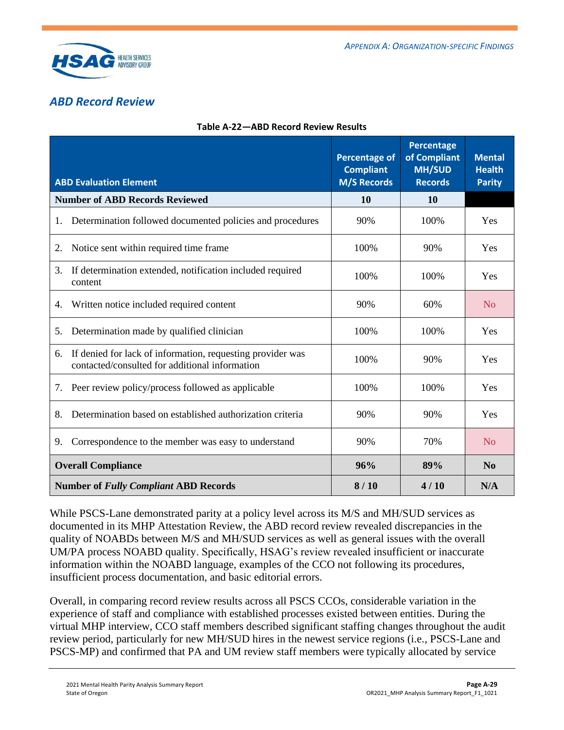## ABD Record Review

**Table A-22—ABD Record Review Results**

| ABD Evaluation Element | Percentage of Compliant M/S Records | Percentage of Compliant MH/SUD Records | Mental Health Parity |
|---|---|---|---|
| **Number of ABD Records Reviewed** | **10** | **10** | |
| 1. Determination followed documented policies and procedures | 90% | 100% | Yes |
| 2. Notice sent within required time frame | 100% | 90% | Yes |
| 3. If determination extended, notification included required content | 100% | 100% | Yes |
| 4. Written notice included required content | 90% | 60% | No |
| 5. Determination made by qualified clinician | 100% | 100% | Yes |
| 6. If denied for lack of information, requesting provider was contacted/consulted for additional information | 100% | 90% | Yes |
| 7. Peer review policy/process followed as applicable | 100% | 100% | Yes |
| 8. Determination based on established authorization criteria | 90% | 90% | Yes |
| 9. Correspondence to the member was easy to understand | 90% | 70% | No |
| **Overall Compliance** | **96%** | **89%** | **No** |
| **Number of *Fully Compliant* ABD Records** | **8 / 10** | **4 / 10** | **N/A** |

While PSCS-Lane demonstrated parity at a policy level across its M/S and MH/SUD services as documented in its MHP Attestation Review, the ABD record review revealed discrepancies in the quality of NOABDs between M/S and MH/SUD services as well as general issues with the overall UM/PA process NOABD quality. Specifically, HSAG's review revealed insufficient or inaccurate information within the NOABD language, examples of the CCO not following its procedures, insufficient process documentation, and basic editorial errors.

Overall, in comparing record review results across all PSCS CCOs, considerable variation in the experience of staff and compliance with established processes existed between entities. During the virtual MHP interview, CCO staff members described significant staffing changes throughout the audit review period, particularly for new MH/SUD hires in the newest service regions (i.e., PSCS-Lane and PSCS-MP) and confirmed that PA and UM review staff members were typically allocated by service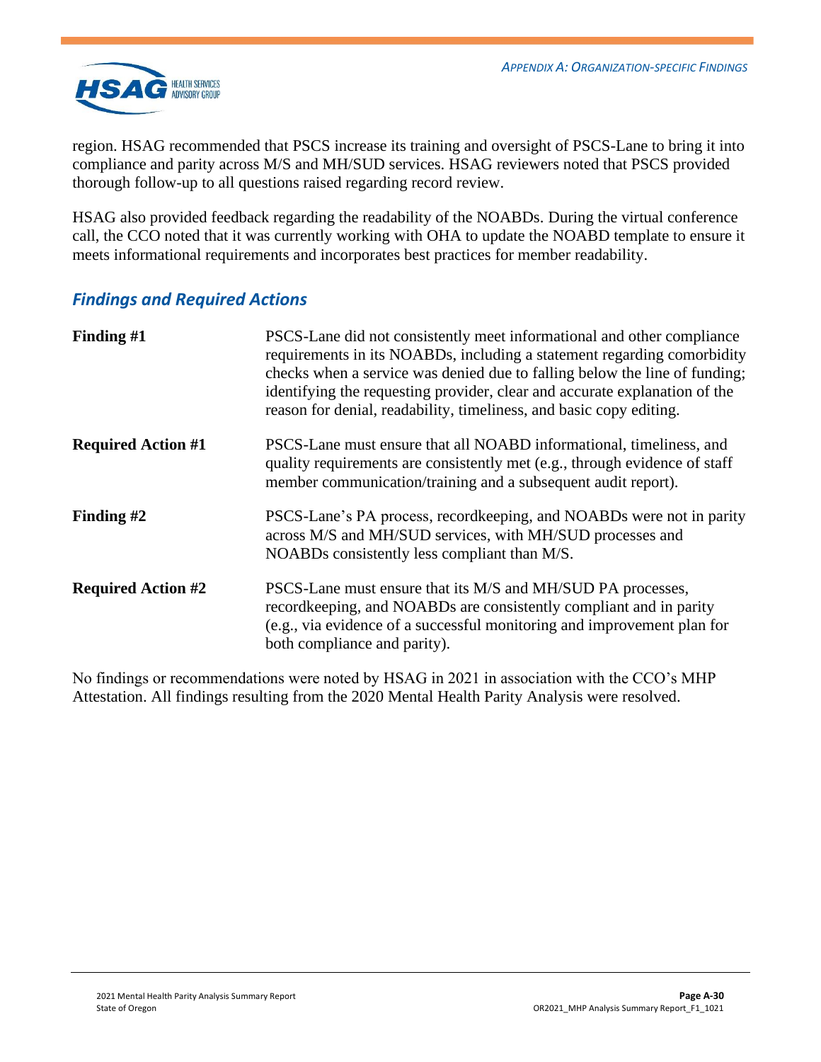region. HSAG recommended that PSCS increase its training and oversight of PSCS-Lane to bring it into compliance and parity across M/S and MH/SUD services. HSAG reviewers noted that PSCS provided thorough follow-up to all questions raised regarding record review.

HSAG also provided feedback regarding the readability of the NOABDs. During the virtual conference call, the CCO noted that it was currently working with OHA to update the NOABD template to ensure it meets informational requirements and incorporates best practices for member readability.

## *Findings and Required Actions*

| | |
|---|---|
| **Finding #1** | PSCS-Lane did not consistently meet informational and other compliance requirements in its NOABDs, including a statement regarding comorbidity checks when a service was denied due to falling below the line of funding; identifying the requesting provider, clear and accurate explanation of the reason for denial, readability, timeliness, and basic copy editing. |
| **Required Action #1** | PSCS-Lane must ensure that all NOABD informational, timeliness, and quality requirements are consistently met (e.g., through evidence of staff member communication/training and a subsequent audit report). |
| **Finding #2** | PSCS-Lane's PA process, recordkeeping, and NOABDs were not in parity across M/S and MH/SUD services, with MH/SUD processes and NOABDs consistently less compliant than M/S. |
| **Required Action #2** | PSCS-Lane must ensure that its M/S and MH/SUD PA processes, recordkeeping, and NOABDs are consistently compliant and in parity (e.g., via evidence of a successful monitoring and improvement plan for both compliance and parity). |

No findings or recommendations were noted by HSAG in 2021 in association with the CCO's MHP Attestation. All findings resulting from the 2020 Mental Health Parity Analysis were resolved.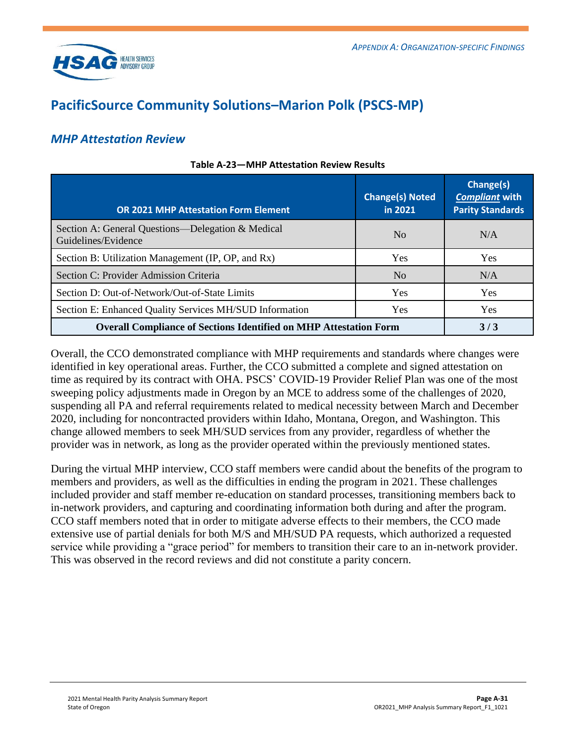## PacificSource Community Solutions–Marion Polk (PSCS-MP)

### *MHP Attestation Review*

**Table A-23—MHP Attestation Review Results**

| OR 2021 MHP Attestation Form Element | Change(s) Noted in 2021 | Change(s) ***Compliant*** with Parity Standards |
|---|---|---|
| Section A: General Questions—Delegation & Medical Guidelines/Evidence | No | N/A |
| Section B: Utilization Management (IP, OP, and Rx) | Yes | Yes |
| Section C: Provider Admission Criteria | No | N/A |
| Section D: Out-of-Network/Out-of-State Limits | Yes | Yes |
| Section E: Enhanced Quality Services MH/SUD Information | Yes | Yes |
| **Overall Compliance of Sections Identified on MHP Attestation Form** | | **3 / 3** |

Overall, the CCO demonstrated compliance with MHP requirements and standards where changes were identified in key operational areas. Further, the CCO submitted a complete and signed attestation on time as required by its contract with OHA. PSCS' COVID-19 Provider Relief Plan was one of the most sweeping policy adjustments made in Oregon by an MCE to address some of the challenges of 2020, suspending all PA and referral requirements related to medical necessity between March and December 2020, including for noncontracted providers within Idaho, Montana, Oregon, and Washington. This change allowed members to seek MH/SUD services from any provider, regardless of whether the provider was in network, as long as the provider operated within the previously mentioned states.

During the virtual MHP interview, CCO staff members were candid about the benefits of the program to members and providers, as well as the difficulties in ending the program in 2021. These challenges included provider and staff member re-education on standard processes, transitioning members back to in-network providers, and capturing and coordinating information both during and after the program. CCO staff members noted that in order to mitigate adverse effects to their members, the CCO made extensive use of partial denials for both M/S and MH/SUD PA requests, which authorized a requested service while providing a "grace period" for members to transition their care to an in-network provider. This was observed in the record reviews and did not constitute a parity concern.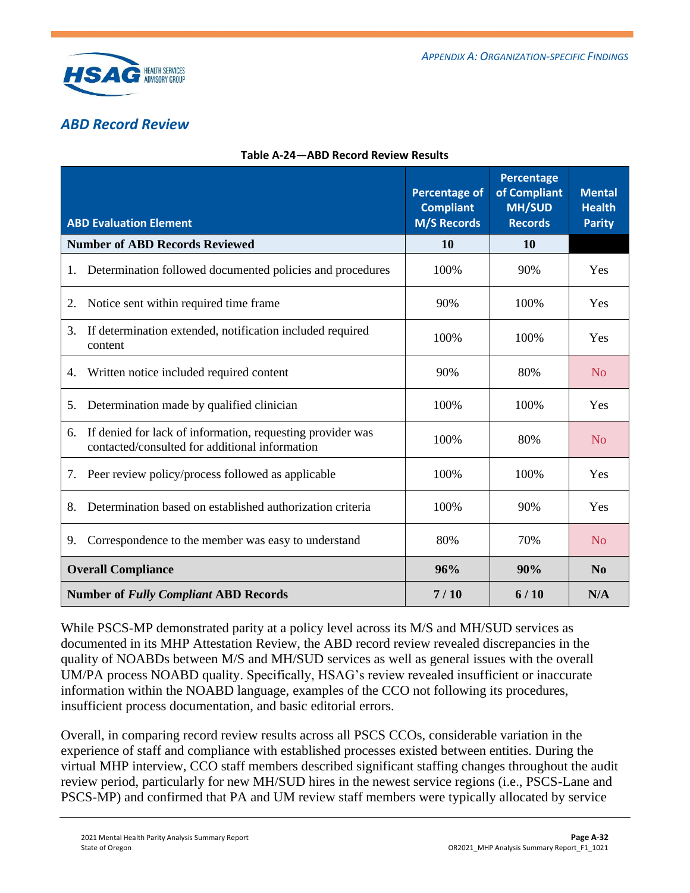## ABD Record Review

**Table A-24—ABD Record Review Results**

| ABD Evaluation Element | Percentage of Compliant M/S Records | Percentage of Compliant MH/SUD Records | Mental Health Parity |
|---|---|---|---|
| **Number of ABD Records Reviewed** | **10** | **10** | |
| 1. Determination followed documented policies and procedures | 100% | 90% | Yes |
| 2. Notice sent within required time frame | 90% | 100% | Yes |
| 3. If determination extended, notification included required content | 100% | 100% | Yes |
| 4. Written notice included required content | 90% | 80% | No |
| 5. Determination made by qualified clinician | 100% | 100% | Yes |
| 6. If denied for lack of information, requesting provider was contacted/consulted for additional information | 100% | 80% | No |
| 7. Peer review policy/process followed as applicable | 100% | 100% | Yes |
| 8. Determination based on established authorization criteria | 100% | 90% | Yes |
| 9. Correspondence to the member was easy to understand | 80% | 70% | No |
| **Overall Compliance** | **96%** | **90%** | **No** |
| **Number of *Fully Compliant* ABD Records** | **7 / 10** | **6 / 10** | **N/A** |

While PSCS-MP demonstrated parity at a policy level across its M/S and MH/SUD services as documented in its MHP Attestation Review, the ABD record review revealed discrepancies in the quality of NOABDs between M/S and MH/SUD services as well as general issues with the overall UM/PA process NOABD quality. Specifically, HSAG's review revealed insufficient or inaccurate information within the NOABD language, examples of the CCO not following its procedures, insufficient process documentation, and basic editorial errors.

Overall, in comparing record review results across all PSCS CCOs, considerable variation in the experience of staff and compliance with established processes existed between entities. During the virtual MHP interview, CCO staff members described significant staffing changes throughout the audit review period, particularly for new MH/SUD hires in the newest service regions (i.e., PSCS-Lane and PSCS-MP) and confirmed that PA and UM review staff members were typically allocated by service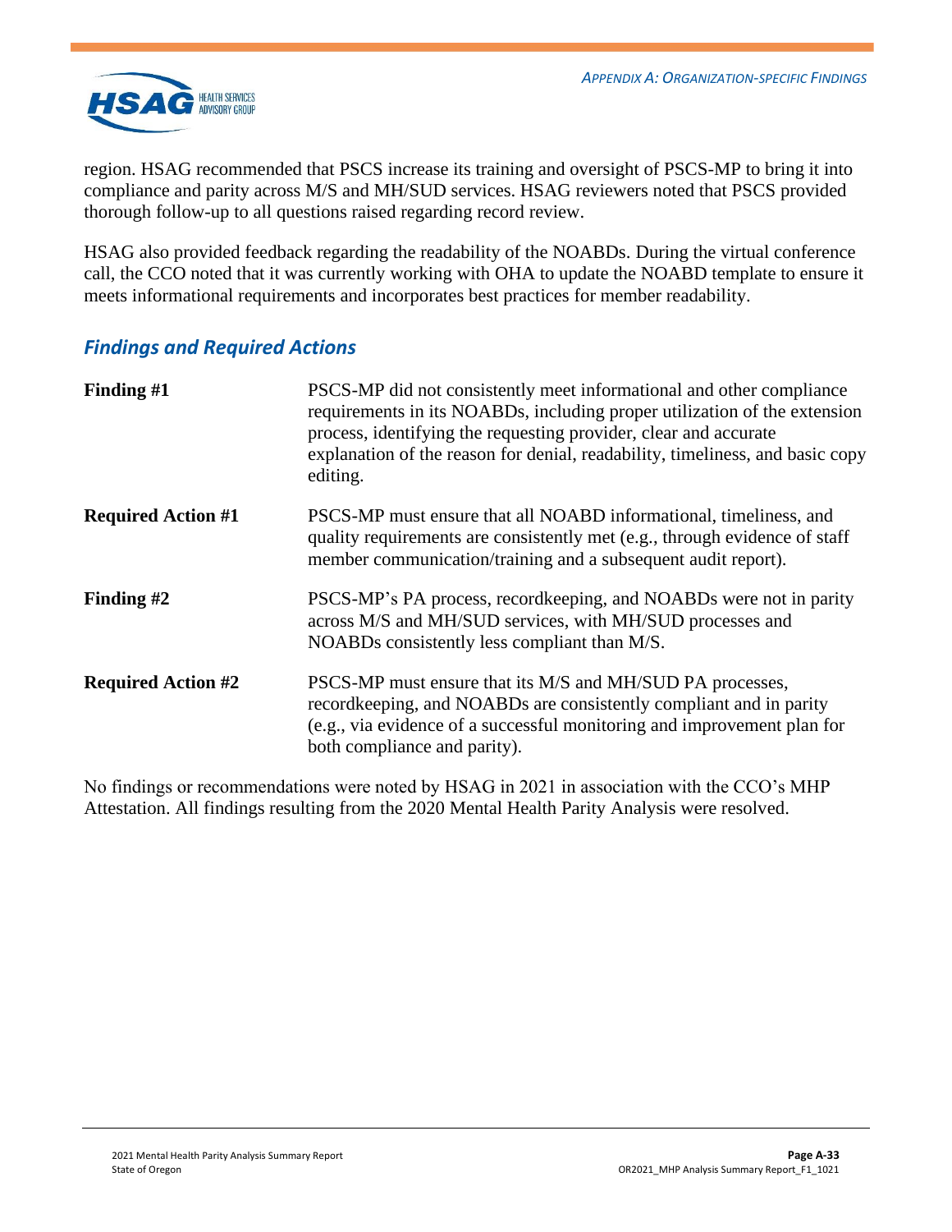region. HSAG recommended that PSCS increase its training and oversight of PSCS-MP to bring it into compliance and parity across M/S and MH/SUD services. HSAG reviewers noted that PSCS provided thorough follow-up to all questions raised regarding record review.

HSAG also provided feedback regarding the readability of the NOABDs. During the virtual conference call, the CCO noted that it was currently working with OHA to update the NOABD template to ensure it meets informational requirements and incorporates best practices for member readability.

### *Findings and Required Actions*

| | |
|---|---|
| **Finding #1** | PSCS-MP did not consistently meet informational and other compliance requirements in its NOABDs, including proper utilization of the extension process, identifying the requesting provider, clear and accurate explanation of the reason for denial, readability, timeliness, and basic copy editing. |
| **Required Action #1** | PSCS-MP must ensure that all NOABD informational, timeliness, and quality requirements are consistently met (e.g., through evidence of staff member communication/training and a subsequent audit report). |
| **Finding #2** | PSCS-MP's PA process, recordkeeping, and NOABDs were not in parity across M/S and MH/SUD services, with MH/SUD processes and NOABDs consistently less compliant than M/S. |
| **Required Action #2** | PSCS-MP must ensure that its M/S and MH/SUD PA processes, recordkeeping, and NOABDs are consistently compliant and in parity (e.g., via evidence of a successful monitoring and improvement plan for both compliance and parity). |

No findings or recommendations were noted by HSAG in 2021 in association with the CCO's MHP Attestation. All findings resulting from the 2020 Mental Health Parity Analysis were resolved.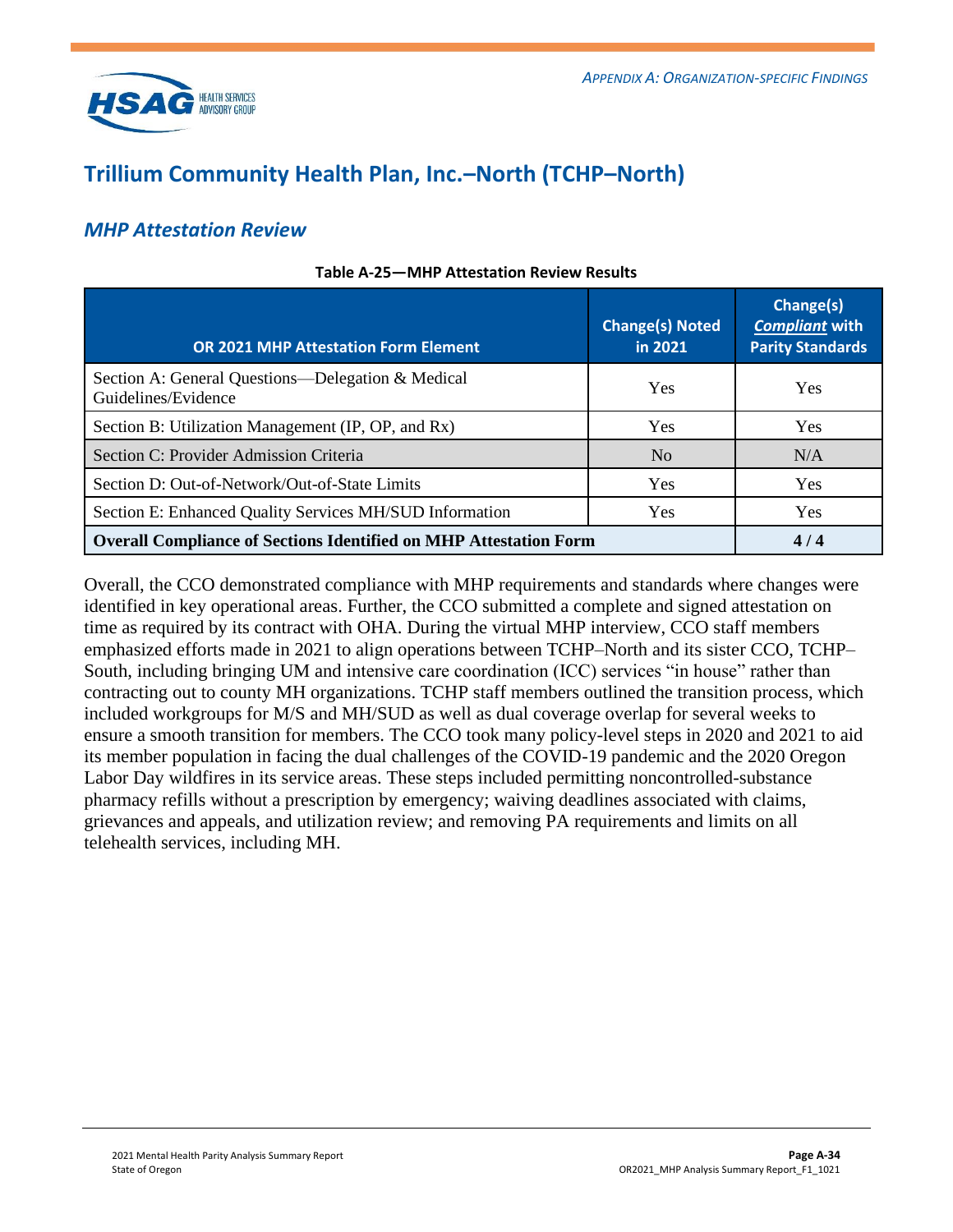# Trillium Community Health Plan, Inc.–North (TCHP–North)

## *MHP Attestation Review*

**Table A-25—MHP Attestation Review Results**

| OR 2021 MHP Attestation Form Element | Change(s) Noted in 2021 | Change(s) ***Compliant*** with Parity Standards |
|---|---|---|
| Section A: General Questions—Delegation & Medical Guidelines/Evidence | Yes | Yes |
| Section B: Utilization Management (IP, OP, and Rx) | Yes | Yes |
| Section C: Provider Admission Criteria | No | N/A |
| Section D: Out-of-Network/Out-of-State Limits | Yes | Yes |
| Section E: Enhanced Quality Services MH/SUD Information | Yes | Yes |
| **Overall Compliance of Sections Identified on MHP Attestation Form** | | **4 / 4** |

Overall, the CCO demonstrated compliance with MHP requirements and standards where changes were identified in key operational areas. Further, the CCO submitted a complete and signed attestation on time as required by its contract with OHA. During the virtual MHP interview, CCO staff members emphasized efforts made in 2021 to align operations between TCHP–North and its sister CCO, TCHP–South, including bringing UM and intensive care coordination (ICC) services "in house" rather than contracting out to county MH organizations. TCHP staff members outlined the transition process, which included workgroups for M/S and MH/SUD as well as dual coverage overlap for several weeks to ensure a smooth transition for members. The CCO took many policy-level steps in 2020 and 2021 to aid its member population in facing the dual challenges of the COVID-19 pandemic and the 2020 Oregon Labor Day wildfires in its service areas. These steps included permitting noncontrolled-substance pharmacy refills without a prescription by emergency; waiving deadlines associated with claims, grievances and appeals, and utilization review; and removing PA requirements and limits on all telehealth services, including MH.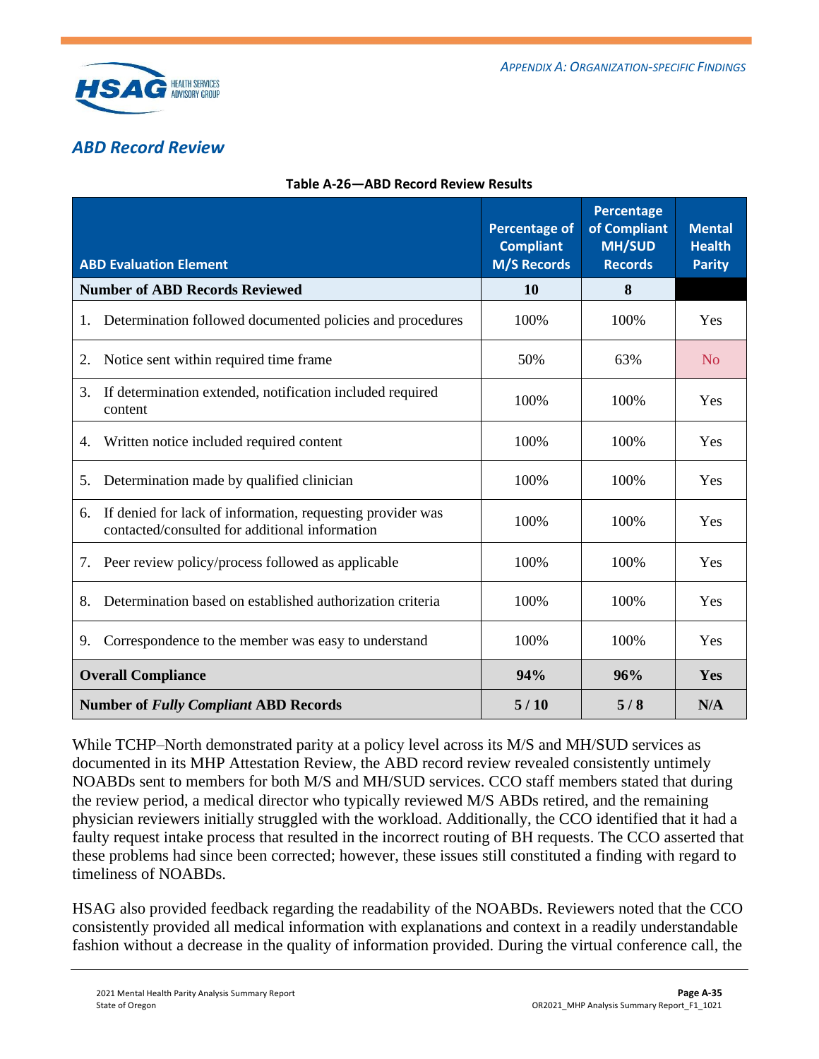## ABD Record Review

**Table A-26—ABD Record Review Results**

| ABD Evaluation Element | Percentage of Compliant M/S Records | Percentage of Compliant MH/SUD Records | Mental Health Parity |
|---|---|---|---|
| **Number of ABD Records Reviewed** | **10** | **8** | |
| 1. Determination followed documented policies and procedures | 100% | 100% | Yes |
| 2. Notice sent within required time frame | 50% | 63% | No |
| 3. If determination extended, notification included required content | 100% | 100% | Yes |
| 4. Written notice included required content | 100% | 100% | Yes |
| 5. Determination made by qualified clinician | 100% | 100% | Yes |
| 6. If denied for lack of information, requesting provider was contacted/consulted for additional information | 100% | 100% | Yes |
| 7. Peer review policy/process followed as applicable | 100% | 100% | Yes |
| 8. Determination based on established authorization criteria | 100% | 100% | Yes |
| 9. Correspondence to the member was easy to understand | 100% | 100% | Yes |
| **Overall Compliance** | **94%** | **96%** | **Yes** |
| **Number of *Fully Compliant* ABD Records** | **5 / 10** | **5 / 8** | **N/A** |

While TCHP–North demonstrated parity at a policy level across its M/S and MH/SUD services as documented in its MHP Attestation Review, the ABD record review revealed consistently untimely NOABDs sent to members for both M/S and MH/SUD services. CCO staff members stated that during the review period, a medical director who typically reviewed M/S ABDs retired, and the remaining physician reviewers initially struggled with the workload. Additionally, the CCO identified that it had a faulty request intake process that resulted in the incorrect routing of BH requests. The CCO asserted that these problems had since been corrected; however, these issues still constituted a finding with regard to timeliness of NOABDs.

HSAG also provided feedback regarding the readability of the NOABDs. Reviewers noted that the CCO consistently provided all medical information with explanations and context in a readily understandable fashion without a decrease in the quality of information provided. During the virtual conference call, the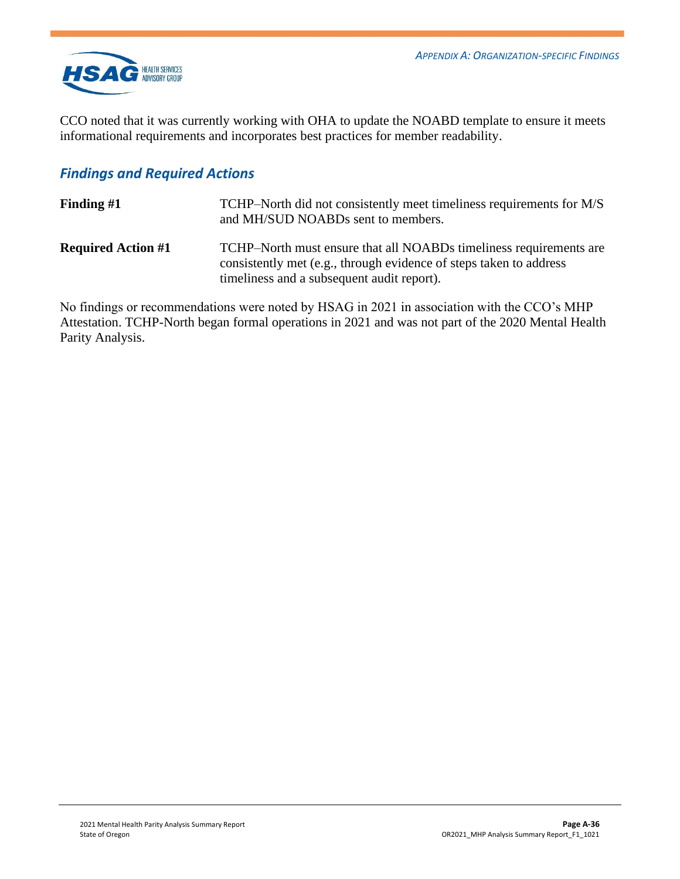CCO noted that it was currently working with OHA to update the NOABD template to ensure it meets informational requirements and incorporates best practices for member readability.

### *Findings and Required Actions*

**Finding #1** TCHP–North did not consistently meet timeliness requirements for M/S and MH/SUD NOABDs sent to members.

**Required Action #1** TCHP–North must ensure that all NOABDs timeliness requirements are consistently met (e.g., through evidence of steps taken to address timeliness and a subsequent audit report).

No findings or recommendations were noted by HSAG in 2021 in association with the CCO's MHP Attestation. TCHP-North began formal operations in 2021 and was not part of the 2020 Mental Health Parity Analysis.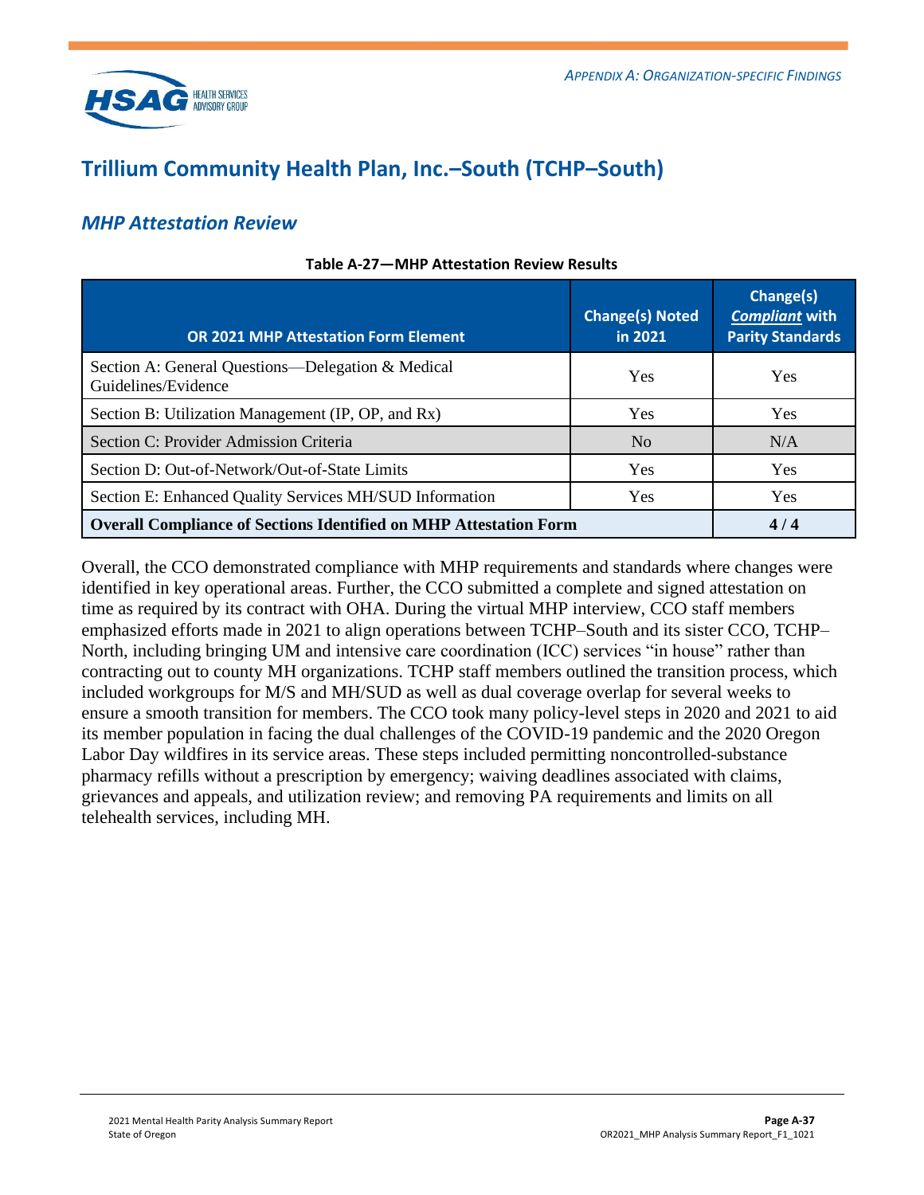## Trillium Community Health Plan, Inc.–South (TCHP–South)

### *MHP Attestation Review*

**Table A-27—MHP Attestation Review Results**

| OR 2021 MHP Attestation Form Element | Change(s) Noted in 2021 | Change(s) ***Compliant*** with Parity Standards |
|---|---|---|
| Section A: General Questions—Delegation & Medical Guidelines/Evidence | Yes | Yes |
| Section B: Utilization Management (IP, OP, and Rx) | Yes | Yes |
| Section C: Provider Admission Criteria | No | N/A |
| Section D: Out-of-Network/Out-of-State Limits | Yes | Yes |
| Section E: Enhanced Quality Services MH/SUD Information | Yes | Yes |
| **Overall Compliance of Sections Identified on MHP Attestation Form** | | **4 / 4** |

Overall, the CCO demonstrated compliance with MHP requirements and standards where changes were identified in key operational areas. Further, the CCO submitted a complete and signed attestation on time as required by its contract with OHA. During the virtual MHP interview, CCO staff members emphasized efforts made in 2021 to align operations between TCHP–South and its sister CCO, TCHP–North, including bringing UM and intensive care coordination (ICC) services "in house" rather than contracting out to county MH organizations. TCHP staff members outlined the transition process, which included workgroups for M/S and MH/SUD as well as dual coverage overlap for several weeks to ensure a smooth transition for members. The CCO took many policy-level steps in 2020 and 2021 to aid its member population in facing the dual challenges of the COVID-19 pandemic and the 2020 Oregon Labor Day wildfires in its service areas. These steps included permitting noncontrolled-substance pharmacy refills without a prescription by emergency; waiving deadlines associated with claims, grievances and appeals, and utilization review; and removing PA requirements and limits on all telehealth services, including MH.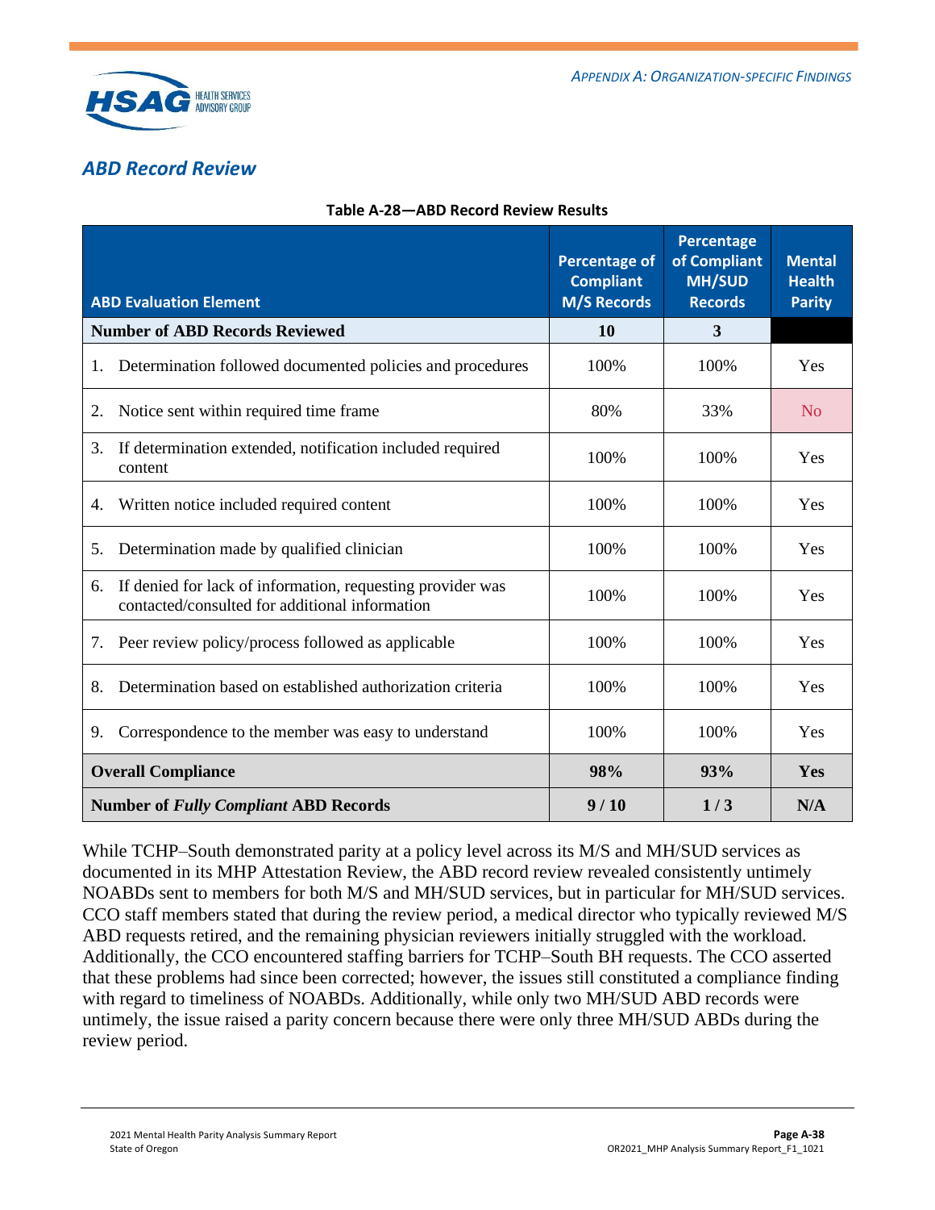## ABD Record Review

**Table A-28—ABD Record Review Results**

| ABD Evaluation Element | Percentage of Compliant M/S Records | Percentage of Compliant MH/SUD Records | Mental Health Parity |
|---|---|---|---|
| **Number of ABD Records Reviewed** | **10** | **3** | |
| 1. Determination followed documented policies and procedures | 100% | 100% | Yes |
| 2. Notice sent within required time frame | 80% | 33% | No |
| 3. If determination extended, notification included required content | 100% | 100% | Yes |
| 4. Written notice included required content | 100% | 100% | Yes |
| 5. Determination made by qualified clinician | 100% | 100% | Yes |
| 6. If denied for lack of information, requesting provider was contacted/consulted for additional information | 100% | 100% | Yes |
| 7. Peer review policy/process followed as applicable | 100% | 100% | Yes |
| 8. Determination based on established authorization criteria | 100% | 100% | Yes |
| 9. Correspondence to the member was easy to understand | 100% | 100% | Yes |
| **Overall Compliance** | **98%** | **93%** | **Yes** |
| **Number of *Fully Compliant* ABD Records** | **9 / 10** | **1 / 3** | **N/A** |

While TCHP–South demonstrated parity at a policy level across its M/S and MH/SUD services as documented in its MHP Attestation Review, the ABD record review revealed consistently untimely NOABDs sent to members for both M/S and MH/SUD services, but in particular for MH/SUD services. CCO staff members stated that during the review period, a medical director who typically reviewed M/S ABD requests retired, and the remaining physician reviewers initially struggled with the workload. Additionally, the CCO encountered staffing barriers for TCHP–South BH requests. The CCO asserted that these problems had since been corrected; however, the issues still constituted a compliance finding with regard to timeliness of NOABDs. Additionally, while only two MH/SUD ABD records were untimely, the issue raised a parity concern because there were only three MH/SUD ABDs during the review period.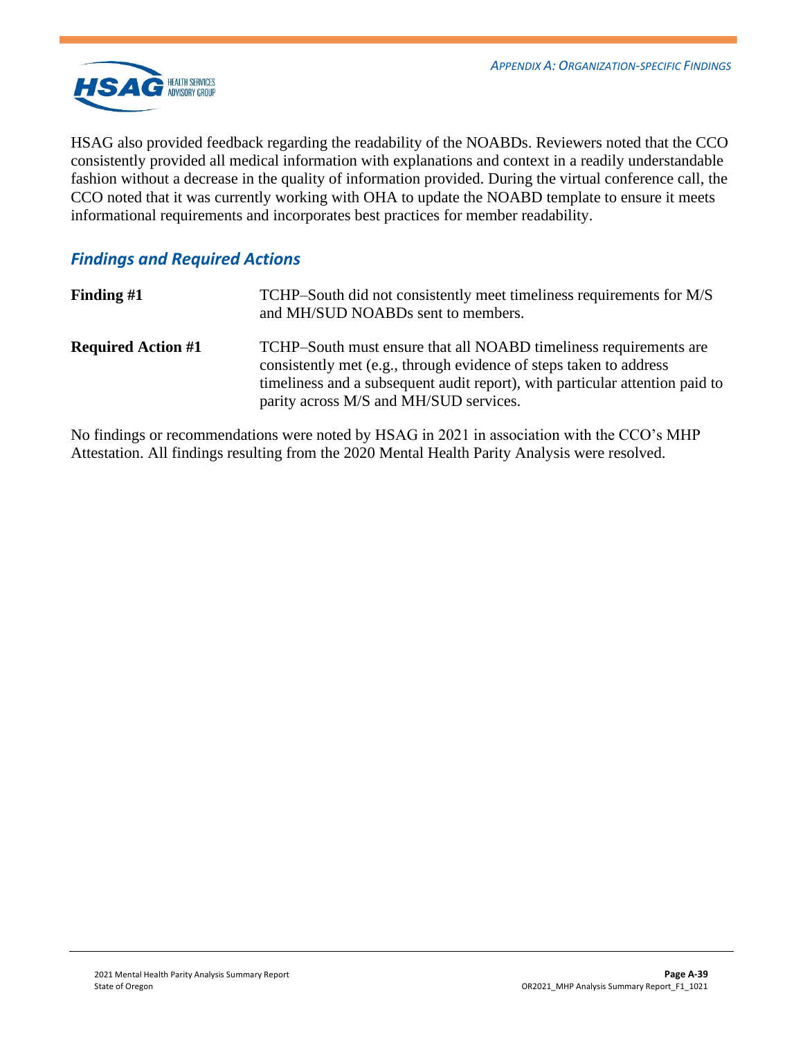HSAG also provided feedback regarding the readability of the NOABDs. Reviewers noted that the CCO consistently provided all medical information with explanations and context in a readily understandable fashion without a decrease in the quality of information provided. During the virtual conference call, the CCO noted that it was currently working with OHA to update the NOABD template to ensure it meets informational requirements and incorporates best practices for member readability.

### *Findings and Required Actions*

**Finding #1** TCHP–South did not consistently meet timeliness requirements for M/S and MH/SUD NOABDs sent to members.

**Required Action #1** TCHP–South must ensure that all NOABD timeliness requirements are consistently met (e.g., through evidence of steps taken to address timeliness and a subsequent audit report), with particular attention paid to parity across M/S and MH/SUD services.

No findings or recommendations were noted by HSAG in 2021 in association with the CCO's MHP Attestation. All findings resulting from the 2020 Mental Health Parity Analysis were resolved.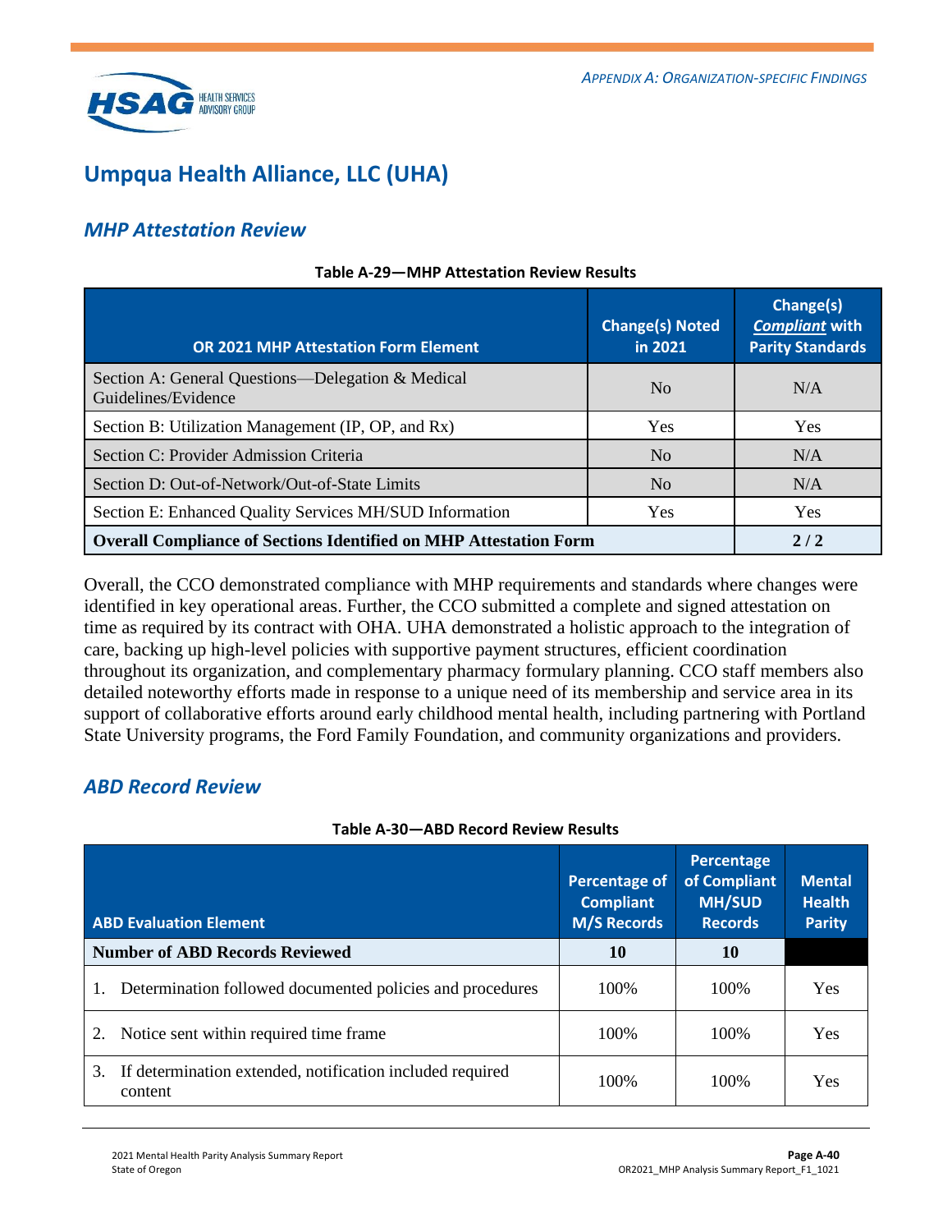# Umpqua Health Alliance, LLC (UHA)

## *MHP Attestation Review*

**Table A-29—MHP Attestation Review Results**

| OR 2021 MHP Attestation Form Element | Change(s) Noted in 2021 | Change(s) *Compliant* with Parity Standards |
|---|---|---|
| Section A: General Questions—Delegation & Medical Guidelines/Evidence | No | N/A |
| Section B: Utilization Management (IP, OP, and Rx) | Yes | Yes |
| Section C: Provider Admission Criteria | No | N/A |
| Section D: Out-of-Network/Out-of-State Limits | No | N/A |
| Section E: Enhanced Quality Services MH/SUD Information | Yes | Yes |
| **Overall Compliance of Sections Identified on MHP Attestation Form** | | **2 / 2** |

Overall, the CCO demonstrated compliance with MHP requirements and standards where changes were identified in key operational areas. Further, the CCO submitted a complete and signed attestation on time as required by its contract with OHA. UHA demonstrated a holistic approach to the integration of care, backing up high-level policies with supportive payment structures, efficient coordination throughout its organization, and complementary pharmacy formulary planning. CCO staff members also detailed noteworthy efforts made in response to a unique need of its membership and service area in its support of collaborative efforts around early childhood mental health, including partnering with Portland State University programs, the Ford Family Foundation, and community organizations and providers.

## *ABD Record Review*

**Table A-30—ABD Record Review Results**

| ABD Evaluation Element | Percentage of Compliant M/S Records | Percentage of Compliant MH/SUD Records | Mental Health Parity |
|---|---|---|---|
| **Number of ABD Records Reviewed** | **10** | **10** | |
| 1. Determination followed documented policies and procedures | 100% | 100% | Yes |
| 2. Notice sent within required time frame | 100% | 100% | Yes |
| 3. If determination extended, notification included required content | 100% | 100% | Yes |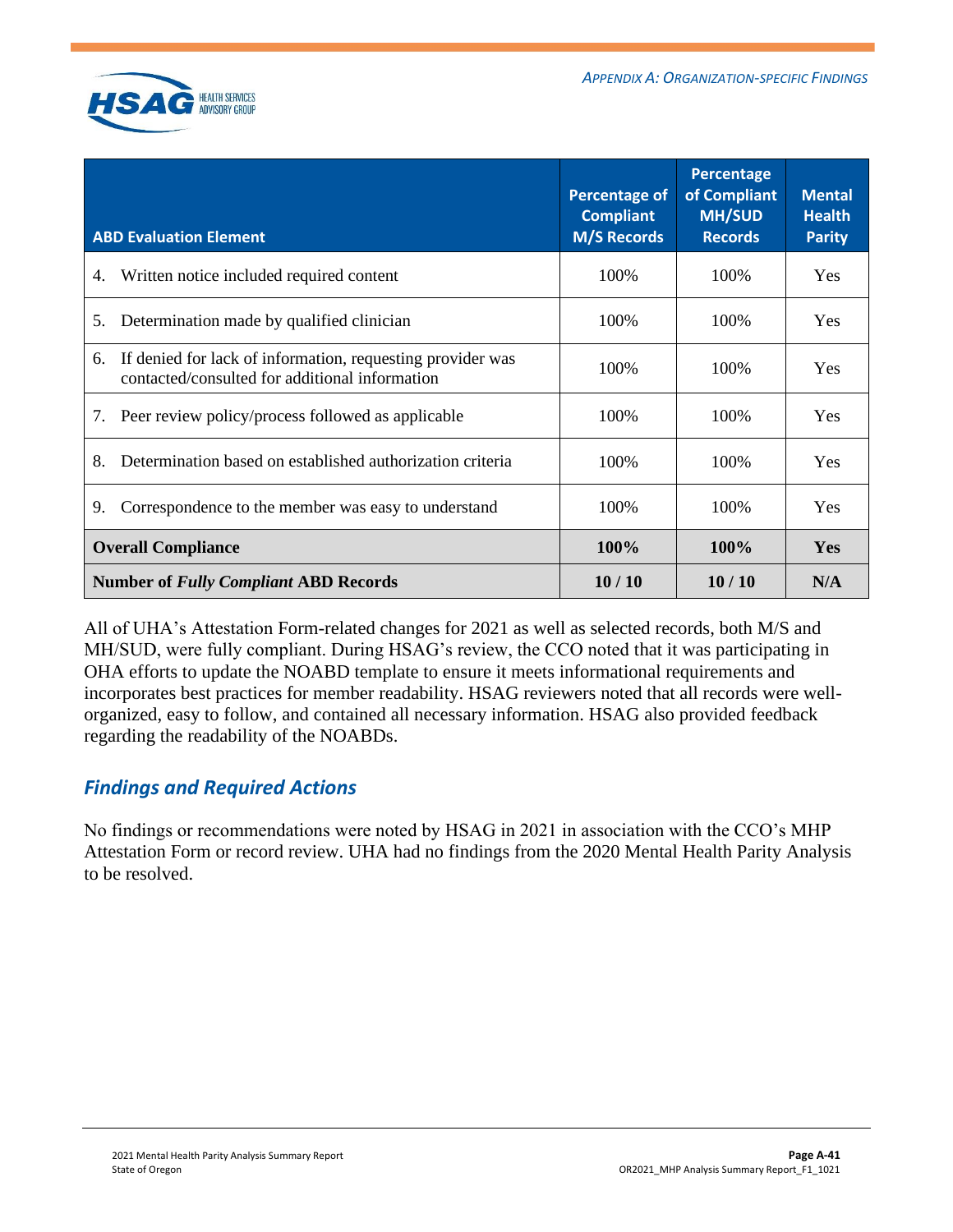| ABD Evaluation Element | Percentage of Compliant M/S Records | Percentage of Compliant MH/SUD Records | Mental Health Parity |
|---|---|---|---|
| 4. Written notice included required content | 100% | 100% | Yes |
| 5. Determination made by qualified clinician | 100% | 100% | Yes |
| 6. If denied for lack of information, requesting provider was contacted/consulted for additional information | 100% | 100% | Yes |
| 7. Peer review policy/process followed as applicable | 100% | 100% | Yes |
| 8. Determination based on established authorization criteria | 100% | 100% | Yes |
| 9. Correspondence to the member was easy to understand | 100% | 100% | Yes |
| **Overall Compliance** | **100%** | **100%** | **Yes** |
| **Number of *Fully Compliant* ABD Records** | **10 / 10** | **10 / 10** | **N/A** |

All of UHA's Attestation Form-related changes for 2021 as well as selected records, both M/S and MH/SUD, were fully compliant. During HSAG's review, the CCO noted that it was participating in OHA efforts to update the NOABD template to ensure it meets informational requirements and incorporates best practices for member readability. HSAG reviewers noted that all records were well-organized, easy to follow, and contained all necessary information. HSAG also provided feedback regarding the readability of the NOABDs.

## *Findings and Required Actions*

No findings or recommendations were noted by HSAG in 2021 in association with the CCO's MHP Attestation Form or record review. UHA had no findings from the 2020 Mental Health Parity Analysis to be resolved.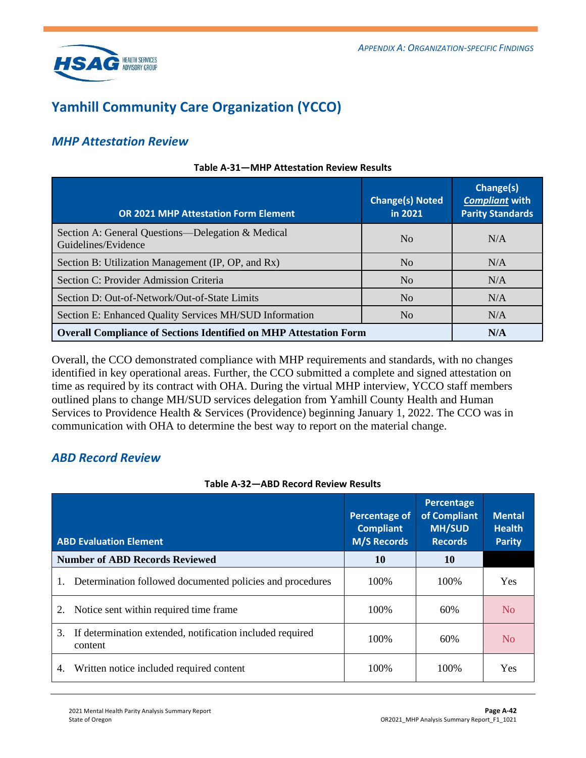# Yamhill Community Care Organization (YCCO)

## *MHP Attestation Review*

**Table A-31—MHP Attestation Review Results**

| OR 2021 MHP Attestation Form Element | Change(s) Noted in 2021 | Change(s) *Compliant* with Parity Standards |
|---|---|---|
| Section A: General Questions—Delegation & Medical Guidelines/Evidence | No | N/A |
| Section B: Utilization Management (IP, OP, and Rx) | No | N/A |
| Section C: Provider Admission Criteria | No | N/A |
| Section D: Out-of-Network/Out-of-State Limits | No | N/A |
| Section E: Enhanced Quality Services MH/SUD Information | No | N/A |
| **Overall Compliance of Sections Identified on MHP Attestation Form** | | **N/A** |

Overall, the CCO demonstrated compliance with MHP requirements and standards, with no changes identified in key operational areas. Further, the CCO submitted a complete and signed attestation on time as required by its contract with OHA. During the virtual MHP interview, YCCO staff members outlined plans to change MH/SUD services delegation from Yamhill County Health and Human Services to Providence Health & Services (Providence) beginning January 1, 2022. The CCO was in communication with OHA to determine the best way to report on the material change.

## *ABD Record Review*

**Table A-32—ABD Record Review Results**

| ABD Evaluation Element | Percentage of Compliant M/S Records | Percentage of Compliant MH/SUD Records | Mental Health Parity |
|---|---|---|---|
| **Number of ABD Records Reviewed** | **10** | **10** | |
| 1. Determination followed documented policies and procedures | 100% | 100% | Yes |
| 2. Notice sent within required time frame | 100% | 60% | No |
| 3. If determination extended, notification included required content | 100% | 60% | No |
| 4. Written notice included required content | 100% | 100% | Yes |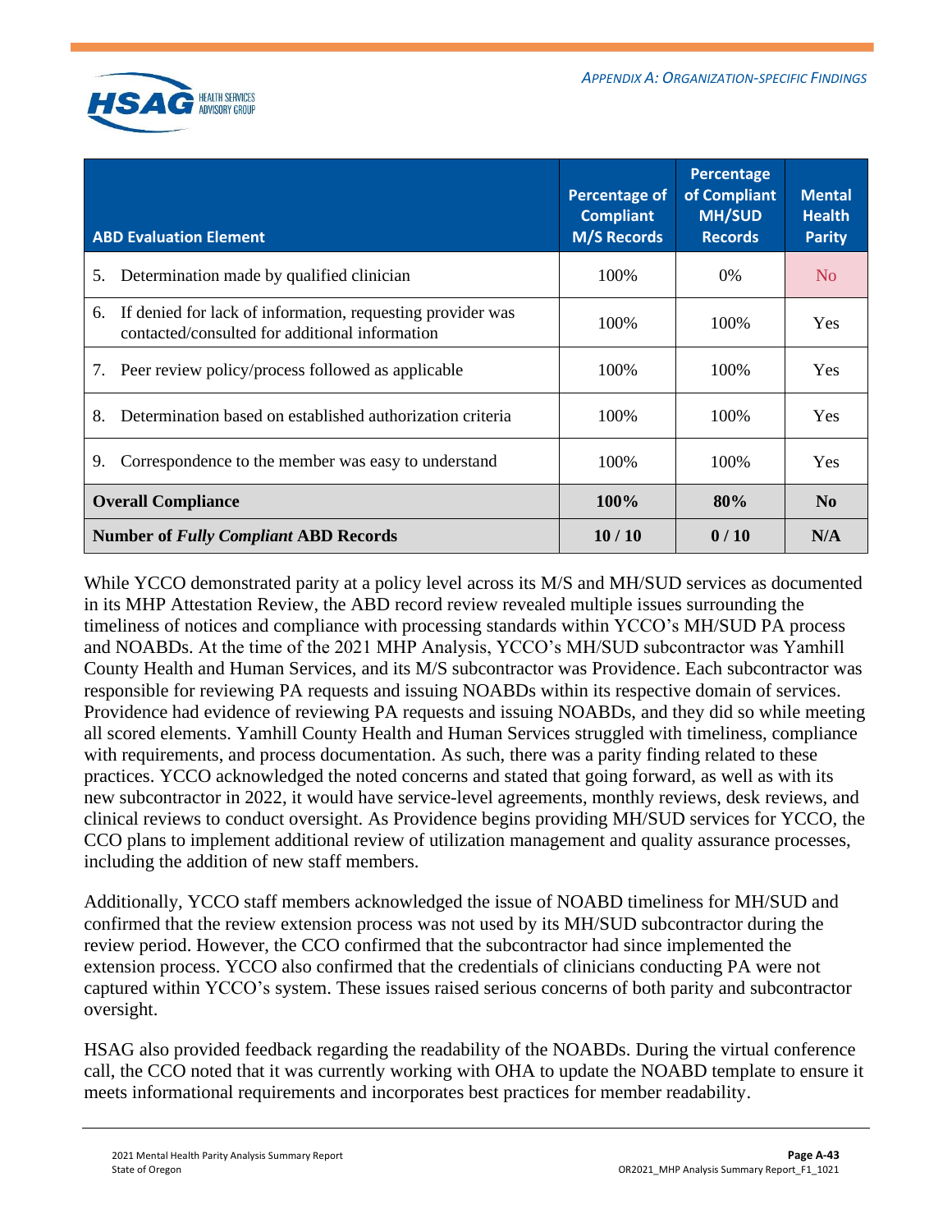| ABD Evaluation Element | Percentage of Compliant M/S Records | Percentage of Compliant MH/SUD Records | Mental Health Parity |
|---|---|---|---|
| 5. Determination made by qualified clinician | 100% | 0% | No |
| 6. If denied for lack of information, requesting provider was contacted/consulted for additional information | 100% | 100% | Yes |
| 7. Peer review policy/process followed as applicable | 100% | 100% | Yes |
| 8. Determination based on established authorization criteria | 100% | 100% | Yes |
| 9. Correspondence to the member was easy to understand | 100% | 100% | Yes |
| **Overall Compliance** | **100%** | **80%** | **No** |
| **Number of *Fully Compliant* ABD Records** | **10 / 10** | **0 / 10** | **N/A** |

While YCCO demonstrated parity at a policy level across its M/S and MH/SUD services as documented in its MHP Attestation Review, the ABD record review revealed multiple issues surrounding the timeliness of notices and compliance with processing standards within YCCO's MH/SUD PA process and NOABDs. At the time of the 2021 MHP Analysis, YCCO's MH/SUD subcontractor was Yamhill County Health and Human Services, and its M/S subcontractor was Providence. Each subcontractor was responsible for reviewing PA requests and issuing NOABDs within its respective domain of services. Providence had evidence of reviewing PA requests and issuing NOABDs, and they did so while meeting all scored elements. Yamhill County Health and Human Services struggled with timeliness, compliance with requirements, and process documentation. As such, there was a parity finding related to these practices. YCCO acknowledged the noted concerns and stated that going forward, as well as with its new subcontractor in 2022, it would have service-level agreements, monthly reviews, desk reviews, and clinical reviews to conduct oversight. As Providence begins providing MH/SUD services for YCCO, the CCO plans to implement additional review of utilization management and quality assurance processes, including the addition of new staff members.

Additionally, YCCO staff members acknowledged the issue of NOABD timeliness for MH/SUD and confirmed that the review extension process was not used by its MH/SUD subcontractor during the review period. However, the CCO confirmed that the subcontractor had since implemented the extension process. YCCO also confirmed that the credentials of clinicians conducting PA were not captured within YCCO's system. These issues raised serious concerns of both parity and subcontractor oversight.

HSAG also provided feedback regarding the readability of the NOABDs. During the virtual conference call, the CCO noted that it was currently working with OHA to update the NOABD template to ensure it meets informational requirements and incorporates best practices for member readability.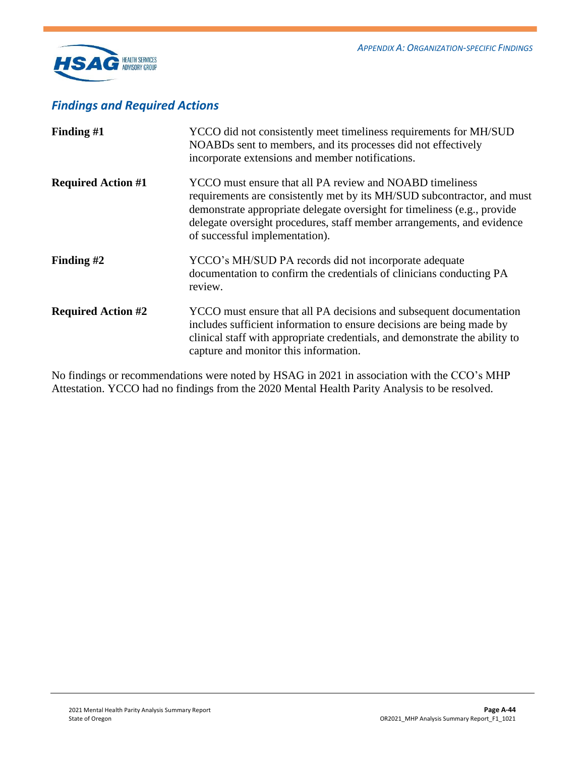### *Findings and Required Actions*

| | |
|---|---|
| **Finding #1** | YCCO did not consistently meet timeliness requirements for MH/SUD NOABDs sent to members, and its processes did not effectively incorporate extensions and member notifications. |
| **Required Action #1** | YCCO must ensure that all PA review and NOABD timeliness requirements are consistently met by its MH/SUD subcontractor, and must demonstrate appropriate delegate oversight for timeliness (e.g., provide delegate oversight procedures, staff member arrangements, and evidence of successful implementation). |
| **Finding #2** | YCCO's MH/SUD PA records did not incorporate adequate documentation to confirm the credentials of clinicians conducting PA review. |
| **Required Action #2** | YCCO must ensure that all PA decisions and subsequent documentation includes sufficient information to ensure decisions are being made by clinical staff with appropriate credentials, and demonstrate the ability to capture and monitor this information. |

No findings or recommendations were noted by HSAG in 2021 in association with the CCO's MHP Attestation. YCCO had no findings from the 2020 Mental Health Parity Analysis to be resolved.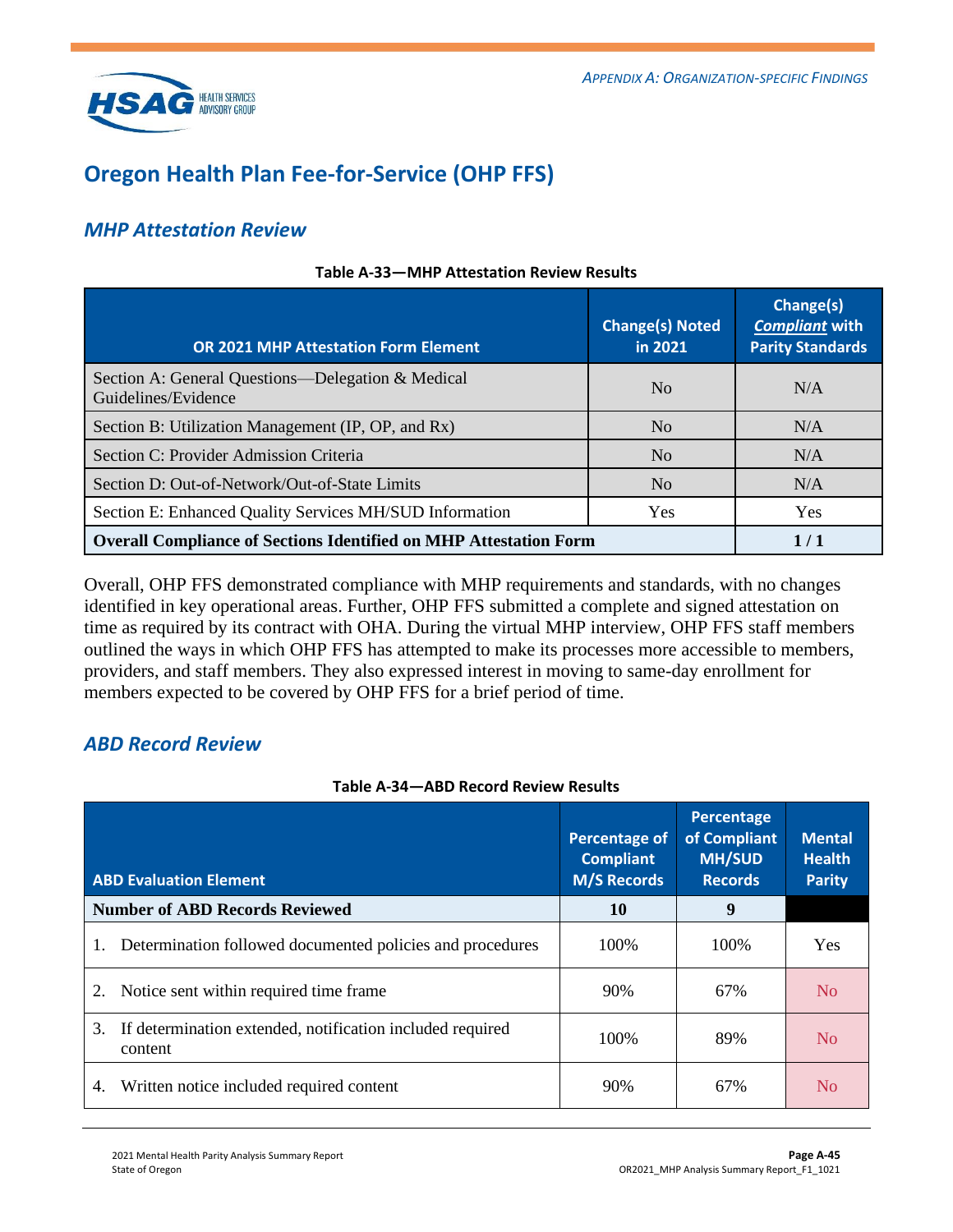## Oregon Health Plan Fee-for-Service (OHP FFS)

### *MHP Attestation Review*

**Table A-33—MHP Attestation Review Results**

| OR 2021 MHP Attestation Form Element | Change(s) Noted in 2021 | Change(s) ***Compliant*** with Parity Standards |
|---|---|---|
| Section A: General Questions—Delegation & Medical Guidelines/Evidence | No | N/A |
| Section B: Utilization Management (IP, OP, and Rx) | No | N/A |
| Section C: Provider Admission Criteria | No | N/A |
| Section D: Out-of-Network/Out-of-State Limits | No | N/A |
| Section E: Enhanced Quality Services MH/SUD Information | Yes | Yes |
| **Overall Compliance of Sections Identified on MHP Attestation Form** | | **1 / 1** |

Overall, OHP FFS demonstrated compliance with MHP requirements and standards, with no changes identified in key operational areas. Further, OHP FFS submitted a complete and signed attestation on time as required by its contract with OHA. During the virtual MHP interview, OHP FFS staff members outlined the ways in which OHP FFS has attempted to make its processes more accessible to members, providers, and staff members. They also expressed interest in moving to same-day enrollment for members expected to be covered by OHP FFS for a brief period of time.

### *ABD Record Review*

**Table A-34—ABD Record Review Results**

| ABD Evaluation Element | Percentage of Compliant M/S Records | Percentage of Compliant MH/SUD Records | Mental Health Parity |
|---|---|---|---|
| **Number of ABD Records Reviewed** | **10** | **9** | |
| 1. Determination followed documented policies and procedures | 100% | 100% | Yes |
| 2. Notice sent within required time frame | 90% | 67% | No |
| 3. If determination extended, notification included required content | 100% | 89% | No |
| 4. Written notice included required content | 90% | 67% | No |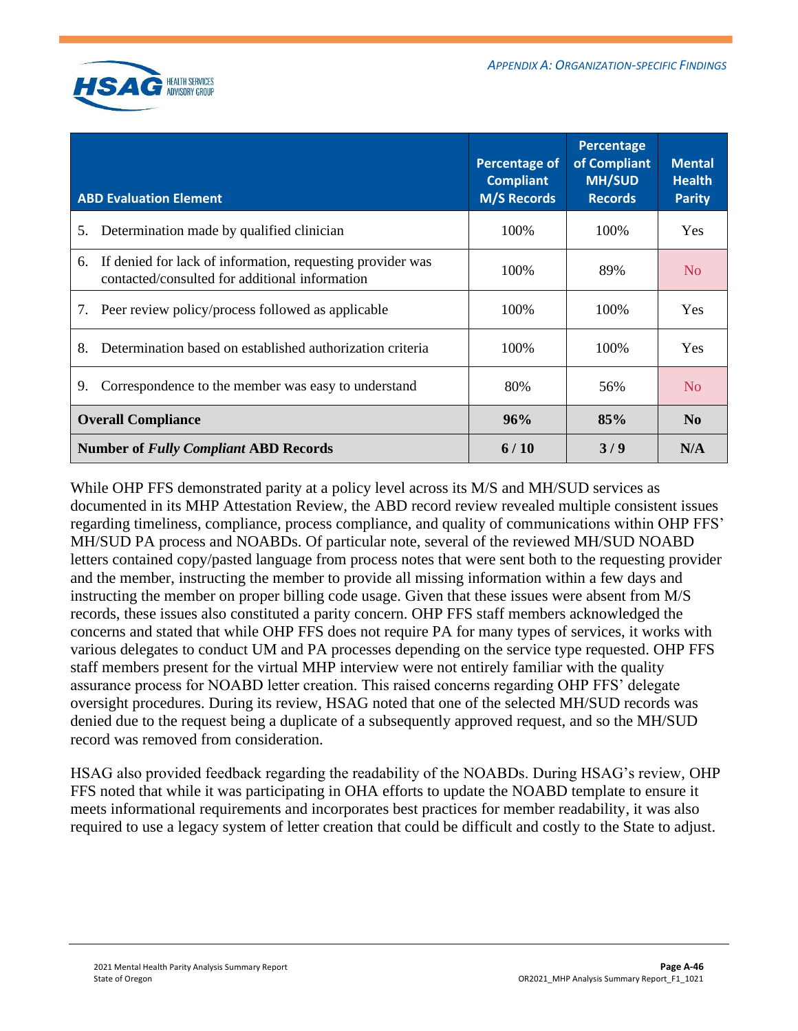| ABD Evaluation Element | Percentage of Compliant M/S Records | Percentage of Compliant MH/SUD Records | Mental Health Parity |
|---|---|---|---|
| 5. Determination made by qualified clinician | 100% | 100% | Yes |
| 6. If denied for lack of information, requesting provider was contacted/consulted for additional information | 100% | 89% | No |
| 7. Peer review policy/process followed as applicable | 100% | 100% | Yes |
| 8. Determination based on established authorization criteria | 100% | 100% | Yes |
| 9. Correspondence to the member was easy to understand | 80% | 56% | No |
| **Overall Compliance** | **96%** | **85%** | **No** |
| **Number of *Fully Compliant* ABD Records** | **6 / 10** | **3 / 9** | **N/A** |

While OHP FFS demonstrated parity at a policy level across its M/S and MH/SUD services as documented in its MHP Attestation Review, the ABD record review revealed multiple consistent issues regarding timeliness, compliance, process compliance, and quality of communications within OHP FFS' MH/SUD PA process and NOABDs. Of particular note, several of the reviewed MH/SUD NOABD letters contained copy/pasted language from process notes that were sent both to the requesting provider and the member, instructing the member to provide all missing information within a few days and instructing the member on proper billing code usage. Given that these issues were absent from M/S records, these issues also constituted a parity concern. OHP FFS staff members acknowledged the concerns and stated that while OHP FFS does not require PA for many types of services, it works with various delegates to conduct UM and PA processes depending on the service type requested. OHP FFS staff members present for the virtual MHP interview were not entirely familiar with the quality assurance process for NOABD letter creation. This raised concerns regarding OHP FFS' delegate oversight procedures. During its review, HSAG noted that one of the selected MH/SUD records was denied due to the request being a duplicate of a subsequently approved request, and so the MH/SUD record was removed from consideration.

HSAG also provided feedback regarding the readability of the NOABDs. During HSAG's review, OHP FFS noted that while it was participating in OHA efforts to update the NOABD template to ensure it meets informational requirements and incorporates best practices for member readability, it was also required to use a legacy system of letter creation that could be difficult and costly to the State to adjust.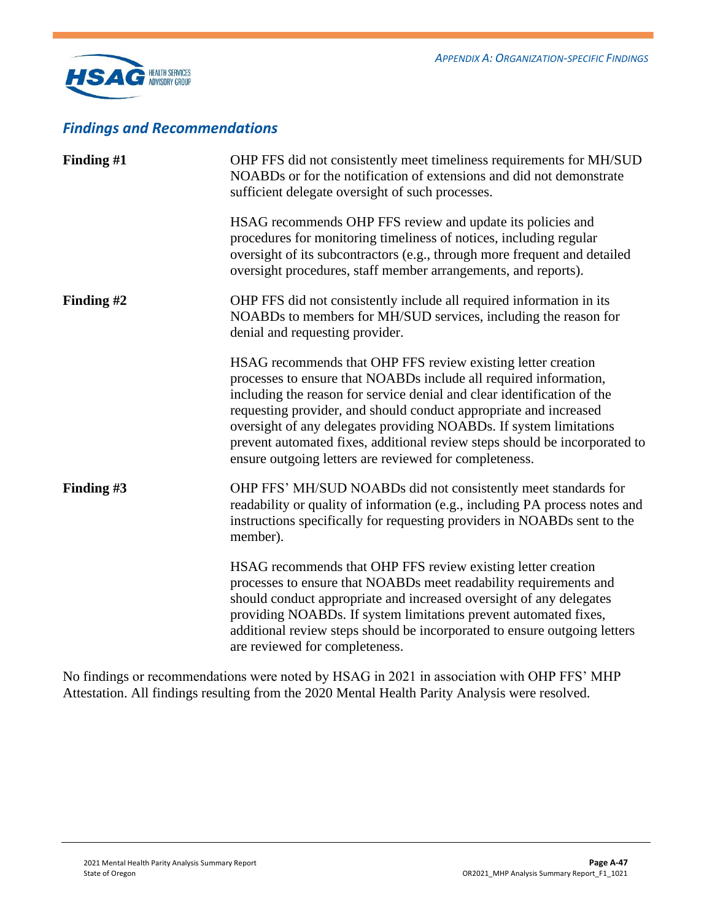## *Findings and Recommendations*

| | |
|---|---|
| **Finding #1** | OHP FFS did not consistently meet timeliness requirements for MH/SUD NOABDs or for the notification of extensions and did not demonstrate sufficient delegate oversight of such processes.<br><br>HSAG recommends OHP FFS review and update its policies and procedures for monitoring timeliness of notices, including regular oversight of its subcontractors (e.g., through more frequent and detailed oversight procedures, staff member arrangements, and reports). |
| **Finding #2** | OHP FFS did not consistently include all required information in its NOABDs to members for MH/SUD services, including the reason for denial and requesting provider.<br><br>HSAG recommends that OHP FFS review existing letter creation processes to ensure that NOABDs include all required information, including the reason for service denial and clear identification of the requesting provider, and should conduct appropriate and increased oversight of any delegates providing NOABDs. If system limitations prevent automated fixes, additional review steps should be incorporated to ensure outgoing letters are reviewed for completeness. |
| **Finding #3** | OHP FFS' MH/SUD NOABDs did not consistently meet standards for readability or quality of information (e.g., including PA process notes and instructions specifically for requesting providers in NOABDs sent to the member).<br><br>HSAG recommends that OHP FFS review existing letter creation processes to ensure that NOABDs meet readability requirements and should conduct appropriate and increased oversight of any delegates providing NOABDs. If system limitations prevent automated fixes, additional review steps should be incorporated to ensure outgoing letters are reviewed for completeness. |

No findings or recommendations were noted by HSAG in 2021 in association with OHP FFS' MHP Attestation. All findings resulting from the 2020 Mental Health Parity Analysis were resolved.